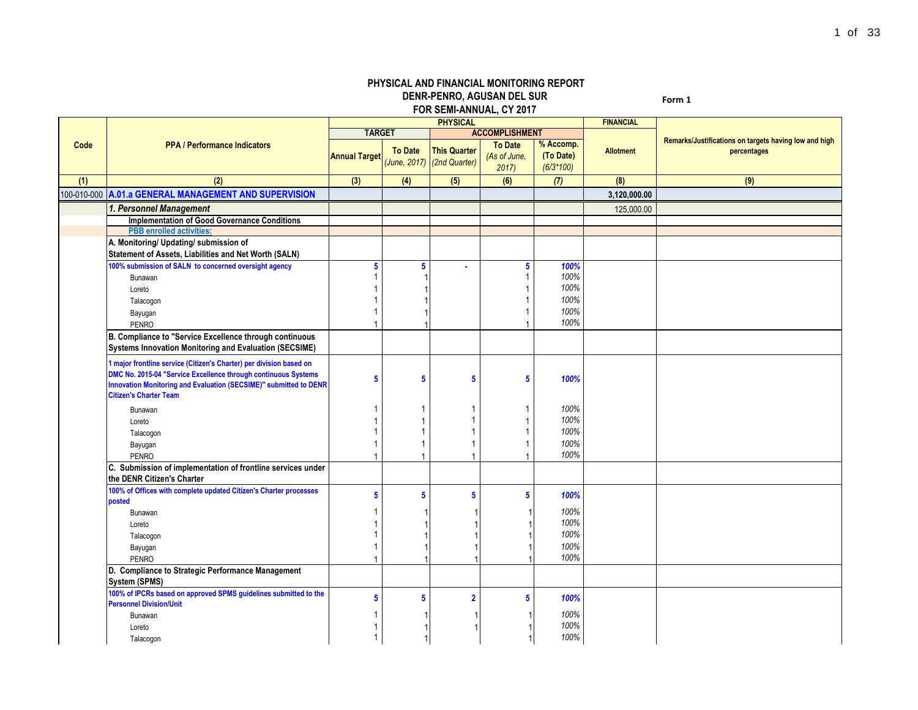**PHYSICAL AND FINANCIAL MONITORING REPORT**
**DENR-PENRO, AGUSAN DEL SUR**
**FOR SEMI-ANNUAL, CY 2017**

Form 1

| Code | PPA / Performance Indicators | PHYSICAL | | | | | FINANCIAL | Remarks/Justifications on targets having low and high percentages |
|---|---|---|---|---|---|---|---|---|
| | | TARGET | | ACCOMPLISHMENT | | | | |
| | | Annual Target | To Date (June, 2017) | This Quarter (2nd Quarter) | To Date (As of June, 2017) | % Accomp. (To Date) (6/3*100) | Allotment | |
| (1) | (2) | (3) | (4) | (5) | (6) | (7) | (8) | (9) |
| 100-010-000 | **A.01.a GENERAL MANAGEMENT AND SUPERVISION** | | | | | | **3,120,000.00** | |
| | ***1. Personnel Management*** | | | | | | 125,000.00 | |
| | **Implementation of Good Governance Conditions** | | | | | | | |
| | **PBB enrolled activities:** | | | | | | | |
| | **A. Monitoring/ Updating/ submission of Statement of Assets, Liabilities and Net Worth (SALN)** | | | | | | | |
| | **100% submission of SALN to concerned oversight agency** | **5** | **5** | **-** | **5** | ***100%*** | | |
| | Bunawan | 1 | 1 | | 1 | *100%* | | |
| | Loreto | 1 | 1 | | 1 | *100%* | | |
| | Talacogon | 1 | 1 | | 1 | *100%* | | |
| | Bayugan | 1 | 1 | | 1 | *100%* | | |
| | PENRO | 1 | 1 | | 1 | *100%* | | |
| | **B. Compliance to "Service Excellence through continuous Systems Innovation Monitoring and Evaluation (SECSIME)** | | | | | | | |
| | **1 major frontline service (Citizen's Charter) per division based on DMC No. 2015-04 "Service Excellence through continuous Systems Innovation Monitoring and Evaluation (SECSIME)" submitted to DENR Citizen's Charter Team** | **5** | **5** | **5** | **5** | ***100%*** | | |
| | Bunawan | 1 | 1 | 1 | 1 | *100%* | | |
| | Loreto | 1 | 1 | 1 | 1 | *100%* | | |
| | Talacogon | 1 | 1 | 1 | 1 | *100%* | | |
| | Bayugan | 1 | 1 | 1 | 1 | *100%* | | |
| | PENRO | 1 | 1 | 1 | 1 | *100%* | | |
| | **C. Submission of implementation of frontline services under the DENR Citizen's Charter** | | | | | | | |
| | **100% of Offices with complete updated Citizen's Charter processes posted** | **5** | **5** | **5** | **5** | ***100%*** | | |
| | Bunawan | 1 | 1 | 1 | 1 | *100%* | | |
| | Loreto | 1 | 1 | 1 | 1 | *100%* | | |
| | Talacogon | 1 | 1 | 1 | 1 | *100%* | | |
| | Bayugan | 1 | 1 | 1 | 1 | *100%* | | |
| | PENRO | 1 | 1 | 1 | 1 | *100%* | | |
| | **D. Compliance to Strategic Performance Management System (SPMS)** | | | | | | | |
| | **100% of IPCRs based on approved SPMS guidelines submitted to the Personnel Division/Unit** | **5** | **5** | **2** | **5** | ***100%*** | | |
| | Bunawan | 1 | 1 | 1 | 1 | *100%* | | |
| | Loreto | 1 | 1 | 1 | 1 | *100%* | | |
| | Talacogon | 1 | 1 | | 1 | *100%* | | |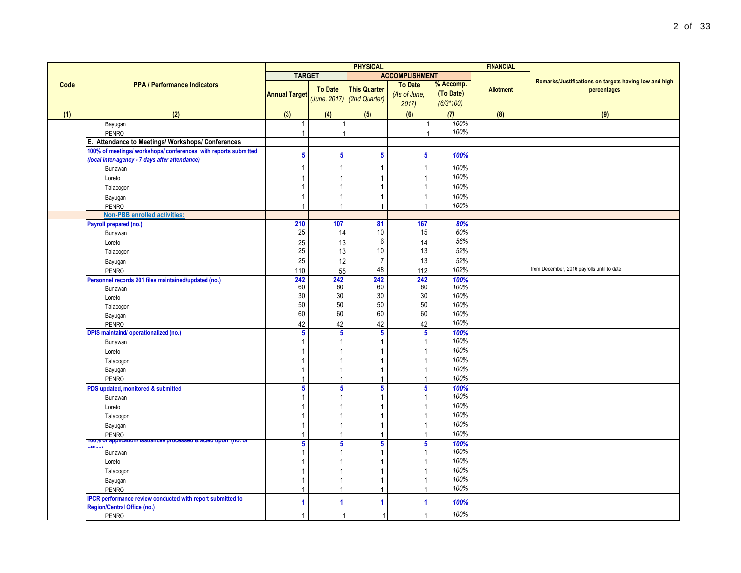| Code | PPA / Performance Indicators | PHYSICAL | | | | | FINANCIAL | Remarks/Justifications on targets having low and high percentages |
|---|---|---|---|---|---|---|---|---|
| | | TARGET | | ACCOMPLISHMENT | | | | |
| | | Annual Target | To Date *(June, 2017)* | This Quarter *(2nd Quarter)* | To Date *(As of June, 2017)* | % Accomp. (To Date) *(6/3*100)* | Allotment | |
| (1) | (2) | (3) | (4) | (5) | (6) | (7) | (8) | (9) |
| | Bayugan | 1 | 1 | | 1 | 100% | | |
| | PENRO | 1 | 1 | | 1 | 100% | | |
| | **E. Attendance to Meetings/ Workshops/ Conferences** | | | | | | | |
| | **100% of meetings/ workshops/ conferences with reports submitted *(local inter-agency - 7 days after attendance)*** | **5** | **5** | **5** | **5** | ***100%*** | | |
| | Bunawan | 1 | 1 | 1 | 1 | 100% | | |
| | Loreto | 1 | 1 | 1 | 1 | 100% | | |
| | Talacogon | 1 | 1 | 1 | 1 | 100% | | |
| | Bayugan | 1 | 1 | 1 | 1 | 100% | | |
| | PENRO | 1 | 1 | 1 | 1 | 100% | | |
| | **Non-PBB enrolled activities:** | | | | | | | |
| | **Payroll prepared (no.)** | **210** | **107** | **81** | **167** | ***80%*** | | |
| | Bunawan | 25 | 14 | 10 | 15 | 60% | | |
| | Loreto | 25 | 13 | 6 | 14 | 56% | | |
| | Talacogon | 25 | 13 | 10 | 13 | 52% | | |
| | Bayugan | 25 | 12 | 7 | 13 | 52% | | |
| | PENRO | 110 | 55 | 48 | 112 | 102% | | from December, 2016 payrolls until to date |
| | **Personnel records 201 files maintained/updated (no.)** | **242** | **242** | **242** | **242** | ***100%*** | | |
| | Bunawan | 60 | 60 | 60 | 60 | 100% | | |
| | Loreto | 30 | 30 | 30 | 30 | 100% | | |
| | Talacogon | 50 | 50 | 50 | 50 | 100% | | |
| | Bayugan | 60 | 60 | 60 | 60 | 100% | | |
| | PENRO | 42 | 42 | 42 | 42 | 100% | | |
| | **DPIS maintaind/ operationalized (no.)** | **5** | **5** | **5** | **5** | ***100%*** | | |
| | Bunawan | 1 | 1 | 1 | 1 | 100% | | |
| | Loreto | 1 | 1 | 1 | 1 | 100% | | |
| | Talacogon | 1 | 1 | 1 | 1 | 100% | | |
| | Bayugan | 1 | 1 | 1 | 1 | 100% | | |
| | PENRO | 1 | 1 | 1 | 1 | 100% | | |
| | **PDS updated, monitored & submitted** | **5** | **5** | **5** | **5** | ***100%*** | | |
| | Bunawan | 1 | 1 | 1 | 1 | 100% | | |
| | Loreto | 1 | 1 | 1 | 1 | 100% | | |
| | Talacogon | 1 | 1 | 1 | 1 | 100% | | |
| | Bayugan | 1 | 1 | 1 | 1 | 100% | | |
| | PENRO | 1 | 1 | 1 | 1 | 100% | | |
| | **100% of application/ issuances processed & acted upon (no. of office)** | **5** | **5** | **5** | **5** | ***100%*** | | |
| | Bunawan | 1 | 1 | 1 | 1 | 100% | | |
| | Loreto | 1 | 1 | 1 | 1 | 100% | | |
| | Talacogon | 1 | 1 | 1 | 1 | 100% | | |
| | Bayugan | 1 | 1 | 1 | 1 | 100% | | |
| | PENRO | 1 | 1 | 1 | 1 | 100% | | |
| | **IPCR performance review conducted with report submitted to Region/Central Office (no.)** | **1** | **1** | **1** | **1** | ***100%*** | | |
| | PENRO | 1 | 1 | 1 | 1 | 100% | | |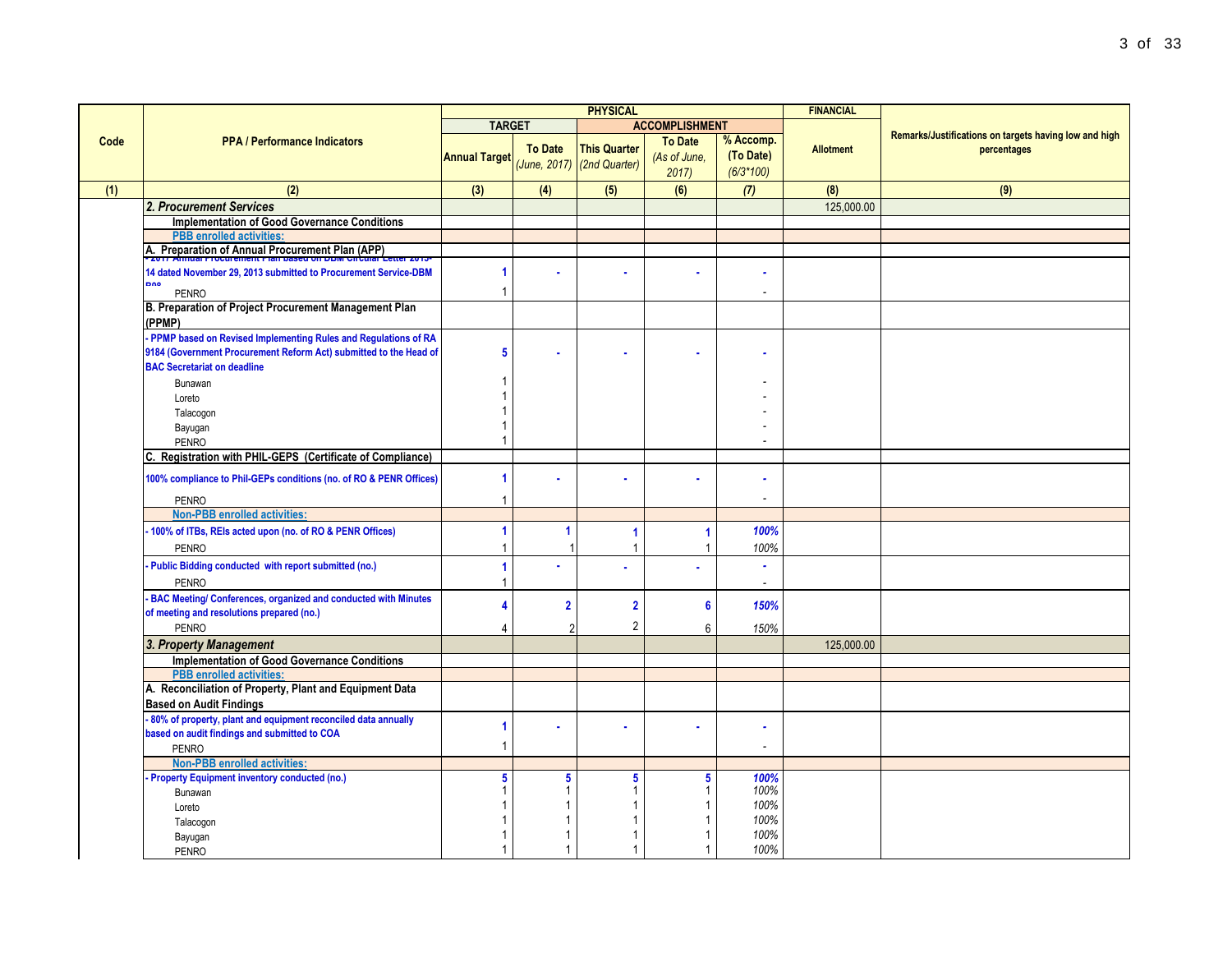| Code | PPA / Performance Indicators | PHYSICAL | | | | | FINANCIAL | Remarks/Justifications on targets having low and high percentages |
|---|---|---|---|---|---|---|---|---|
| | | TARGET | | ACCOMPLISHMENT | | | | |
| | | Annual Target | To Date (June, 2017) | This Quarter (2nd Quarter) | To Date (As of June, 2017) | % Accomp. (To Date) (6/3*100) | Allotment | |
| (1) | (2) | (3) | (4) | (5) | (6) | (7) | (8) | (9) |
| | ***2. Procurement Services*** | | | | | | 125,000.00 | |
| | **Implementation of Good Governance Conditions** | | | | | | | |
| | **PBB enrolled activities:** | | | | | | | |
| | **A. Preparation of Annual Procurement Plan (APP)** | | | | | | | |
| | **- 2017 Annual Procurement Plan based on DBM Circular Letter 2013-14 dated November 29, 2013 submitted to Procurement Service-DBM PS8** | **1** | **-** | **-** | **-** | **-** | | |
| | PENRO | 1 | | | | - | | |
| | **B. Preparation of Project Procurement Management Plan (PPMP)** | | | | | | | |
| | **- PPMP based on Revised Implementing Rules and Regulations of RA 9184 (Government Procurement Reform Act) submitted to the Head of BAC Secretariat on deadline** | **5** | **-** | **-** | **-** | **-** | | |
| | Bunawan | 1 | | | | - | | |
| | Loreto | 1 | | | | - | | |
| | Talacogon | 1 | | | | - | | |
| | Bayugan | 1 | | | | - | | |
| | PENRO | 1 | | | | - | | |
| | **C. Registration with PHIL-GEPS (Certificate of Compliance)** | | | | | | | |
| | **100% compliance to Phil-GEPs conditions (no. of RO & PENR Offices)** | **1** | **-** | **-** | **-** | **-** | | |
| | PENRO | 1 | | | | - | | |
| | **Non-PBB enrolled activities:** | | | | | | | |
| | **- 100% of ITBs, REIs acted upon (no. of RO & PENR Offices)** | **1** | **1** | **1** | **1** | ***100%*** | | |
| | PENRO | 1 | 1 | 1 | 1 | *100%* | | |
| | **- Public Bidding conducted with report submitted (no.)** | **1** | **-** | **-** | **-** | **-** | | |
| | PENRO | 1 | | | | - | | |
| | **- BAC Meeting/ Conferences, organized and conducted with Minutes of meeting and resolutions prepared (no.)** | **4** | **2** | **2** | **6** | ***150%*** | | |
| | PENRO | 4 | 2 | 2 | 6 | *150%* | | |
| | ***3. Property Management*** | | | | | | 125,000.00 | |
| | **Implementation of Good Governance Conditions** | | | | | | | |
| | **PBB enrolled activities:** | | | | | | | |
| | **A. Reconciliation of Property, Plant and Equipment Data Based on Audit Findings** | | | | | | | |
| | **- 80% of property, plant and equipment reconciled data annually based on audit findings and submitted to COA** | **1** | **-** | **-** | **-** | **-** | | |
| | PENRO | 1 | | | | - | | |
| | **Non-PBB enrolled activities:** | | | | | | | |
| | **- Property Equipment inventory conducted (no.)** | **5** | **5** | **5** | **5** | ***100%*** | | |
| | Bunawan | 1 | 1 | 1 | 1 | *100%* | | |
| | Loreto | 1 | 1 | 1 | 1 | *100%* | | |
| | Talacogon | 1 | 1 | 1 | 1 | *100%* | | |
| | Bayugan | 1 | 1 | 1 | 1 | *100%* | | |
| | PENRO | 1 | 1 | 1 | 1 | *100%* | | |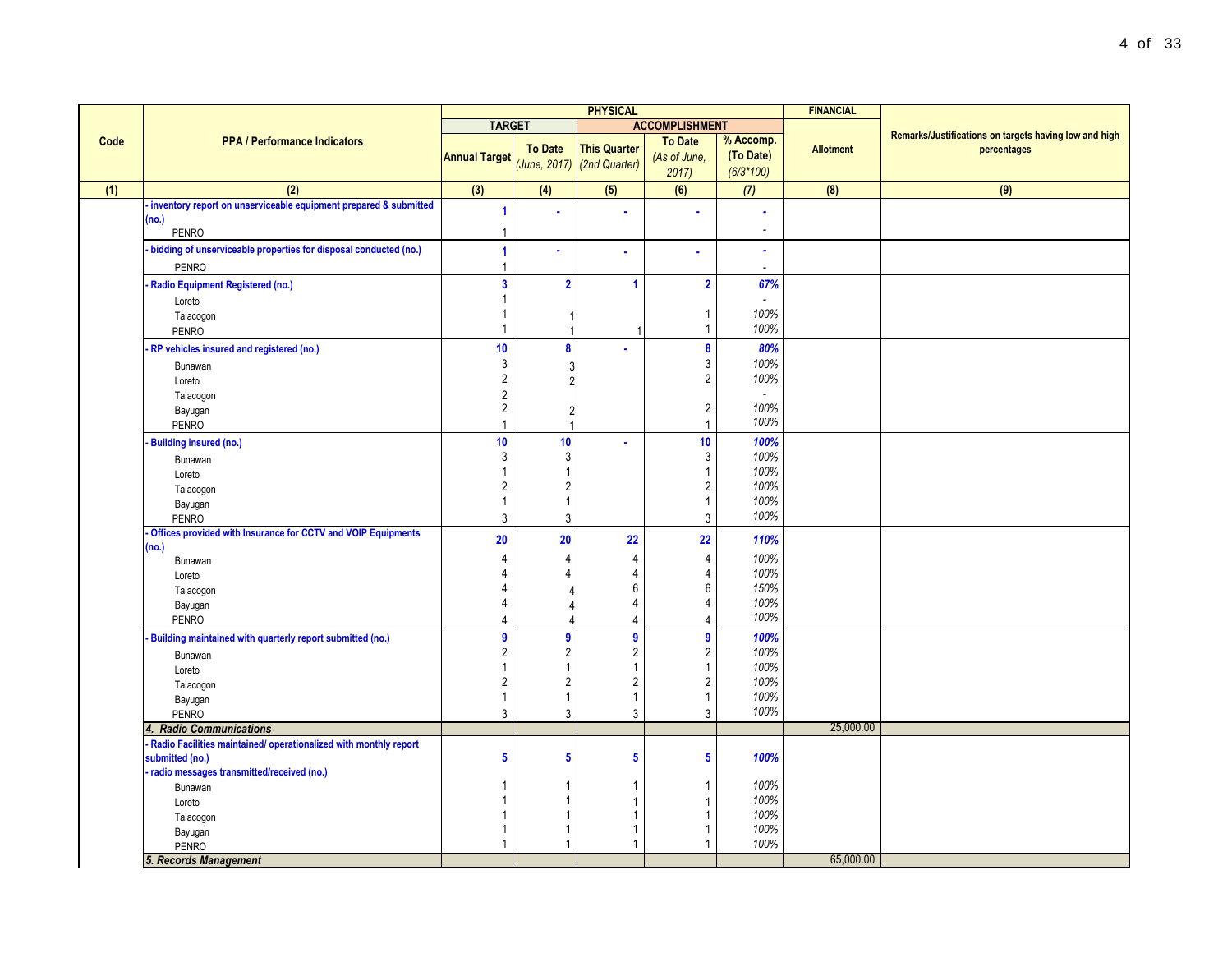| Code | PPA / Performance Indicators | PHYSICAL | | | | | FINANCIAL | Remarks/Justifications on targets having low and high percentages |
|---|---|---|---|---|---|---|---|---|
| | | TARGET | | ACCOMPLISHMENT | | | | |
| | | Annual Target | To Date *(June, 2017)* | This Quarter *(2nd Quarter)* | To Date *(As of June, 2017)* | % Accomp. (To Date) *(6/3*100)* | Allotment | |
| (1) | (2) | (3) | (4) | (5) | (6) | (7) | (8) | (9) |
| | - inventory report on unserviceable equipment prepared & submitted (no.) | 1 | - | - | - | - | | |
| | PENRO | 1 | | | | - | | |
| | - bidding of unserviceable properties for disposal conducted (no.) | 1 | - | - | - | - | | |
| | PENRO | 1 | | | | - | | |
| | - Radio Equipment Registered (no.) | 3 | 2 | 1 | 2 | 67% | | |
| | Loreto | 1 | | | | - | | |
| | Talacogon | 1 | 1 | | 1 | 100% | | |
| | PENRO | 1 | 1 | 1 | 1 | 100% | | |
| | - RP vehicles insured and registered (no.) | 10 | 8 | - | 8 | 80% | | |
| | Bunawan | 3 | 3 | | 3 | 100% | | |
| | Loreto | 2 | 2 | | 2 | 100% | | |
| | Talacogon | 2 | | | | - | | |
| | Bayugan | 2 | 2 | | 2 | 100% | | |
| | PENRO | 1 | 1 | | 1 | 100% | | |
| | - Building insured (no.) | 10 | 10 | - | 10 | 100% | | |
| | Bunawan | 3 | 3 | | 3 | 100% | | |
| | Loreto | 1 | 1 | | 1 | 100% | | |
| | Talacogon | 2 | 2 | | 2 | 100% | | |
| | Bayugan | 1 | 1 | | 1 | 100% | | |
| | PENRO | 3 | 3 | | 3 | 100% | | |
| | - Offices provided with Insurance for CCTV and VOIP Equipments (no.) | 20 | 20 | 22 | 22 | 110% | | |
| | Bunawan | 4 | 4 | 4 | 4 | 100% | | |
| | Loreto | 4 | 4 | 4 | 4 | 100% | | |
| | Talacogon | 4 | 4 | 6 | 6 | 150% | | |
| | Bayugan | 4 | 4 | 4 | 4 | 100% | | |
| | PENRO | 4 | 4 | 4 | 4 | 100% | | |
| | - Building maintained with quarterly report submitted (no.) | 9 | 9 | 9 | 9 | 100% | | |
| | Bunawan | 2 | 2 | 2 | 2 | 100% | | |
| | Loreto | 1 | 1 | 1 | 1 | 100% | | |
| | Talacogon | 2 | 2 | 2 | 2 | 100% | | |
| | Bayugan | 1 | 1 | 1 | 1 | 100% | | |
| | PENRO | 3 | 3 | 3 | 3 | 100% | | |
| | ***4. Radio Communications*** | | | | | | 25,000.00 | |
| | - Radio Facilities maintained/ operationalized with monthly report submitted (no.)<br>- radio messages transmitted/received (no.) | 5 | 5 | 5 | 5 | 100% | | |
| | Bunawan | 1 | 1 | 1 | 1 | 100% | | |
| | Loreto | 1 | 1 | 1 | 1 | 100% | | |
| | Talacogon | 1 | 1 | 1 | 1 | 100% | | |
| | Bayugan | 1 | 1 | 1 | 1 | 100% | | |
| | PENRO | 1 | 1 | 1 | 1 | 100% | | |
| | ***5. Records Management*** | | | | | | 65,000.00 | |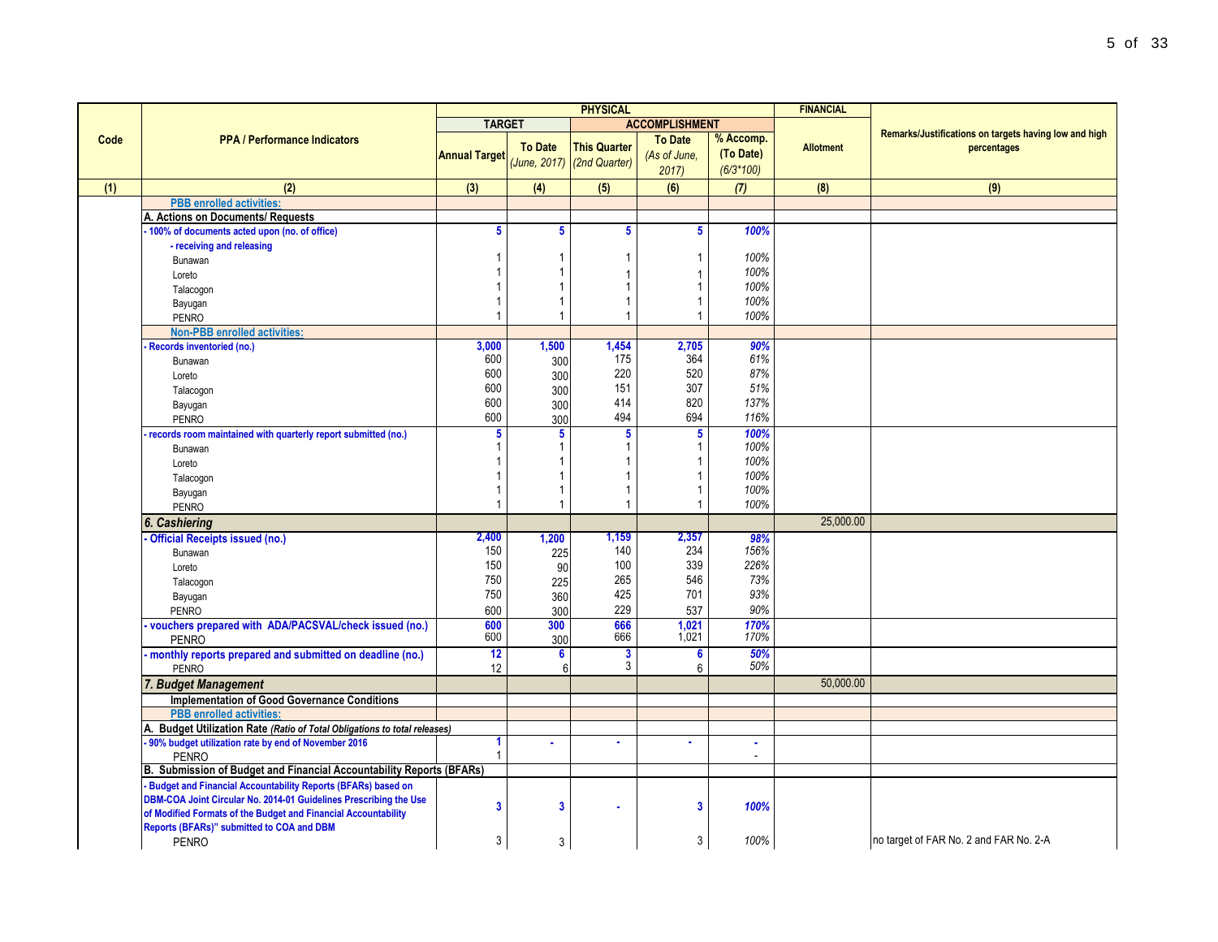| Code | PPA / Performance Indicators | PHYSICAL | | | | | FINANCIAL | Remarks/Justifications on targets having low and high percentages |
|---|---|---|---|---|---|---|---|---|
| | | TARGET | | ACCOMPLISHMENT | | | | |
| | | Annual Target | To Date *(June, 2017)* | This Quarter *(2nd Quarter)* | To Date *(As of June, 2017)* | % Accomp. (To Date) *(6/3*100)* | Allotment | |
| (1) | (2) | (3) | (4) | (5) | (6) | (7) | (8) | (9) |
| | **PBB enrolled activities:** | | | | | | | |
| | **A. Actions on Documents/ Requests** | | | | | | | |
| | **- 100% of documents acted upon (no. of office)** | **5** | **5** | **5** | **5** | ***100%*** | | |
| | **- receiving and releasing** | | | | | | | |
| | Bunawan | 1 | 1 | 1 | 1 | *100%* | | |
| | Loreto | 1 | 1 | 1 | 1 | *100%* | | |
| | Talacogon | 1 | 1 | 1 | 1 | *100%* | | |
| | Bayugan | 1 | 1 | 1 | 1 | *100%* | | |
| | PENRO | 1 | 1 | 1 | 1 | *100%* | | |
| | **Non-PBB enrolled activities:** | | | | | | | |
| | **- Records inventoried (no.)** | **3,000** | **1,500** | **1,454** | **2,705** | ***90%*** | | |
| | Bunawan | 600 | 300 | 175 | 364 | *61%* | | |
| | Loreto | 600 | 300 | 220 | 520 | *87%* | | |
| | Talacogon | 600 | 300 | 151 | 307 | *51%* | | |
| | Bayugan | 600 | 300 | 414 | 820 | *137%* | | |
| | PENRO | 600 | 300 | 494 | 694 | *116%* | | |
| | **- records room maintained with quarterly report submitted (no.)** | **5** | **5** | **5** | **5** | ***100%*** | | |
| | Bunawan | 1 | 1 | 1 | 1 | *100%* | | |
| | Loreto | 1 | 1 | 1 | 1 | *100%* | | |
| | Talacogon | 1 | 1 | 1 | 1 | *100%* | | |
| | Bayugan | 1 | 1 | 1 | 1 | *100%* | | |
| | PENRO | 1 | 1 | 1 | 1 | *100%* | | |
| | ***6. Cashiering*** | | | | | | 25,000.00 | |
| | **- Official Receipts issued (no.)** | **2,400** | **1,200** | **1,159** | **2,357** | ***98%*** | | |
| | Bunawan | 150 | 225 | 140 | 234 | *156%* | | |
| | Loreto | 150 | 90 | 100 | 339 | *226%* | | |
| | Talacogon | 750 | 225 | 265 | 546 | *73%* | | |
| | Bayugan | 750 | 360 | 425 | 701 | *93%* | | |
| | PENRO | 600 | 300 | 229 | 537 | *90%* | | |
| | **- vouchers prepared with ADA/PACSVAL/check issued (no.)** | **600** | **300** | **666** | **1,021** | ***170%*** | | |
| | PENRO | 600 | 300 | 666 | 1,021 | *170%* | | |
| | **- monthly reports prepared and submitted on deadline (no.)** | **12** | **6** | **3** | **6** | ***50%*** | | |
| | PENRO | 12 | 6 | 3 | 6 | *50%* | | |
| | ***7. Budget Management*** | | | | | | 50,000.00 | |
| | **Implementation of Good Governance Conditions** | | | | | | | |
| | **PBB enrolled activities:** | | | | | | | |
| | **A. Budget Utilization Rate** ***(Ratio of Total Obligations to total releases)*** | | | | | | | |
| | **- 90% budget utilization rate by end of November 2016** | **1** | **-** | **-** | **-** | ***-*** | | |
| | PENRO | 1 | | | | - | | |
| | **B. Submission of Budget and Financial Accountability Reports (BFARs)** | | | | | | | |
| | **- Budget and Financial Accountability Reports (BFARs) based on DBM-COA Joint Circular No. 2014-01 Guidelines Prescribing the Use of Modified Formats of the Budget and Financial Accountability Reports (BFARs)" submitted to COA and DBM** | **3** | **3** | **-** | **3** | ***100%*** | | |
| | PENRO | 3 | 3 | | 3 | *100%* | | no target of FAR No. 2 and FAR No. 2-A |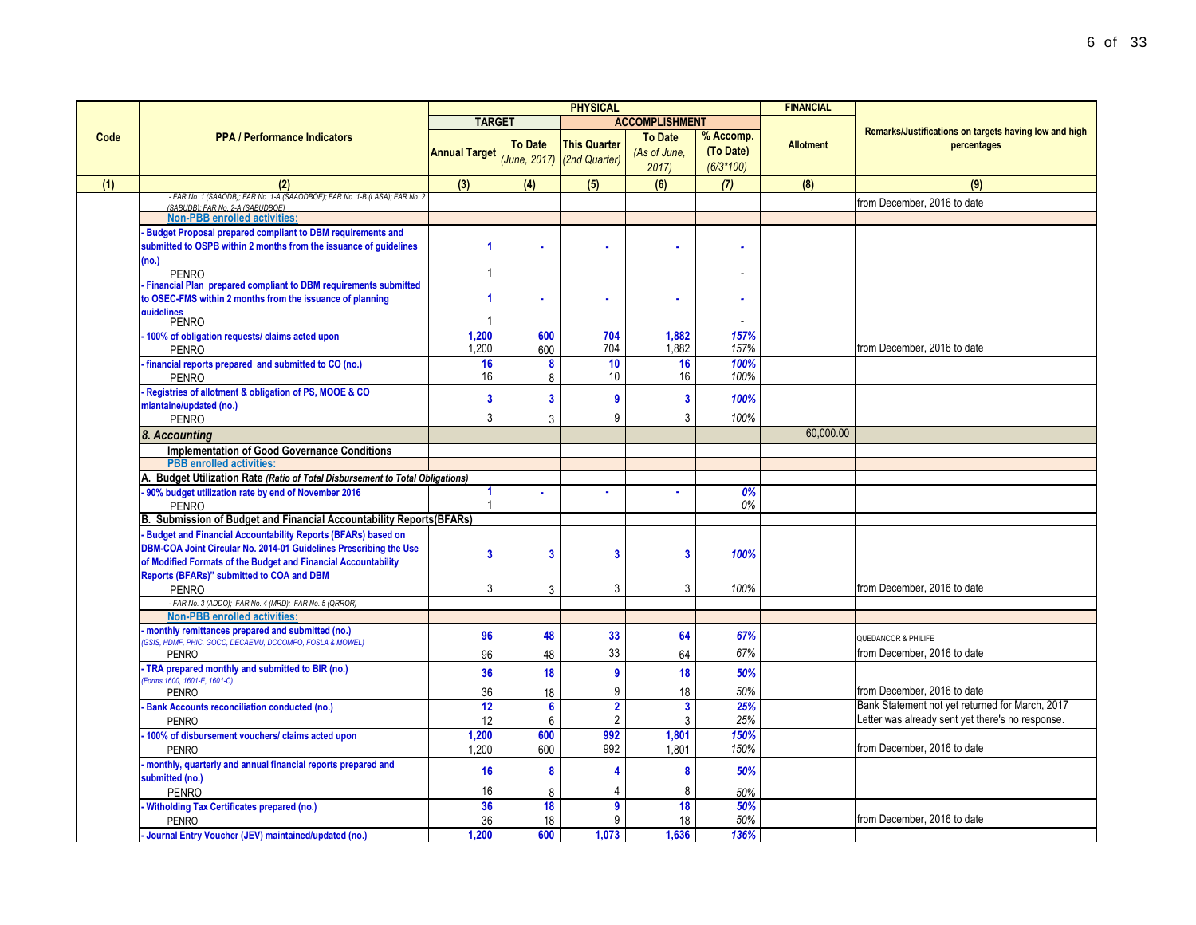| Code | PPA / Performance Indicators | PHYSICAL | | | | | FINANCIAL | Remarks/Justifications on targets having low and high percentages |
|---|---|---|---|---|---|---|---|---|
| | | TARGET | | ACCOMPLISHMENT | | | | |
| | | Annual Target | To Date *(June, 2017)* | This Quarter *(2nd Quarter)* | To Date *(As of June, 2017)* | % Accomp. (To Date) *(6/3*100)* | Allotment | |
| (1) | (2) | (3) | (4) | (5) | (6) | (7) | (8) | (9) |
| | *- FAR No. 1 (SAAODB); FAR No. 1-A (SAAODBOE); FAR No. 1-B (LASA); FAR No. 2 (SABUDB); FAR No. 2-A (SABUDBOE)* | | | | | | | from December, 2016 to date |
| | **Non-PBB enrolled activities:** | | | | | | | |
| | **- Budget Proposal prepared compliant to DBM requirements and submitted to OSPB within 2 months from the issuance of guidelines (no.)** | **1** | **-** | **-** | **-** | **-** | | |
| | PENRO | 1 | | | | - | | |
| | **- Financial Plan prepared compliant to DBM requirements submitted to OSEC-FMS within 2 months from the issuance of planning guidelines** | **1** | **-** | **-** | **-** | **-** | | |
| | PENRO | 1 | | | | - | | |
| | **- 100% of obligation requests/ claims acted upon** | **1,200** | **600** | **704** | **1,882** | ***157%*** | | |
| | PENRO | 1,200 | 600 | 704 | 1,882 | *157%* | | from December, 2016 to date |
| | **- financial reports prepared and submitted to CO (no.)** | **16** | **8** | **10** | **16** | ***100%*** | | |
| | PENRO | 16 | 8 | 10 | 16 | *100%* | | |
| | **- Registries of allotment & obligation of PS, MOOE & CO miantaine/updated (no.)** | **3** | **3** | **9** | **3** | ***100%*** | | |
| | PENRO | 3 | 3 | 9 | 3 | *100%* | | |
| | ***8. Accounting*** | | | | | | 60,000.00 | |
| | **Implementation of Good Governance Conditions** | | | | | | | |
| | **PBB enrolled activities:** | | | | | | | |
| | **A. Budget Utilization Rate** ***(Ratio of Total Disbursement to Total Obligations)*** | | | | | | | |
| | **- 90% budget utilization rate by end of November 2016** | **1** | **-** | **-** | **-** | ***0%*** | | |
| | PENRO | 1 | | | | *0%* | | |
| | **B. Submission of Budget and Financial Accountability Reports(BFARs)** | | | | | | | |
| | **- Budget and Financial Accountability Reports (BFARs) based on DBM-COA Joint Circular No. 2014-01 Guidelines Prescribing the Use of Modified Formats of the Budget and Financial Accountability Reports (BFARs)" submitted to COA and DBM** | **3** | **3** | **3** | **3** | ***100%*** | | |
| | PENRO | 3 | 3 | 3 | 3 | *100%* | | from December, 2016 to date |
| | *- FAR No. 3 (ADDO); FAR No. 4 (MRD); FAR No. 5 (QRROR)* | | | | | | | |
| | **Non-PBB enrolled activities:** | | | | | | | |
| | **- monthly remittances prepared and submitted (no.)** *(GSIS, HDMF, PHIC, GOCC, DECAEMU, DCCOMPO, FOSLA & MOWEL)* | **96** | **48** | **33** | **64** | ***67%*** | | QUEDANCOR & PHILIFE |
| | PENRO | 96 | 48 | 33 | 64 | *67%* | | from December, 2016 to date |
| | **- TRA prepared monthly and submitted to BIR (no.)** *(Forms 1600, 1601-E, 1601-C)* | **36** | **18** | **9** | **18** | ***50%*** | | |
| | PENRO | 36 | 18 | 9 | 18 | *50%* | | from December, 2016 to date |
| | **- Bank Accounts reconciliation conducted (no.)** | **12** | **6** | **2** | **3** | ***25%*** | | Bank Statement not yet returned for March, 2017 |
| | PENRO | 12 | 6 | 2 | 3 | *25%* | | Letter was already sent yet there's no response. |
| | **- 100% of disbursement vouchers/ claims acted upon** | **1,200** | **600** | **992** | **1,801** | ***150%*** | | |
| | PENRO | 1,200 | 600 | 992 | 1,801 | *150%* | | from December, 2016 to date |
| | **- monthly, quarterly and annual financial reports prepared and submitted (no.)** | **16** | **8** | **4** | **8** | ***50%*** | | |
| | PENRO | 16 | 8 | 4 | 8 | *50%* | | |
| | **- Witholding Tax Certificates prepared (no.)** | **36** | **18** | **9** | **18** | ***50%*** | | |
| | PENRO | 36 | 18 | 9 | 18 | *50%* | | from December, 2016 to date |
| | **- Journal Entry Voucher (JEV) maintained/updated (no.)** | **1,200** | **600** | **1,073** | **1,636** | ***136%*** | | |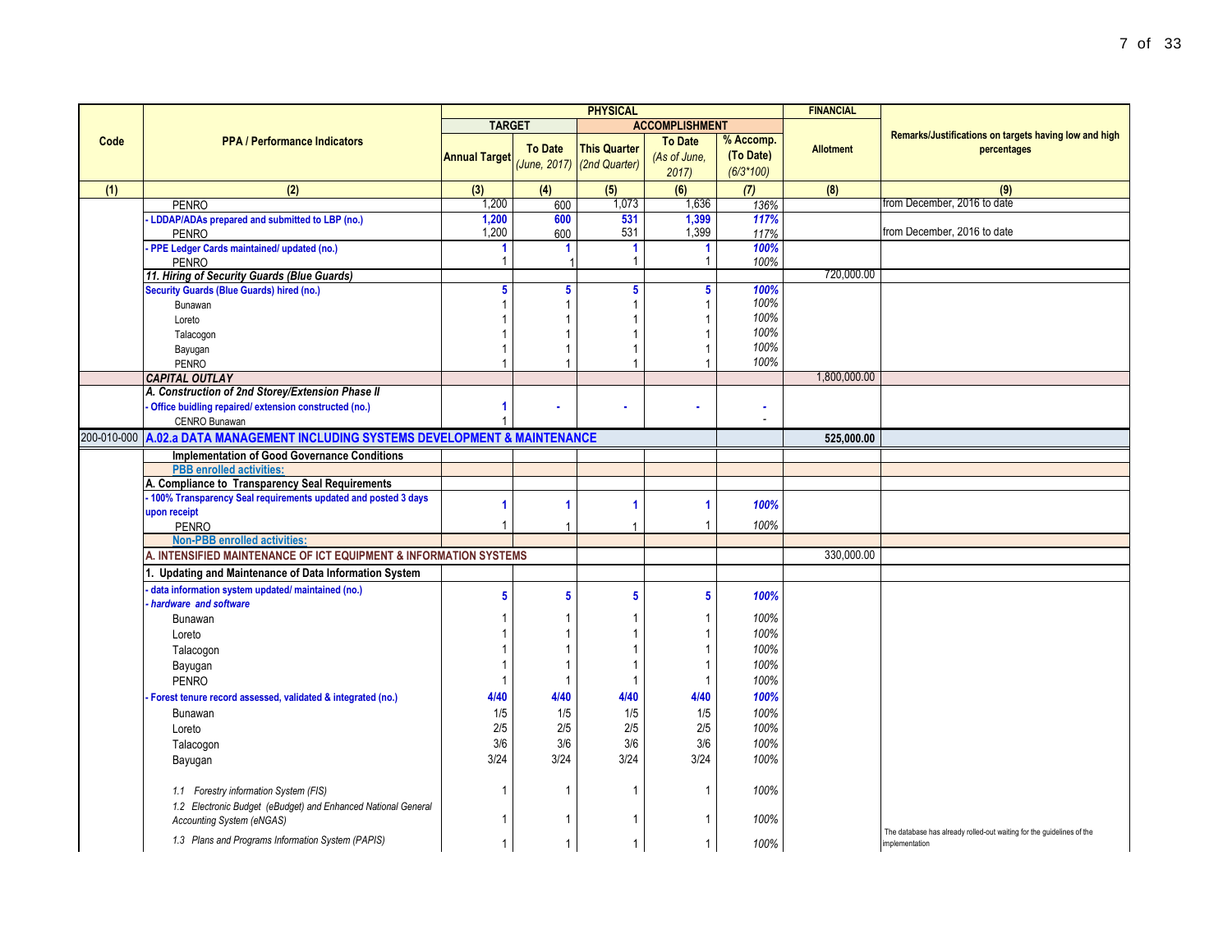| Code | PPA / Performance Indicators | PHYSICAL | | | | | FINANCIAL | Remarks/Justifications on targets having low and high percentages |
|---|---|---|---|---|---|---|---|---|
| | | TARGET | | ACCOMPLISHMENT | | | | |
| | | Annual Target | To Date *(June, 2017)* | This Quarter *(2nd Quarter)* | To Date *(As of June, 2017)* | % Accomp. (To Date) *(6/3\*100)* | Allotment | |
| (1) | (2) | (3) | (4) | (5) | (6) | (7) | (8) | (9) |
| | PENRO | 1,200 | 600 | 1,073 | 1,636 | 136% | | from December, 2016 to date |
| | - LDDAP/ADAs prepared and submitted to LBP (no.) | **1,200** | **600** | **531** | **1,399** | ***117%*** | | |
| | PENRO | 1,200 | 600 | 531 | 1,399 | 117% | | from December, 2016 to date |
| | - PPE Ledger Cards maintained/ updated (no.) | **1** | **1** | **1** | **1** | ***100%*** | | |
| | PENRO | 1 | 1 | 1 | 1 | 100% | | |
| | ***11. Hiring of Security Guards (Blue Guards)*** | | | | | | 720,000.00 | |
| | **Security Guards (Blue Guards) hired (no.)** | **5** | **5** | **5** | **5** | ***100%*** | | |
| | Bunawan | 1 | 1 | 1 | 1 | 100% | | |
| | Loreto | 1 | 1 | 1 | 1 | 100% | | |
| | Talacogon | 1 | 1 | 1 | 1 | 100% | | |
| | Bayugan | 1 | 1 | 1 | 1 | 100% | | |
| | PENRO | 1 | 1 | 1 | 1 | 100% | | |
| | ***CAPITAL OUTLAY*** | | | | | | 1,800,000.00 | |
| | ***A. Construction of 2nd Storey/Extension Phase II*** | | | | | | | |
| | - Office buidling repaired/ extension constructed (no.) | **1** | - | - | - | - | | |
| | CENRO Bunawan | 1 | | | | - | | |
| 200-010-000 | **A.02.a DATA MANAGEMENT INCLUDING SYSTEMS DEVELOPMENT & MAINTENANCE** | | | | | | **525,000.00** | |
| | **Implementation of Good Governance Conditions** | | | | | | | |
| | **PBB enrolled activities:** | | | | | | | |
| | **A. Compliance to Transparency Seal Requirements** | | | | | | | |
| | - 100% Transparency Seal requirements updated and posted 3 days upon receipt | **1** | **1** | **1** | **1** | ***100%*** | | |
| | PENRO | 1 | 1 | 1 | 1 | 100% | | |
| | **Non-PBB enrolled activities:** | | | | | | | |
| | **A. INTENSIFIED MAINTENANCE OF ICT EQUIPMENT & INFORMATION SYSTEMS** | | | | | | 330,000.00 | |
| | **1. Updating and Maintenance of Data Information System** | | | | | | | |
| | - data information system updated/ maintained (no.) *- hardware and software* | **5** | **5** | **5** | **5** | ***100%*** | | |
| | Bunawan | 1 | 1 | 1 | 1 | 100% | | |
| | Loreto | 1 | 1 | 1 | 1 | 100% | | |
| | Talacogon | 1 | 1 | 1 | 1 | 100% | | |
| | Bayugan | 1 | 1 | 1 | 1 | 100% | | |
| | PENRO | 1 | 1 | 1 | 1 | 100% | | |
| | - Forest tenure record assessed, validated & integrated (no.) | **4/40** | **4/40** | **4/40** | **4/40** | ***100%*** | | |
| | Bunawan | 1/5 | 1/5 | 1/5 | 1/5 | 100% | | |
| | Loreto | 2/5 | 2/5 | 2/5 | 2/5 | 100% | | |
| | Talacogon | 3/6 | 3/6 | 3/6 | 3/6 | 100% | | |
| | Bayugan | 3/24 | 3/24 | 3/24 | 3/24 | 100% | | |
| | *1.1 Forestry information System (FIS)* | 1 | 1 | 1 | 1 | 100% | | |
| | *1.2 Electronic Budget (eBudget) and Enhanced National General Accounting System (eNGAS)* | 1 | 1 | 1 | 1 | 100% | | |
| | *1.3 Plans and Programs Information System (PAPIS)* | 1 | 1 | 1 | 1 | 100% | | The database has already rolled-out waiting for the guidelines of the implementation |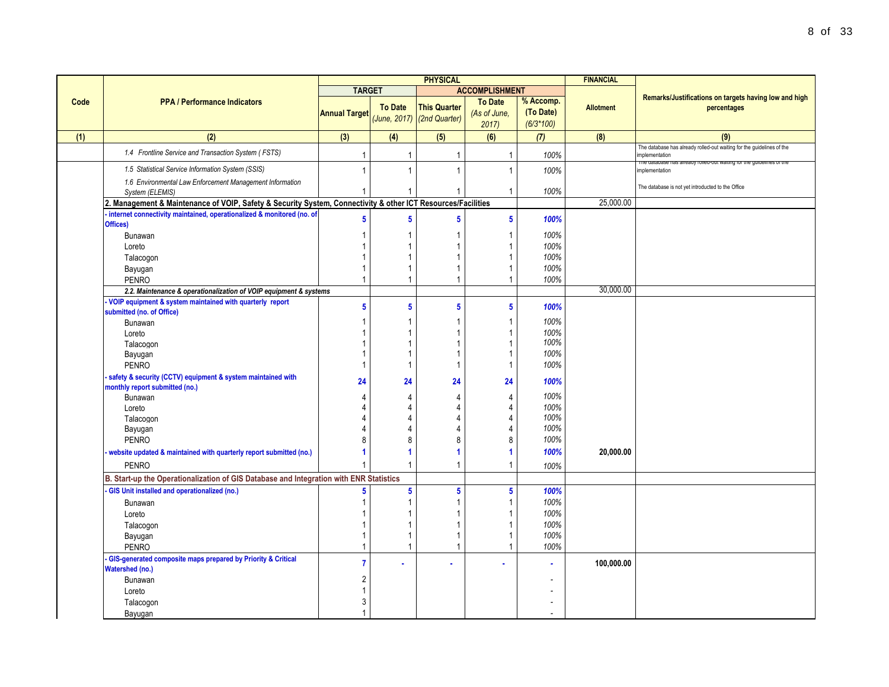| Code | PPA / Performance Indicators | PHYSICAL | | | | | FINANCIAL | Remarks/Justifications on targets having low and high percentages |
|---|---|---|---|---|---|---|---|---|
| | | TARGET | | ACCOMPLISHMENT | | | | |
| | | Annual Target | To Date *(June, 2017)* | This Quarter *(2nd Quarter)* | To Date *(As of June, 2017)* | % Accomp. (To Date) *(6/3*100)* | Allotment | |
| (1) | (2) | (3) | (4) | (5) | (6) | (7) | (8) | (9) |
| | *1.4 Frontline Service and Transaction System ( FSTS)* | 1 | 1 | 1 | 1 | *100%* | | The database has already rolled-out waiting for the guidelines of the implementation |
| | *1.5 Statistical Service Information System (SSIS)* | 1 | 1 | 1 | 1 | *100%* | | The database has already rolled-out waiting for the guidelines of the implementation |
| | *1.6 Environmental Law Enforcement Management Information System (ELEMIS)* | 1 | 1 | 1 | 1 | *100%* | | The database is not yet introduced to the Office |
| | **2. Management & Maintenance of VOIP, Safety & Security System, Connectivity & other ICT Resources/Facilities** | | | | | | 25,000.00 | |
| | **- internet connectivity maintained, operationalized & monitored (no. of Offices)** | **5** | **5** | **5** | **5** | ***100%*** | | |
| | Bunawan | 1 | 1 | 1 | 1 | *100%* | | |
| | Loreto | 1 | 1 | 1 | 1 | *100%* | | |
| | Talacogon | 1 | 1 | 1 | 1 | *100%* | | |
| | Bayugan | 1 | 1 | 1 | 1 | *100%* | | |
| | PENRO | 1 | 1 | 1 | 1 | *100%* | | |
| | ***2.2. Maintenance & operationalization of VOIP equipment & systems*** | | | | | | 30,000.00 | |
| | **- VOIP equipment & system maintained with quarterly report submitted (no. of Office)** | **5** | **5** | **5** | **5** | ***100%*** | | |
| | Bunawan | 1 | 1 | 1 | 1 | *100%* | | |
| | Loreto | 1 | 1 | 1 | 1 | *100%* | | |
| | Talacogon | 1 | 1 | 1 | 1 | *100%* | | |
| | Bayugan | 1 | 1 | 1 | 1 | *100%* | | |
| | PENRO | 1 | 1 | 1 | 1 | *100%* | | |
| | **- safety & security (CCTV) equipment & system maintained with monthly report submitted (no.)** | **24** | **24** | **24** | **24** | ***100%*** | | |
| | Bunawan | 4 | 4 | 4 | 4 | *100%* | | |
| | Loreto | 4 | 4 | 4 | 4 | *100%* | | |
| | Talacogon | 4 | 4 | 4 | 4 | *100%* | | |
| | Bayugan | 4 | 4 | 4 | 4 | *100%* | | |
| | PENRO | 8 | 8 | 8 | 8 | *100%* | | |
| | **- website updated & maintained with quarterly report submitted (no.)** | **1** | **1** | **1** | **1** | ***100%*** | **20,000.00** | |
| | PENRO | 1 | 1 | 1 | 1 | *100%* | | |
| | **B. Start-up the Operationalization of GIS Database and Integration with ENR Statistics** | | | | | | | |
| | **- GIS Unit installed and operationalized (no.)** | **5** | **5** | **5** | **5** | ***100%*** | | |
| | Bunawan | 1 | 1 | 1 | 1 | *100%* | | |
| | Loreto | 1 | 1 | 1 | 1 | *100%* | | |
| | Talacogon | 1 | 1 | 1 | 1 | *100%* | | |
| | Bayugan | 1 | 1 | 1 | 1 | *100%* | | |
| | PENRO | 1 | 1 | 1 | 1 | *100%* | | |
| | **- GIS-generated composite maps prepared by Priority & Critical Watershed (no.)** | **7** | **-** | **-** | **-** | **-** | **100,000.00** | |
| | Bunawan | 2 | | | | - | | |
| | Loreto | 1 | | | | - | | |
| | Talacogon | 3 | | | | - | | |
| | Bayugan | 1 | | | | - | | |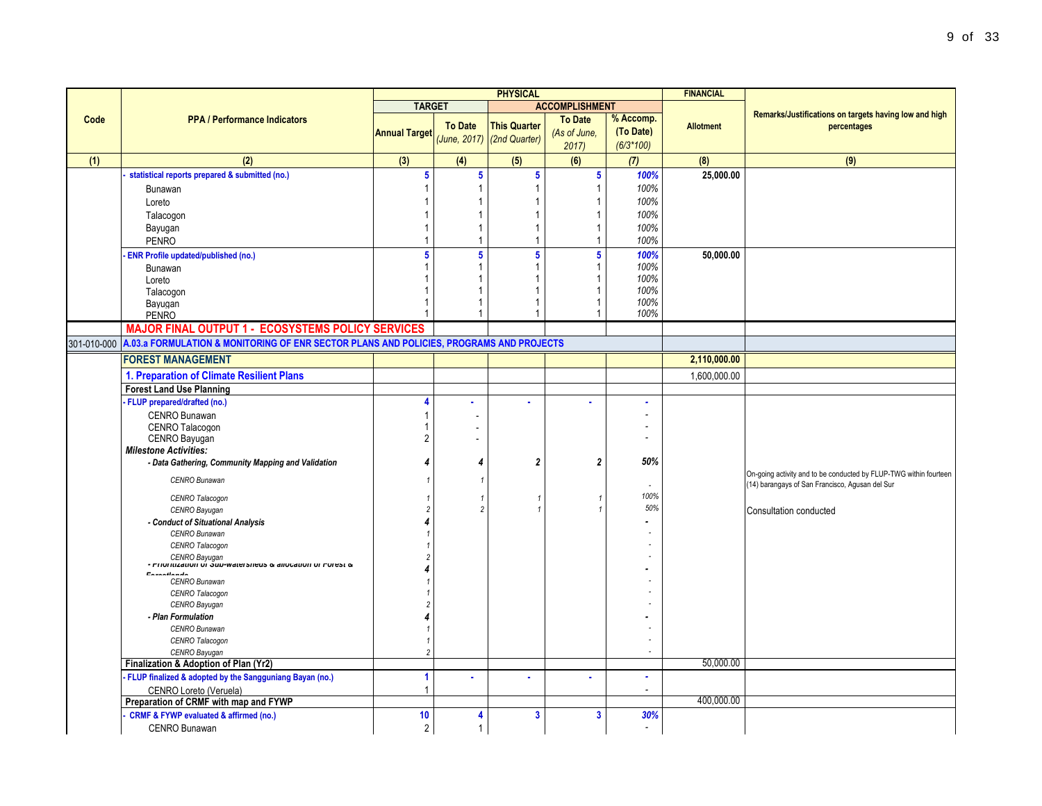| Code | PPA / Performance Indicators | PHYSICAL | | | | | FINANCIAL | Remarks/Justifications on targets having low and high percentages |
|---|---|---|---|---|---|---|---|---|
| | | TARGET | | ACCOMPLISHMENT | | | | |
| | | Annual Target | To Date (June, 2017) | This Quarter (2nd Quarter) | To Date (As of June, 2017) | % Accomp. (To Date) (6/3*100) | Allotment | |
| (1) | (2) | (3) | (4) | (5) | (6) | (7) | (8) | (9) |
| | - statistical reports prepared & submitted (no.) | 5 | 5 | 5 | 5 | 100% | 25,000.00 | |
| | Bunawan | 1 | 1 | 1 | 1 | 100% | | |
| | Loreto | 1 | 1 | 1 | 1 | 100% | | |
| | Talacogon | 1 | 1 | 1 | 1 | 100% | | |
| | Bayugan | 1 | 1 | 1 | 1 | 100% | | |
| | PENRO | 1 | 1 | 1 | 1 | 100% | | |
| | - ENR Profile updated/published (no.) | 5 | 5 | 5 | 5 | 100% | 50,000.00 | |
| | Bunawan | 1 | 1 | 1 | 1 | 100% | | |
| | Loreto | 1 | 1 | 1 | 1 | 100% | | |
| | Talacogon | 1 | 1 | 1 | 1 | 100% | | |
| | Bayugan | 1 | 1 | 1 | 1 | 100% | | |
| | PENRO | 1 | 1 | 1 | 1 | 100% | | |
| | **MAJOR FINAL OUTPUT 1 - ECOSYSTEMS POLICY SERVICES** | | | | | | | |
| 301-010-000 | **A.03.a FORMULATION & MONITORING OF ENR SECTOR PLANS AND POLICIES, PROGRAMS AND PROJECTS** | | | | | | | |
| | **FOREST MANAGEMENT** | | | | | | 2,110,000.00 | |
| | **1. Preparation of Climate Resilient Plans** | | | | | | 1,600,000.00 | |
| | **Forest Land Use Planning** | | | | | | | |
| | - FLUP prepared/drafted (no.) | 4 | - | - | - | - | | |
| | CENRO Bunawan | 1 | - | | | - | | |
| | CENRO Talacogon | 1 | - | | | - | | |
| | CENRO Bayugan | 2 | - | | | - | | |
| | ***Milestone Activities:*** | | | | | | | |
| | ***- Data Gathering, Community Mapping and Validation*** | 4 | 4 | 2 | 2 | 50% | | |
| | *CENRO Bunawan* | 1 | 1 | | | - | | On-going activity and to be conducted by FLUP-TWG within fourteen (14) barangays of San Francisco, Agusan del Sur |
| | *CENRO Talacogon* | 1 | 1 | 1 | 1 | 100% | | |
| | *CENRO Bayugan* | 2 | 2 | 1 | 1 | 50% | | Consultation conducted |
| | ***- Conduct of Situational Analysis*** | 4 | | | | - | | |
| | *CENRO Bunawan* | 1 | | | | - | | |
| | *CENRO Talacogon* | 1 | | | | - | | |
| | *CENRO Bayugan* | 2 | | | | - | | |
| | ***- Prioritization of Sub-watersheds & allocation of Forest & Forestlands*** | 4 | | | | - | | |
| | *CENRO Bunawan* | 1 | | | | - | | |
| | *CENRO Talacogon* | 1 | | | | - | | |
| | *CENRO Bayugan* | 2 | | | | - | | |
| | ***- Plan Formulation*** | 4 | | | | - | | |
| | *CENRO Bunawan* | 1 | | | | - | | |
| | *CENRO Talacogon* | 1 | | | | - | | |
| | *CENRO Bayugan* | 2 | | | | - | | |
| | **Finalization & Adoption of Plan (Yr2)** | | | | | | 50,000.00 | |
| | - FLUP finalized & adopted by the Sangguniang Bayan (no.) | 1 | - | - | - | - | | |
| | CENRO Loreto (Veruela) | 1 | | | | - | | |
| | **Preparation of CRMF with map and FYWP** | | | | | | 400,000.00 | |
| | - CRMF & FYWP evaluated & affirmed (no.) | 10 | 4 | 3 | 3 | 30% | | |
| | CENRO Bunawan | 2 | 1 | | | - | | |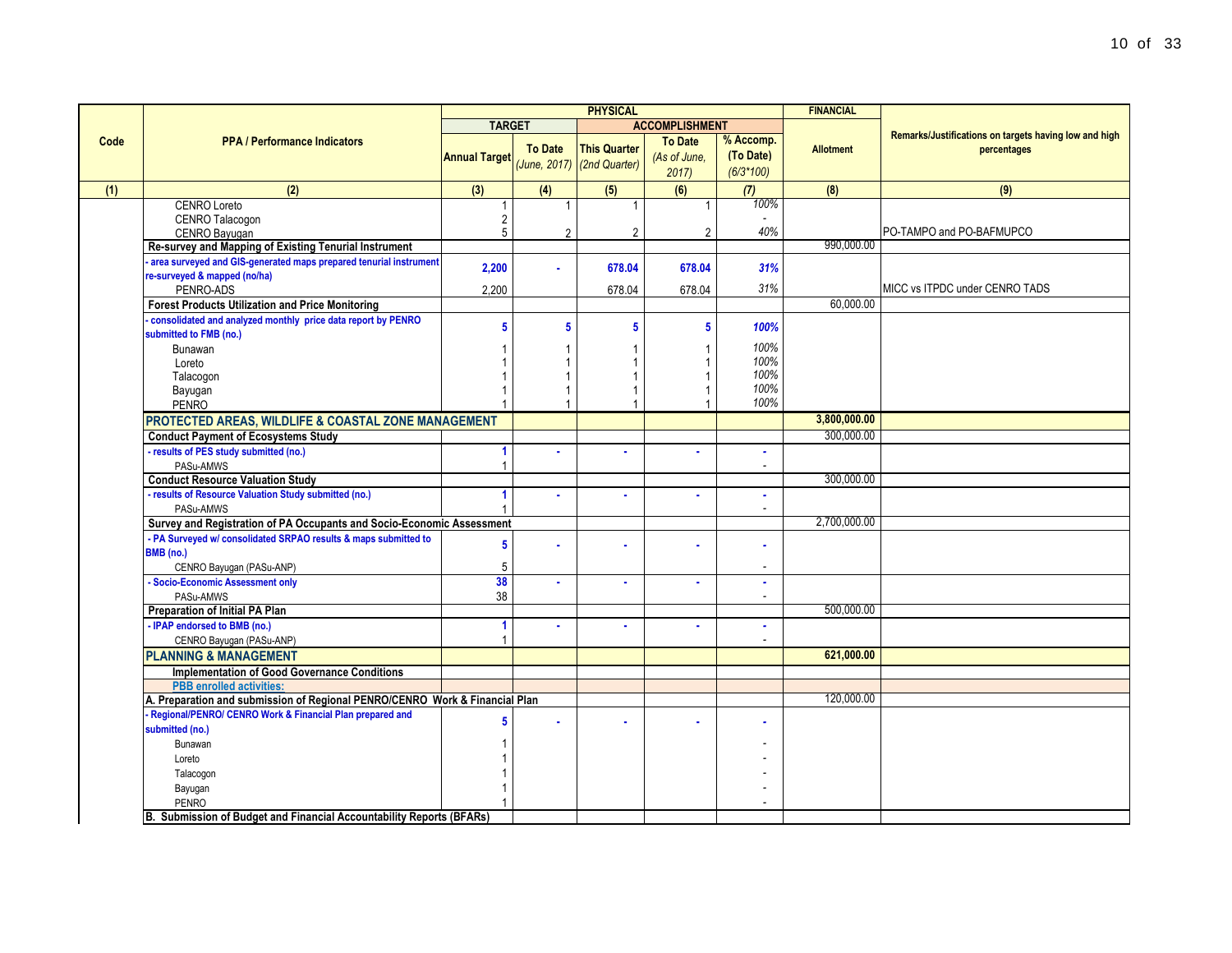| Code | PPA / Performance Indicators | PHYSICAL | | | | | FINANCIAL | Remarks/Justifications on targets having low and high percentages |
|---|---|---|---|---|---|---|---|---|
| | | TARGET | | ACCOMPLISHMENT | | | | |
| | | Annual Target | To Date *(June, 2017)* | This Quarter *(2nd Quarter)* | To Date *(As of June, 2017)* | % Accomp. (To Date) *(6/3*100)* | Allotment | |
| (1) | (2) | (3) | (4) | (5) | (6) | (7) | (8) | (9) |
| | CENRO Loreto | 1 | 1 | 1 | 1 | 100% | | |
| | CENRO Talacogon | 2 | | | | - | | |
| | CENRO Bayugan | 5 | 2 | 2 | 2 | 40% | | PO-TAMPO and PO-BAFMUPCO |
| | **Re-survey and Mapping of Existing Tenurial Instrument** | | | | | | 990,000.00 | |
| | **- area surveyed and GIS-generated maps prepared tenurial instrument re-surveyed & mapped (no/ha)** | **2,200** | **-** | **678.04** | **678.04** | **31%** | | |
| | PENRO-ADS | 2,200 | | 678.04 | 678.04 | 31% | | MICC vs ITPDC under CENRO TADS |
| | **Forest Products Utilization and Price Monitoring** | | | | | | 60,000.00 | |
| | **- consolidated and analyzed monthly price data report by PENRO submitted to FMB (no.)** | **5** | **5** | **5** | **5** | **100%** | | |
| | Bunawan | 1 | 1 | 1 | 1 | 100% | | |
| | Loreto | 1 | 1 | 1 | 1 | 100% | | |
| | Talacogon | 1 | 1 | 1 | 1 | 100% | | |
| | Bayugan | 1 | 1 | 1 | 1 | 100% | | |
| | PENRO | 1 | 1 | 1 | 1 | 100% | | |
| | **PROTECTED AREAS, WILDLIFE & COASTAL ZONE MANAGEMENT** | | | | | | **3,800,000.00** | |
| | **Conduct Payment of Ecosystems Study** | | | | | | 300,000.00 | |
| | **- results of PES study submitted (no.)** | **1** | **-** | **-** | **-** | **-** | | |
| | PASu-AMWS | 1 | | | | - | | |
| | **Conduct Resource Valuation Study** | | | | | | 300,000.00 | |
| | **- results of Resource Valuation Study submitted (no.)** | **1** | **-** | **-** | **-** | **-** | | |
| | PASu-AMWS | 1 | | | | - | | |
| | **Survey and Registration of PA Occupants and Socio-Economic Assessment** | | | | | | 2,700,000.00 | |
| | **- PA Surveyed w/ consolidated SRPAO results & maps submitted to BMB (no.)** | **5** | **-** | **-** | **-** | **-** | | |
| | CENRO Bayugan (PASu-ANP) | 5 | | | | - | | |
| | **- Socio-Economic Assessment only** | **38** | **-** | **-** | **-** | **-** | | |
| | PASu-AMWS | 38 | | | | - | | |
| | **Preparation of Initial PA Plan** | | | | | | 500,000.00 | |
| | **- IPAP endorsed to BMB (no.)** | **1** | **-** | **-** | **-** | **-** | | |
| | CENRO Bayugan (PASu-ANP) | 1 | | | | - | | |
| | **PLANNING & MANAGEMENT** | | | | | | **621,000.00** | |
| | **Implementation of Good Governance Conditions** | | | | | | | |
| | **PBB enrolled activities:** | | | | | | | |
| | **A. Preparation and submission of Regional PENRO/CENRO Work & Financial Plan** | | | | | | 120,000.00 | |
| | **- Regional/PENRO/ CENRO Work & Financial Plan prepared and submitted (no.)** | **5** | **-** | **-** | **-** | **-** | | |
| | Bunawan | 1 | | | | - | | |
| | Loreto | 1 | | | | - | | |
| | Talacogon | 1 | | | | - | | |
| | Bayugan | 1 | | | | - | | |
| | PENRO | 1 | | | | - | | |
| | **B. Submission of Budget and Financial Accountability Reports (BFARs)** | | | | | | | |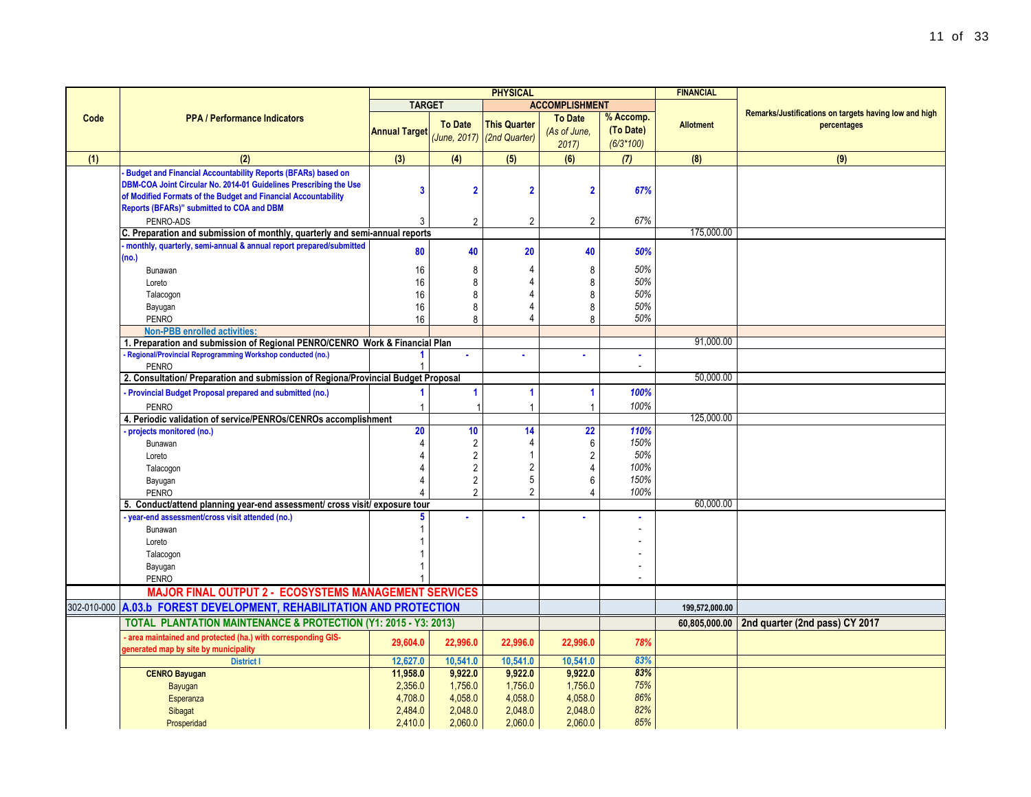| Code | PPA / Performance Indicators | PHYSICAL | | | | | FINANCIAL | Remarks/Justifications on targets having low and high percentages |
|---|---|---|---|---|---|---|---|---|
| | | TARGET | | ACCOMPLISHMENT | | | | |
| | | Annual Target | To Date *(June, 2017)* | This Quarter *(2nd Quarter)* | To Date *(As of June, 2017)* | % Accomp. (To Date) *(6/3*100)* | Allotment | |
| (1) | (2) | (3) | (4) | (5) | (6) | (7) | (8) | (9) |
| | - Budget and Financial Accountability Reports (BFARs) based on DBM-COA Joint Circular No. 2014-01 Guidelines Prescribing the Use of Modified Formats of the Budget and Financial Accountability Reports (BFARs)" submitted to COA and DBM | 3 | 2 | 2 | 2 | 67% | | |
| | PENRO-ADS | 3 | 2 | 2 | 2 | 67% | | |
| | C. Preparation and submission of monthly, quarterly and semi-annual reports | | | | | | 175,000.00 | |
| | - monthly, quarterly, semi-annual & annual report prepared/submitted (no.) | 80 | 40 | 20 | 40 | 50% | | |
| | Bunawan | 16 | 8 | 4 | 8 | 50% | | |
| | Loreto | 16 | 8 | 4 | 8 | 50% | | |
| | Talacogon | 16 | 8 | 4 | 8 | 50% | | |
| | Bayugan | 16 | 8 | 4 | 8 | 50% | | |
| | PENRO | 16 | 8 | 4 | 8 | 50% | | |
| | Non-PBB enrolled activities: | | | | | | | |
| | 1. Preparation and submission of Regional PENRO/CENRO Work & Financial Plan | | | | | | 91,000.00 | |
| | - Regional/Provincial Reprogramming Workshop conducted (no.) | 1 | - | - | - | - | | |
| | PENRO | 1 | | | | - | | |
| | 2. Consultation/ Preparation and submission of Regiona/Provincial Budget Proposal | | | | | | 50,000.00 | |
| | - Provincial Budget Proposal prepared and submitted (no.) | 1 | 1 | 1 | 1 | 100% | | |
| | PENRO | 1 | 1 | 1 | 1 | 100% | | |
| | 4. Periodic validation of service/PENROs/CENROs accomplishment | | | | | | 125,000.00 | |
| | - projects monitored (no.) | 20 | 10 | 14 | 22 | 110% | | |
| | Bunawan | 4 | 2 | 4 | 6 | 150% | | |
| | Loreto | 4 | 2 | 1 | 2 | 50% | | |
| | Talacogon | 4 | 2 | 2 | 4 | 100% | | |
| | Bayugan | 4 | 2 | 5 | 6 | 150% | | |
| | PENRO | 4 | 2 | 2 | 4 | 100% | | |
| | 5. Conduct/attend planning year-end assessment/ cross visit/ exposure tour | | | | | | 60,000.00 | |
| | - year-end assessment/cross visit attended (no.) | 5 | - | - | - | - | | |
| | Bunawan | 1 | | | | - | | |
| | Loreto | 1 | | | | - | | |
| | Talacogon | 1 | | | | - | | |
| | Bayugan | 1 | | | | - | | |
| | PENRO | 1 | | | | - | | |
| | **MAJOR FINAL OUTPUT 2 - ECOSYSTEMS MANAGEMENT SERVICES** | | | | | | | |
| 302-010-000 | **A.03.b FOREST DEVELOPMENT, REHABILITATION AND PROTECTION** | | | | | | 199,572,000.00 | |
| | **TOTAL PLANTATION MAINTENANCE & PROTECTION (Y1: 2015 - Y3: 2013)** | | | | | | 60,805,000.00 | 2nd quarter (2nd pass) CY 2017 |
| | - area maintained and protected (ha.) with corresponding GIS-generated map by site by municipality | 29,604.0 | 22,996.0 | 22,996.0 | 22,996.0 | 78% | | |
| | District I | 12,627.0 | 10,541.0 | 10,541.0 | 10,541.0 | 83% | | |
| | **CENRO Bayugan** | 11,958.0 | 9,922.0 | 9,922.0 | 9,922.0 | 83% | | |
| | Bayugan | 2,356.0 | 1,756.0 | 1,756.0 | 1,756.0 | 75% | | |
| | Esperanza | 4,708.0 | 4,058.0 | 4,058.0 | 4,058.0 | 86% | | |
| | Sibagat | 2,484.0 | 2,048.0 | 2,048.0 | 2,048.0 | 82% | | |
| | Prosperidad | 2,410.0 | 2,060.0 | 2,060.0 | 2,060.0 | 85% | | |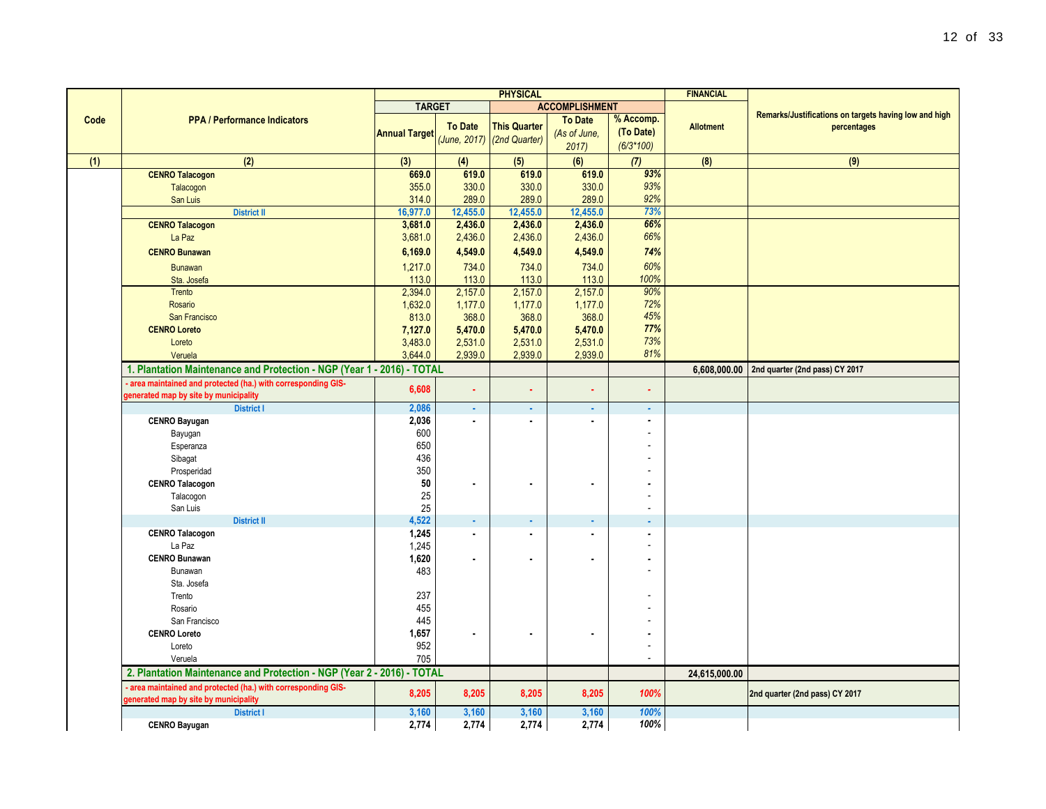| Code | PPA / Performance Indicators | PHYSICAL | | | | | FINANCIAL | Remarks/Justifications on targets having low and high percentages |
|---|---|---|---|---|---|---|---|---|
| | | TARGET | | ACCOMPLISHMENT | | | | |
| | | Annual Target | To Date *(June, 2017)* | This Quarter *(2nd Quarter)* | To Date *(As of June, 2017)* | % Accomp. (To Date) *(6/3*100)* | Allotment | |
| (1) | (2) | (3) | (4) | (5) | (6) | (7) | (8) | (9) |
| | **CENRO Talacogon** | **669.0** | **619.0** | **619.0** | **619.0** | ***93%*** | | |
| | Talacogon | 355.0 | 330.0 | 330.0 | 330.0 | *93%* | | |
| | San Luis | 314.0 | 289.0 | 289.0 | 289.0 | *92%* | | |
| | **District II** | **16,977.0** | **12,455.0** | **12,455.0** | **12,455.0** | *73%* | | |
| | **CENRO Talacogon** | **3,681.0** | **2,436.0** | **2,436.0** | **2,436.0** | ***66%*** | | |
| | La Paz | 3,681.0 | 2,436.0 | 2,436.0 | 2,436.0 | *66%* | | |
| | **CENRO Bunawan** | **6,169.0** | **4,549.0** | **4,549.0** | **4,549.0** | ***74%*** | | |
| | Bunawan | 1,217.0 | 734.0 | 734.0 | 734.0 | *60%* | | |
| | Sta. Josefa | 113.0 | 113.0 | 113.0 | 113.0 | *100%* | | |
| | Trento | 2,394.0 | 2,157.0 | 2,157.0 | 2,157.0 | *90%* | | |
| | Rosario | 1,632.0 | 1,177.0 | 1,177.0 | 1,177.0 | *72%* | | |
| | San Francisco | 813.0 | 368.0 | 368.0 | 368.0 | *45%* | | |
| | **CENRO Loreto** | **7,127.0** | **5,470.0** | **5,470.0** | **5,470.0** | ***77%*** | | |
| | Loreto | 3,483.0 | 2,531.0 | 2,531.0 | 2,531.0 | *73%* | | |
| | Veruela | 3,644.0 | 2,939.0 | 2,939.0 | 2,939.0 | *81%* | | |
| | **1. Plantation Maintenance and Protection - NGP (Year 1 - 2016) - TOTAL** | | | | | | **6,608,000.00** | **2nd quarter (2nd pass) CY 2017** |
| | **- area maintained and protected (ha.) with corresponding GIS-generated map by site by municipality** | **6,608** | - | - | - | - | | |
| | **District I** | **2,086** | - | - | - | - | | |
| | **CENRO Bayugan** | **2,036** | - | - | - | - | | |
| | Bayugan | 600 | | | | - | | |
| | Esperanza | 650 | | | | - | | |
| | Sibagat | 436 | | | | - | | |
| | Prosperidad | 350 | | | | - | | |
| | **CENRO Talacogon** | **50** | - | - | - | - | | |
| | Talacogon | 25 | | | | - | | |
| | San Luis | 25 | | | | - | | |
| | **District II** | **4,522** | - | - | - | - | | |
| | **CENRO Talacogon** | **1,245** | - | - | - | - | | |
| | La Paz | 1,245 | | | | - | | |
| | **CENRO Bunawan** | **1,620** | - | - | - | - | | |
| | Bunawan | 483 | | | | - | | |
| | Sta. Josefa | | | | | | | |
| | Trento | 237 | | | | - | | |
| | Rosario | 455 | | | | - | | |
| | San Francisco | 445 | | | | - | | |
| | **CENRO Loreto** | **1,657** | - | - | - | - | | |
| | Loreto | 952 | | | | - | | |
| | Veruela | 705 | | | | - | | |
| | **2. Plantation Maintenance and Protection - NGP (Year 2 - 2016) - TOTAL** | | | | | | **24,615,000.00** | |
| | **- area maintained and protected (ha.) with corresponding GIS-generated map by site by municipality** | **8,205** | **8,205** | **8,205** | **8,205** | ***100%*** | | **2nd quarter (2nd pass) CY 2017** |
| | **District I** | **3,160** | **3,160** | **3,160** | **3,160** | ***100%*** | | |
| | **CENRO Bayugan** | **2,774** | **2,774** | **2,774** | **2,774** | ***100%*** | | |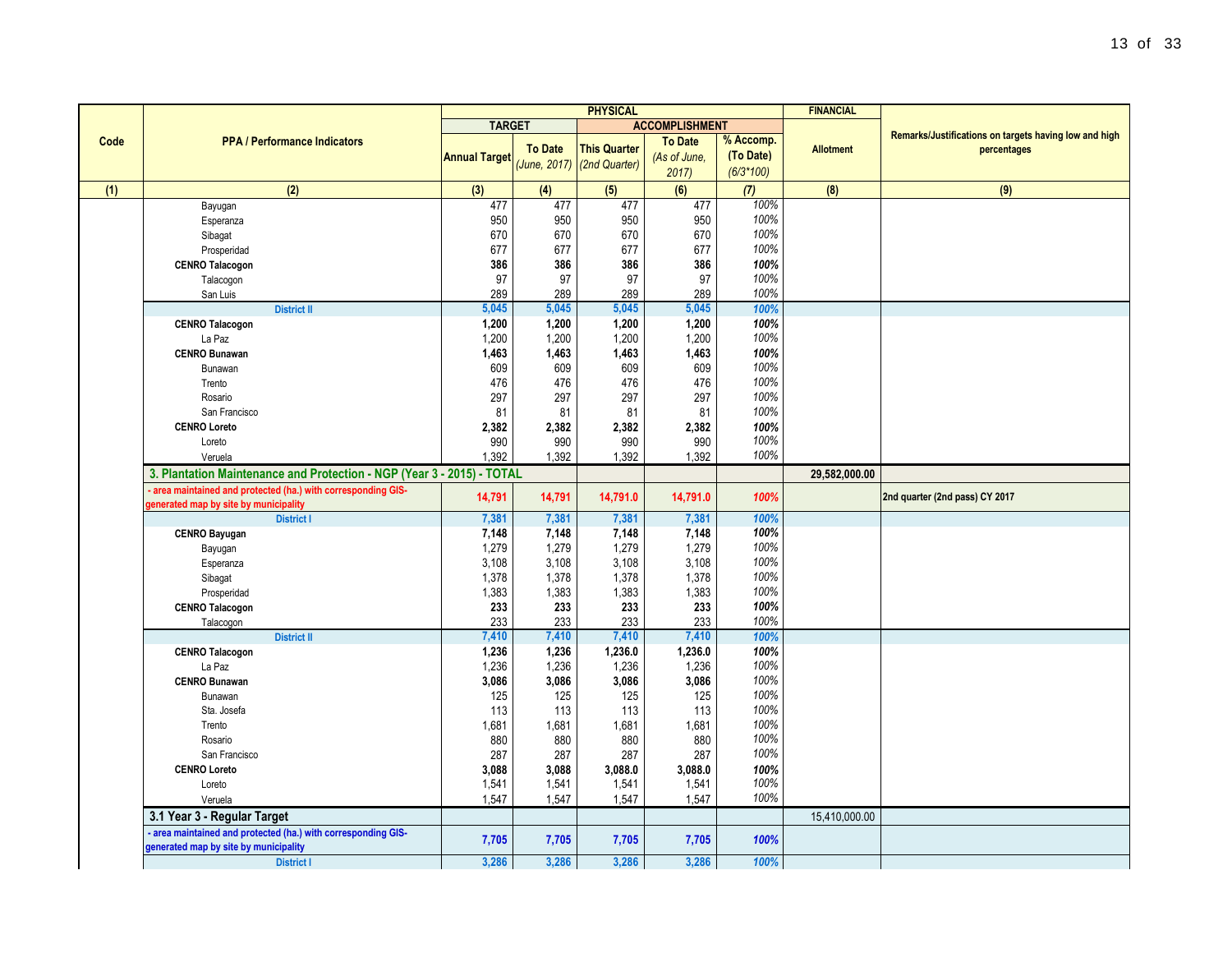| Code | PPA / Performance Indicators | PHYSICAL | | | | | FINANCIAL | Remarks/Justifications on targets having low and high percentages |
|---|---|---|---|---|---|---|---|---|
| | | TARGET | | ACCOMPLISHMENT | | | | |
| | | Annual Target | To Date *(June, 2017)* | This Quarter *(2nd Quarter)* | To Date *(As of June, 2017)* | % Accomp. (To Date) *(6/3*100)* | Allotment | |
| (1) | (2) | (3) | (4) | (5) | (6) | *(7)* | (8) | (9) |
| | Bayugan | 477 | 477 | 477 | 477 | 100% | | |
| | Esperanza | 950 | 950 | 950 | 950 | 100% | | |
| | Sibagat | 670 | 670 | 670 | 670 | 100% | | |
| | Prosperidad | 677 | 677 | 677 | 677 | 100% | | |
| | **CENRO Talacogon** | **386** | **386** | **386** | **386** | **100%** | | |
| | Talacogon | 97 | 97 | 97 | 97 | 100% | | |
| | San Luis | 289 | 289 | 289 | 289 | 100% | | |
| | **District II** | **5,045** | **5,045** | **5,045** | **5,045** | **100%** | | |
| | **CENRO Talacogon** | **1,200** | **1,200** | **1,200** | **1,200** | **100%** | | |
| | La Paz | 1,200 | 1,200 | 1,200 | 1,200 | 100% | | |
| | **CENRO Bunawan** | **1,463** | **1,463** | **1,463** | **1,463** | **100%** | | |
| | Bunawan | 609 | 609 | 609 | 609 | 100% | | |
| | Trento | 476 | 476 | 476 | 476 | 100% | | |
| | Rosario | 297 | 297 | 297 | 297 | 100% | | |
| | San Francisco | 81 | 81 | 81 | 81 | 100% | | |
| | **CENRO Loreto** | **2,382** | **2,382** | **2,382** | **2,382** | **100%** | | |
| | Loreto | 990 | 990 | 990 | 990 | 100% | | |
| | Veruela | 1,392 | 1,392 | 1,392 | 1,392 | 100% | | |
| | **3. Plantation Maintenance and Protection - NGP (Year 3 - 2015) - TOTAL** | | | | | | **29,582,000.00** | |
| | **- area maintained and protected (ha.) with corresponding GIS-generated map by site by municipality** | **14,791** | **14,791** | **14,791.0** | **14,791.0** | **100%** | | **2nd quarter (2nd pass) CY 2017** |
| | **District I** | **7,381** | **7,381** | **7,381** | **7,381** | **100%** | | |
| | **CENRO Bayugan** | **7,148** | **7,148** | **7,148** | **7,148** | **100%** | | |
| | Bayugan | 1,279 | 1,279 | 1,279 | 1,279 | 100% | | |
| | Esperanza | 3,108 | 3,108 | 3,108 | 3,108 | 100% | | |
| | Sibagat | 1,378 | 1,378 | 1,378 | 1,378 | 100% | | |
| | Prosperidad | 1,383 | 1,383 | 1,383 | 1,383 | 100% | | |
| | **CENRO Talacogon** | **233** | **233** | **233** | **233** | **100%** | | |
| | Talacogon | 233 | 233 | 233 | 233 | 100% | | |
| | **District II** | **7,410** | **7,410** | **7,410** | **7,410** | **100%** | | |
| | **CENRO Talacogon** | **1,236** | **1,236** | **1,236.0** | **1,236.0** | **100%** | | |
| | La Paz | 1,236 | 1,236 | 1,236 | 1,236 | 100% | | |
| | **CENRO Bunawan** | **3,086** | **3,086** | **3,086** | **3,086** | **100%** | | |
| | Bunawan | 125 | 125 | 125 | 125 | 100% | | |
| | Sta. Josefa | 113 | 113 | 113 | 113 | 100% | | |
| | Trento | 1,681 | 1,681 | 1,681 | 1,681 | 100% | | |
| | Rosario | 880 | 880 | 880 | 880 | 100% | | |
| | San Francisco | 287 | 287 | 287 | 287 | 100% | | |
| | **CENRO Loreto** | **3,088** | **3,088** | **3,088.0** | **3,088.0** | **100%** | | |
| | Loreto | 1,541 | 1,541 | 1,541 | 1,541 | 100% | | |
| | Veruela | 1,547 | 1,547 | 1,547 | 1,547 | 100% | | |
| | **3.1 Year 3 - Regular Target** | | | | | | 15,410,000.00 | |
| | **- area maintained and protected (ha.) with corresponding GIS-generated map by site by municipality** | **7,705** | **7,705** | **7,705** | **7,705** | **100%** | | |
| | **District I** | **3,286** | **3,286** | **3,286** | **3,286** | **100%** | | |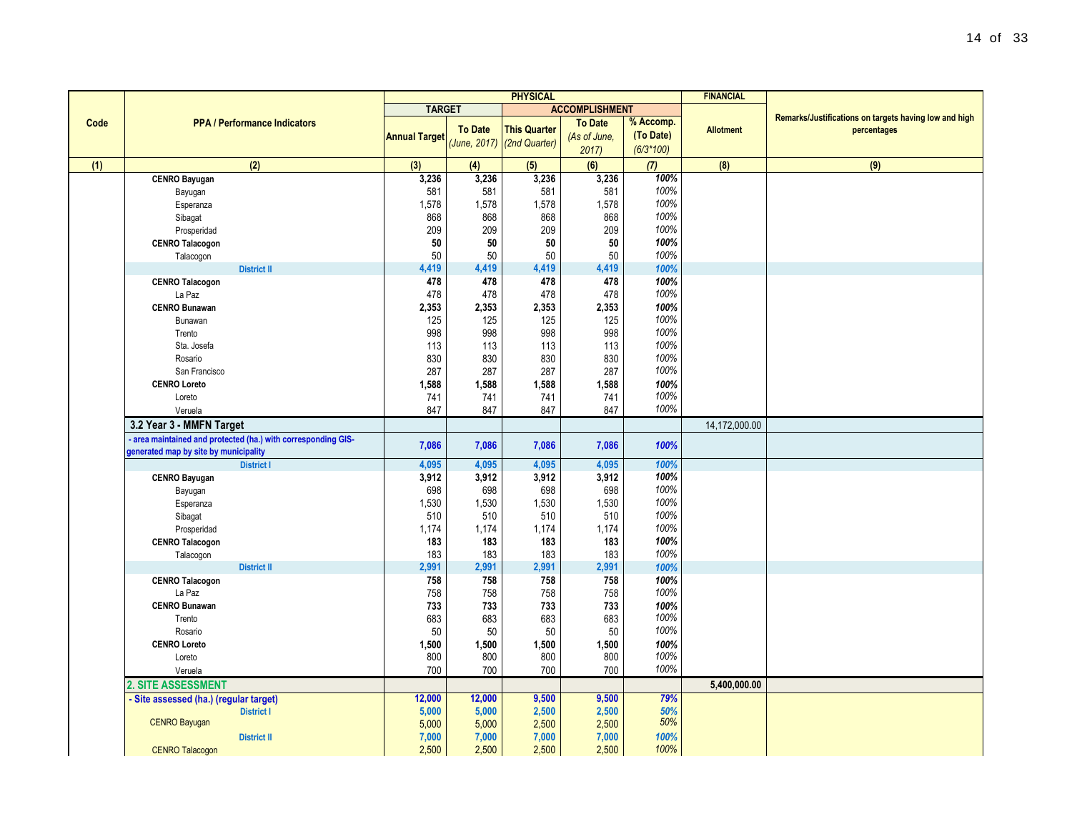| Code | PPA / Performance Indicators | PHYSICAL | | | | | FINANCIAL | Remarks/Justifications on targets having low and high percentages |
|---|---|---|---|---|---|---|---|---|
| | | TARGET | | ACCOMPLISHMENT | | | | |
| | | Annual Target | To Date *(June, 2017)* | This Quarter *(2nd Quarter)* | To Date *(As of June, 2017)* | % Accomp. (To Date) *(6/3*100)* | Allotment | |
| (1) | (2) | (3) | (4) | (5) | (6) | (7) | (8) | (9) |
| | **CENRO Bayugan** | **3,236** | **3,236** | **3,236** | **3,236** | ***100%*** | | |
| | Bayugan | 581 | 581 | 581 | 581 | *100%* | | |
| | Esperanza | 1,578 | 1,578 | 1,578 | 1,578 | *100%* | | |
| | Sibagat | 868 | 868 | 868 | 868 | *100%* | | |
| | Prosperidad | 209 | 209 | 209 | 209 | *100%* | | |
| | **CENRO Talacogon** | **50** | **50** | **50** | **50** | ***100%*** | | |
| | Talacogon | 50 | 50 | 50 | 50 | *100%* | | |
| | **District II** | **4,419** | **4,419** | **4,419** | **4,419** | ***100%*** | | |
| | **CENRO Talacogon** | **478** | **478** | **478** | **478** | ***100%*** | | |
| | La Paz | 478 | 478 | 478 | 478 | *100%* | | |
| | **CENRO Bunawan** | **2,353** | **2,353** | **2,353** | **2,353** | ***100%*** | | |
| | Bunawan | 125 | 125 | 125 | 125 | *100%* | | |
| | Trento | 998 | 998 | 998 | 998 | *100%* | | |
| | Sta. Josefa | 113 | 113 | 113 | 113 | *100%* | | |
| | Rosario | 830 | 830 | 830 | 830 | *100%* | | |
| | San Francisco | 287 | 287 | 287 | 287 | *100%* | | |
| | **CENRO Loreto** | **1,588** | **1,588** | **1,588** | **1,588** | ***100%*** | | |
| | Loreto | 741 | 741 | 741 | 741 | *100%* | | |
| | Veruela | 847 | 847 | 847 | 847 | *100%* | | |
| | **3.2 Year 3 - MMFN Target** | | | | | | 14,172,000.00 | |
| | **- area maintained and protected (ha.) with corresponding GIS-generated map by site by municipality** | **7,086** | **7,086** | **7,086** | **7,086** | ***100%*** | | |
| | **District I** | **4,095** | **4,095** | **4,095** | **4,095** | ***100%*** | | |
| | **CENRO Bayugan** | **3,912** | **3,912** | **3,912** | **3,912** | ***100%*** | | |
| | Bayugan | 698 | 698 | 698 | 698 | *100%* | | |
| | Esperanza | 1,530 | 1,530 | 1,530 | 1,530 | *100%* | | |
| | Sibagat | 510 | 510 | 510 | 510 | *100%* | | |
| | Prosperidad | 1,174 | 1,174 | 1,174 | 1,174 | *100%* | | |
| | **CENRO Talacogon** | **183** | **183** | **183** | **183** | ***100%*** | | |
| | Talacogon | 183 | 183 | 183 | 183 | *100%* | | |
| | **District II** | **2,991** | **2,991** | **2,991** | **2,991** | ***100%*** | | |
| | **CENRO Talacogon** | **758** | **758** | **758** | **758** | ***100%*** | | |
| | La Paz | 758 | 758 | 758 | 758 | *100%* | | |
| | **CENRO Bunawan** | **733** | **733** | **733** | **733** | ***100%*** | | |
| | Trento | 683 | 683 | 683 | 683 | *100%* | | |
| | Rosario | 50 | 50 | 50 | 50 | *100%* | | |
| | **CENRO Loreto** | **1,500** | **1,500** | **1,500** | **1,500** | ***100%*** | | |
| | Loreto | 800 | 800 | 800 | 800 | *100%* | | |
| | Veruela | 700 | 700 | 700 | 700 | *100%* | | |
| | **2. SITE ASSESSMENT** | | | | | | **5,400,000.00** | |
| | **- Site assessed (ha.) (regular target)** | **12,000** | **12,000** | **9,500** | **9,500** | ***79%*** | | |
| | **District I** | **5,000** | **5,000** | **2,500** | **2,500** | ***50%*** | | |
| | CENRO Bayugan | 5,000 | 5,000 | 2,500 | 2,500 | *50%* | | |
| | **District II** | **7,000** | **7,000** | **7,000** | **7,000** | ***100%*** | | |
| | CENRO Talacogon | 2,500 | 2,500 | 2,500 | 2,500 | *100%* | | |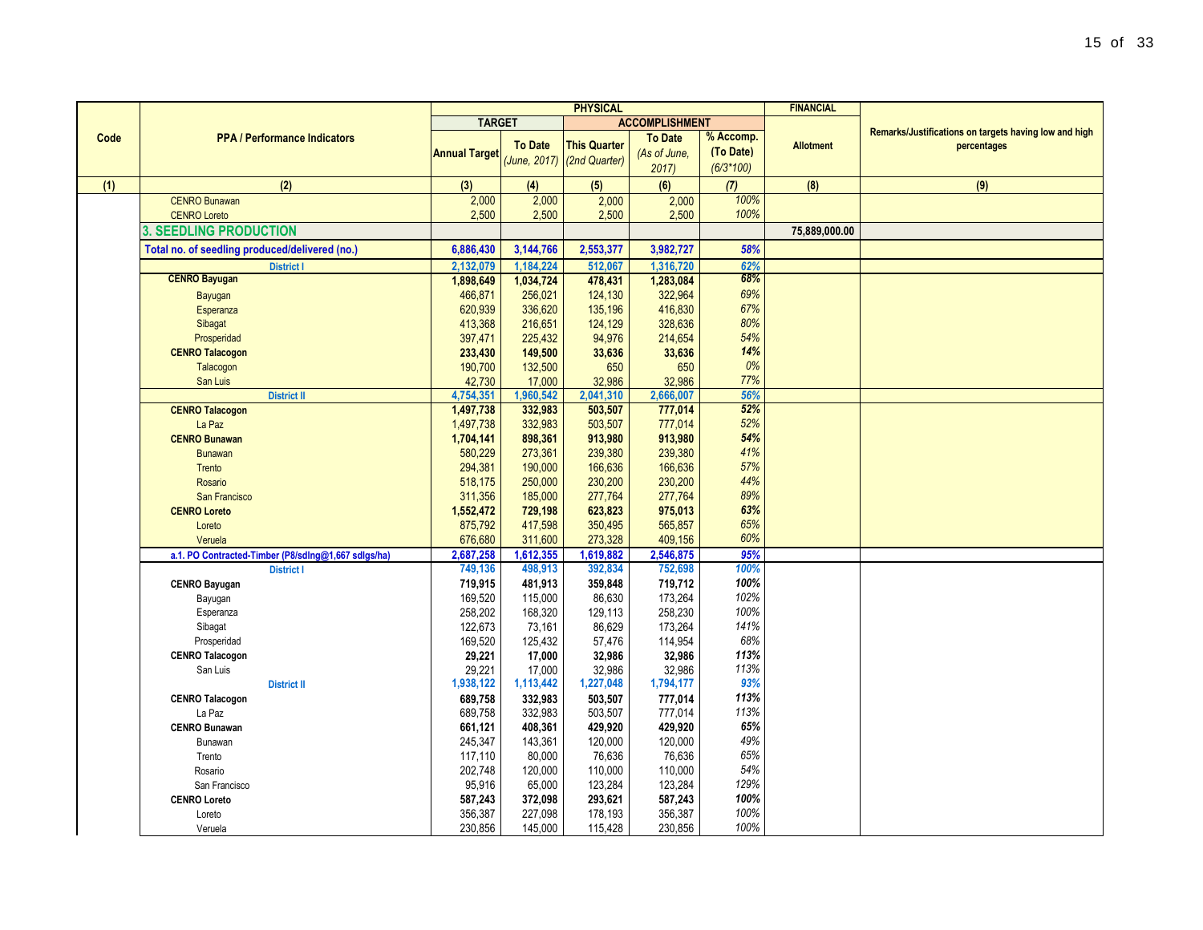| Code | PPA / Performance Indicators | PHYSICAL | | | | | FINANCIAL | Remarks/Justifications on targets having low and high percentages |
|---|---|---|---|---|---|---|---|---|
| | | TARGET | | ACCOMPLISHMENT | | | | |
| | | Annual Target | To Date *(June, 2017)* | This Quarter *(2nd Quarter)* | To Date *(As of June, 2017)* | % Accomp. (To Date) *(6/3*100)* | Allotment | |
| (1) | (2) | (3) | (4) | (5) | (6) | (7) | (8) | (9) |
| | CENRO Bunawan | 2,000 | 2,000 | 2,000 | 2,000 | 100% | | |
| | CENRO Loreto | 2,500 | 2,500 | 2,500 | 2,500 | 100% | | |
| | **3. SEEDLING PRODUCTION** | | | | | | **75,889,000.00** | |
| | **Total no. of seedling produced/delivered (no.)** | **6,886,430** | **3,144,766** | **2,553,377** | **3,982,727** | ***58%*** | | |
| | **District I** | **2,132,079** | **1,184,224** | **512,067** | **1,316,720** | ***62%*** | | |
| | **CENRO Bayugan** | **1,898,649** | **1,034,724** | **478,431** | **1,283,084** | ***68%*** | | |
| | Bayugan | 466,871 | 256,021 | 124,130 | 322,964 | 69% | | |
| | Esperanza | 620,939 | 336,620 | 135,196 | 416,830 | 67% | | |
| | Sibagat | 413,368 | 216,651 | 124,129 | 328,636 | 80% | | |
| | Prosperidad | 397,471 | 225,432 | 94,976 | 214,654 | 54% | | |
| | **CENRO Talacogon** | **233,430** | **149,500** | **33,636** | **33,636** | ***14%*** | | |
| | Talacogon | 190,700 | 132,500 | 650 | 650 | 0% | | |
| | San Luis | 42,730 | 17,000 | 32,986 | 32,986 | 77% | | |
| | **District II** | **4,754,351** | **1,960,542** | **2,041,310** | **2,666,007** | ***56%*** | | |
| | **CENRO Talacogon** | **1,497,738** | **332,983** | **503,507** | **777,014** | ***52%*** | | |
| | La Paz | 1,497,738 | 332,983 | 503,507 | 777,014 | 52% | | |
| | **CENRO Bunawan** | **1,704,141** | **898,361** | **913,980** | **913,980** | ***54%*** | | |
| | Bunawan | 580,229 | 273,361 | 239,380 | 239,380 | 41% | | |
| | Trento | 294,381 | 190,000 | 166,636 | 166,636 | 57% | | |
| | Rosario | 518,175 | 250,000 | 230,200 | 230,200 | 44% | | |
| | San Francisco | 311,356 | 185,000 | 277,764 | 277,764 | 89% | | |
| | **CENRO Loreto** | **1,552,472** | **729,198** | **623,823** | **975,013** | ***63%*** | | |
| | Loreto | 875,792 | 417,598 | 350,495 | 565,857 | 65% | | |
| | Veruela | 676,680 | 311,600 | 273,328 | 409,156 | 60% | | |
| | **a.1. PO Contracted-Timber (P8/sdlng@1,667 sdlgs/ha)** | **2,687,258** | **1,612,355** | **1,619,882** | **2,546,875** | ***95%*** | | |
| | **District I** | **749,136** | **498,913** | **392,834** | **752,698** | ***100%*** | | |
| | **CENRO Bayugan** | **719,915** | **481,913** | **359,848** | **719,712** | ***100%*** | | |
| | Bayugan | 169,520 | 115,000 | 86,630 | 173,264 | 102% | | |
| | Esperanza | 258,202 | 168,320 | 129,113 | 258,230 | 100% | | |
| | Sibagat | 122,673 | 73,161 | 86,629 | 173,264 | 141% | | |
| | Prosperidad | 169,520 | 125,432 | 57,476 | 114,954 | 68% | | |
| | **CENRO Talacogon** | **29,221** | **17,000** | **32,986** | **32,986** | ***113%*** | | |
| | San Luis | 29,221 | 17,000 | 32,986 | 32,986 | 113% | | |
| | **District II** | **1,938,122** | **1,113,442** | **1,227,048** | **1,794,177** | ***93%*** | | |
| | **CENRO Talacogon** | **689,758** | **332,983** | **503,507** | **777,014** | ***113%*** | | |
| | La Paz | 689,758 | 332,983 | 503,507 | 777,014 | 113% | | |
| | **CENRO Bunawan** | **661,121** | **408,361** | **429,920** | **429,920** | ***65%*** | | |
| | Bunawan | 245,347 | 143,361 | 120,000 | 120,000 | 49% | | |
| | Trento | 117,110 | 80,000 | 76,636 | 76,636 | 65% | | |
| | Rosario | 202,748 | 120,000 | 110,000 | 110,000 | 54% | | |
| | San Francisco | 95,916 | 65,000 | 123,284 | 123,284 | 129% | | |
| | **CENRO Loreto** | **587,243** | **372,098** | **293,621** | **587,243** | ***100%*** | | |
| | Loreto | 356,387 | 227,098 | 178,193 | 356,387 | 100% | | |
| | Veruela | 230,856 | 145,000 | 115,428 | 230,856 | 100% | | |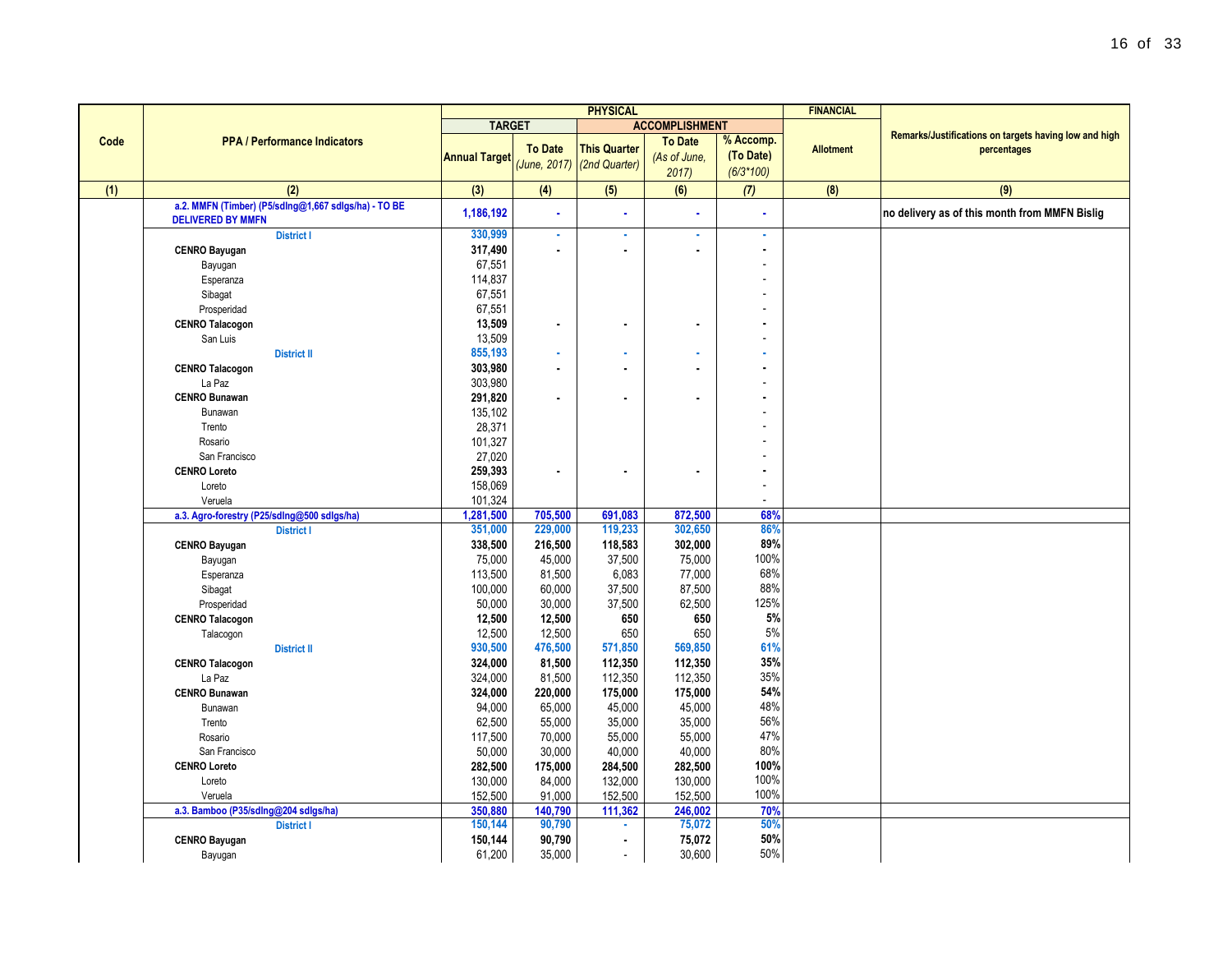| Code | PPA / Performance Indicators | PHYSICAL | | | | | FINANCIAL | Remarks/Justifications on targets having low and high percentages |
|---|---|---|---|---|---|---|---|---|
| | | TARGET | | ACCOMPLISHMENT | | | Allotment | |
| | | Annual Target | To Date *(June, 2017)* | This Quarter *(2nd Quarter)* | To Date *(As of June, 2017)* | % Accomp. (To Date) *(6/3\*100)* | | |
| (1) | (2) | (3) | (4) | (5) | (6) | (7) | (8) | (9) |
| | **a.2. MMFN (Timber) (P5/sdlng@1,667 sdlgs/ha) - TO BE DELIVERED BY MMFN** | **1,186,192** | - | - | - | - | | **no delivery as of this month from MMFN Bislig** |
| | **District I** | **330,999** | - | - | - | - | | |
| | **CENRO Bayugan** | **317,490** | - | - | - | - | | |
| | Bayugan | 67,551 | | | | - | | |
| | Esperanza | 114,837 | | | | - | | |
| | Sibagat | 67,551 | | | | - | | |
| | Prosperidad | 67,551 | | | | - | | |
| | **CENRO Talacogon** | **13,509** | - | - | - | - | | |
| | San Luis | 13,509 | | | | - | | |
| | **District II** | **855,193** | - | - | - | - | | |
| | **CENRO Talacogon** | **303,980** | - | - | - | - | | |
| | La Paz | 303,980 | | | | - | | |
| | **CENRO Bunawan** | **291,820** | - | - | - | - | | |
| | Bunawan | 135,102 | | | | - | | |
| | Trento | 28,371 | | | | - | | |
| | Rosario | 101,327 | | | | - | | |
| | San Francisco | 27,020 | | | | - | | |
| | **CENRO Loreto** | **259,393** | - | - | - | - | | |
| | Loreto | 158,069 | | | | - | | |
| | Veruela | 101,324 | | | | - | | |
| | **a.3. Agro-forestry (P25/sdlng@500 sdlgs/ha)** | **1,281,500** | **705,500** | **691,083** | **872,500** | **68%** | | |
| | **District I** | **351,000** | **229,000** | **119,233** | **302,650** | **86%** | | |
| | **CENRO Bayugan** | **338,500** | **216,500** | **118,583** | **302,000** | **89%** | | |
| | Bayugan | 75,000 | 45,000 | 37,500 | 75,000 | 100% | | |
| | Esperanza | 113,500 | 81,500 | 6,083 | 77,000 | 68% | | |
| | Sibagat | 100,000 | 60,000 | 37,500 | 87,500 | 88% | | |
| | Prosperidad | 50,000 | 30,000 | 37,500 | 62,500 | 125% | | |
| | **CENRO Talacogon** | **12,500** | **12,500** | **650** | **650** | **5%** | | |
| | Talacogon | 12,500 | 12,500 | 650 | 650 | 5% | | |
| | **District II** | **930,500** | **476,500** | **571,850** | **569,850** | **61%** | | |
| | **CENRO Talacogon** | **324,000** | **81,500** | **112,350** | **112,350** | **35%** | | |
| | La Paz | 324,000 | 81,500 | 112,350 | 112,350 | 35% | | |
| | **CENRO Bunawan** | **324,000** | **220,000** | **175,000** | **175,000** | **54%** | | |
| | Bunawan | 94,000 | 65,000 | 45,000 | 45,000 | 48% | | |
| | Trento | 62,500 | 55,000 | 35,000 | 35,000 | 56% | | |
| | Rosario | 117,500 | 70,000 | 55,000 | 55,000 | 47% | | |
| | San Francisco | 50,000 | 30,000 | 40,000 | 40,000 | 80% | | |
| | **CENRO Loreto** | **282,500** | **175,000** | **284,500** | **282,500** | **100%** | | |
| | Loreto | 130,000 | 84,000 | 132,000 | 130,000 | 100% | | |
| | Veruela | 152,500 | 91,000 | 152,500 | 152,500 | 100% | | |
| | **a.3. Bamboo (P35/sdlng@204 sdlgs/ha)** | **350,880** | **140,790** | **111,362** | **246,002** | **70%** | | |
| | **District I** | **150,144** | **90,790** | - | **75,072** | **50%** | | |
| | **CENRO Bayugan** | **150,144** | **90,790** | - | **75,072** | **50%** | | |
| | Bayugan | 61,200 | 35,000 | - | 30,600 | 50% | | |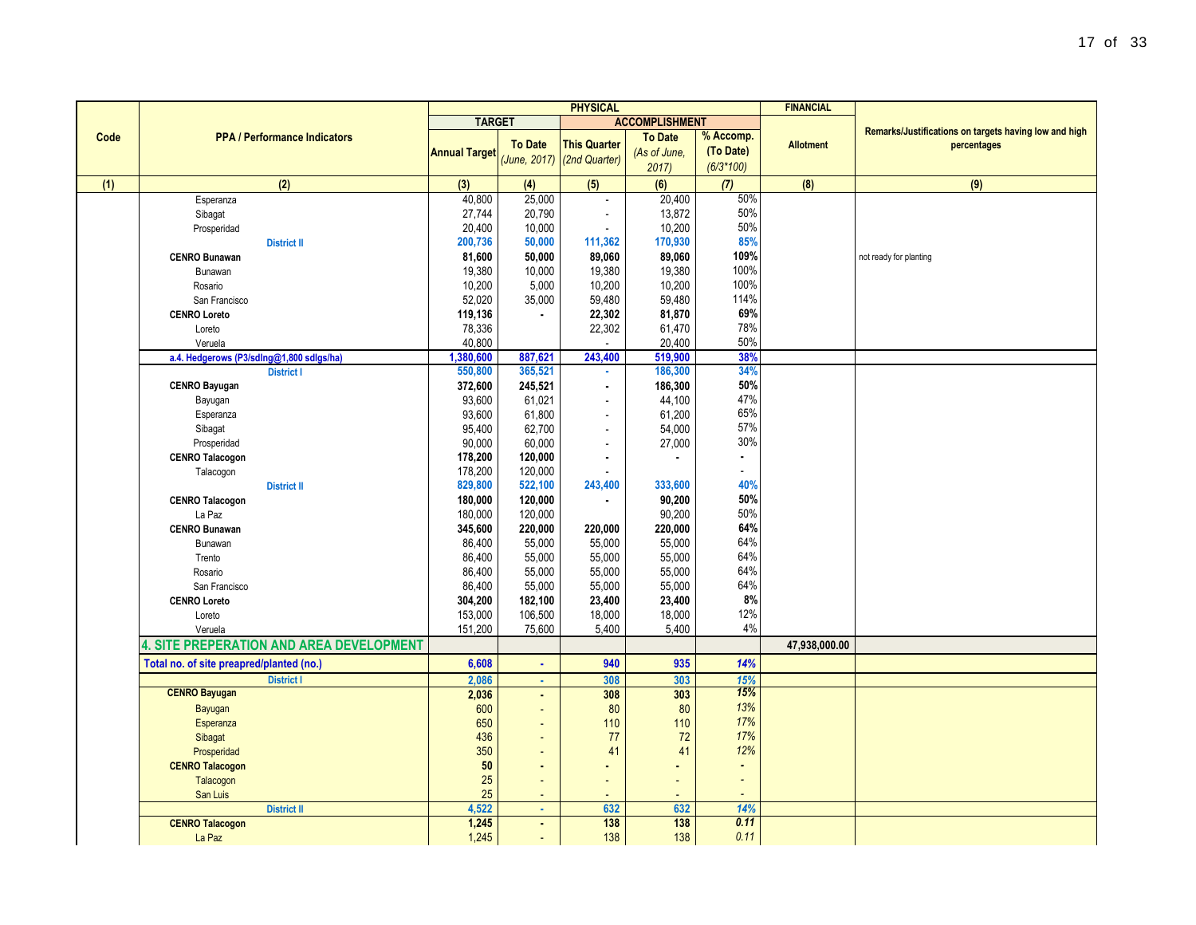| Code | PPA / Performance Indicators | PHYSICAL | | | | | FINANCIAL | Remarks/Justifications on targets having low and high percentages |
|---|---|---|---|---|---|---|---|---|
| | | TARGET | | ACCOMPLISHMENT | | | | |
| | | Annual Target | To Date *(June, 2017)* | This Quarter *(2nd Quarter)* | To Date *(As of June, 2017)* | % Accomp. (To Date) *(6/3*100)* | Allotment | |
| (1) | (2) | (3) | (4) | (5) | (6) | (7) | (8) | (9) |
| | Esperanza | 40,800 | 25,000 | - | 20,400 | 50% | | |
| | Sibagat | 27,744 | 20,790 | - | 13,872 | 50% | | |
| | Prosperidad | 20,400 | 10,000 | - | 10,200 | 50% | | |
| | **District II** | **200,736** | **50,000** | **111,362** | **170,930** | **85%** | | |
| | **CENRO Bunawan** | **81,600** | **50,000** | **89,060** | **89,060** | **109%** | | not ready for planting |
| | Bunawan | 19,380 | 10,000 | 19,380 | 19,380 | 100% | | |
| | Rosario | 10,200 | 5,000 | 10,200 | 10,200 | 100% | | |
| | San Francisco | 52,020 | 35,000 | 59,480 | 59,480 | 114% | | |
| | **CENRO Loreto** | **119,136** | **-** | **22,302** | **81,870** | **69%** | | |
| | Loreto | 78,336 | | 22,302 | 61,470 | 78% | | |
| | Veruela | 40,800 | | - | 20,400 | 50% | | |
| | **a.4. Hedgerows (P3/sdlng@1,800 sdlgs/ha)** | **1,380,600** | **887,621** | **243,400** | **519,900** | **38%** | | |
| | **District I** | **550,800** | **365,521** | **-** | **186,300** | **34%** | | |
| | **CENRO Bayugan** | **372,600** | **245,521** | **-** | **186,300** | **50%** | | |
| | Bayugan | 93,600 | 61,021 | - | 44,100 | 47% | | |
| | Esperanza | 93,600 | 61,800 | - | 61,200 | 65% | | |
| | Sibagat | 95,400 | 62,700 | - | 54,000 | 57% | | |
| | Prosperidad | 90,000 | 60,000 | - | 27,000 | 30% | | |
| | **CENRO Talacogon** | **178,200** | **120,000** | **-** | **-** | **-** | | |
| | Talacogon | 178,200 | 120,000 | - | | - | | |
| | **District II** | **829,800** | **522,100** | **243,400** | **333,600** | **40%** | | |
| | **CENRO Talacogon** | **180,000** | **120,000** | **-** | **90,200** | **50%** | | |
| | La Paz | 180,000 | 120,000 | | 90,200 | 50% | | |
| | **CENRO Bunawan** | **345,600** | **220,000** | **220,000** | **220,000** | **64%** | | |
| | Bunawan | 86,400 | 55,000 | 55,000 | 55,000 | 64% | | |
| | Trento | 86,400 | 55,000 | 55,000 | 55,000 | 64% | | |
| | Rosario | 86,400 | 55,000 | 55,000 | 55,000 | 64% | | |
| | San Francisco | 86,400 | 55,000 | 55,000 | 55,000 | 64% | | |
| | **CENRO Loreto** | **304,200** | **182,100** | **23,400** | **23,400** | **8%** | | |
| | Loreto | 153,000 | 106,500 | 18,000 | 18,000 | 12% | | |
| | Veruela | 151,200 | 75,600 | 5,400 | 5,400 | 4% | | |
| | **4. SITE PREPERATION AND AREA DEVELOPMENT** | | | | | | **47,938,000.00** | |
| | **Total no. of site preapred/planted (no.)** | **6,608** | **-** | **940** | **935** | ***14%*** | | |
| | **District I** | **2,086** | **-** | **308** | **303** | ***15%*** | | |
| | **CENRO Bayugan** | **2,036** | **-** | **308** | **303** | ***15%*** | | |
| | Bayugan | 600 | - | 80 | 80 | *13%* | | |
| | Esperanza | 650 | - | 110 | 110 | *17%* | | |
| | Sibagat | 436 | - | 77 | 72 | *17%* | | |
| | Prosperidad | 350 | - | 41 | 41 | *12%* | | |
| | **CENRO Talacogon** | **50** | **-** | **-** | **-** | **-** | | |
| | Talacogon | 25 | - | - | - | - | | |
| | San Luis | 25 | - | - | - | - | | |
| | **District II** | **4,522** | **-** | **632** | **632** | ***14%*** | | |
| | **CENRO Talacogon** | **1,245** | **-** | **138** | **138** | ***0.11*** | | |
| | La Paz | 1,245 | - | 138 | 138 | *0.11* | | |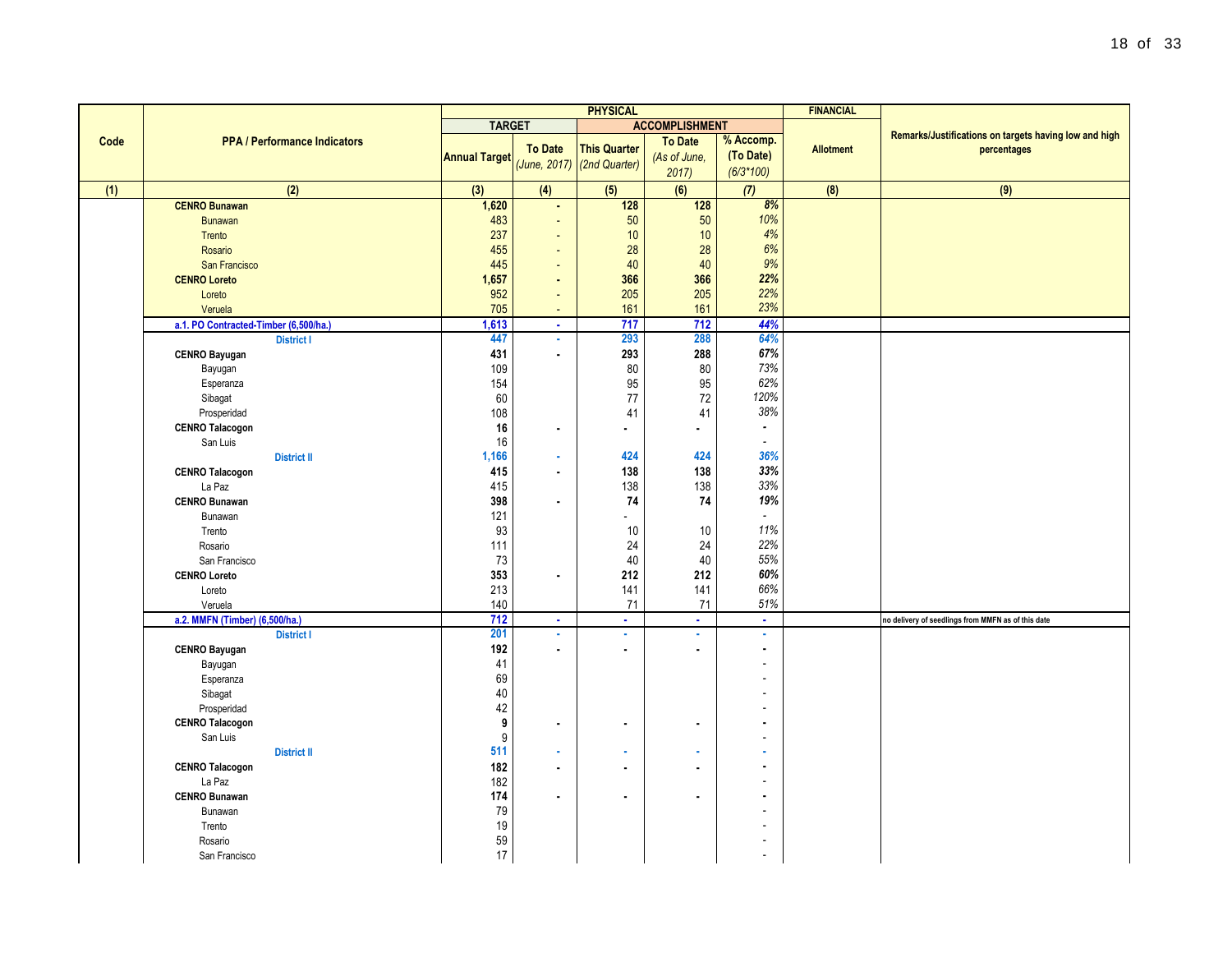| Code | PPA / Performance Indicators | PHYSICAL | | | | | FINANCIAL | Remarks/Justifications on targets having low and high percentages |
|---|---|---|---|---|---|---|---|---|
| | | TARGET | | ACCOMPLISHMENT | | | | |
| | | Annual Target | To Date *(June, 2017)* | This Quarter *(2nd Quarter)* | To Date *(As of June, 2017)* | % Accomp. (To Date) *(6/3*100)* | Allotment | |
| (1) | (2) | (3) | (4) | (5) | (6) | (7) | (8) | (9) |
| | **CENRO Bunawan** | **1,620** | **-** | **128** | **128** | ***8%*** | | |
| | Bunawan | 483 | - | 50 | 50 | *10%* | | |
| | Trento | 237 | - | 10 | 10 | *4%* | | |
| | Rosario | 455 | - | 28 | 28 | *6%* | | |
| | San Francisco | 445 | - | 40 | 40 | *9%* | | |
| | **CENRO Loreto** | **1,657** | **-** | **366** | **366** | ***22%*** | | |
| | Loreto | 952 | - | 205 | 205 | *22%* | | |
| | Veruela | 705 | - | 161 | 161 | *23%* | | |
| | **a.1. PO Contracted-Timber (6,500/ha.)** | **1,613** | **-** | **717** | **712** | ***44%*** | | |
| | **District I** | **447** | **-** | **293** | **288** | ***64%*** | | |
| | **CENRO Bayugan** | **431** | **-** | **293** | **288** | ***67%*** | | |
| | Bayugan | 109 | | 80 | 80 | *73%* | | |
| | Esperanza | 154 | | 95 | 95 | *62%* | | |
| | Sibagat | 60 | | 77 | 72 | *120%* | | |
| | Prosperidad | 108 | | 41 | 41 | *38%* | | |
| | **CENRO Talacogon** | **16** | **-** | **-** | **-** | **-** | | |
| | San Luis | 16 | | | | - | | |
| | **District II** | **1,166** | **-** | **424** | **424** | ***36%*** | | |
| | **CENRO Talacogon** | **415** | **-** | **138** | **138** | ***33%*** | | |
| | La Paz | 415 | | 138 | 138 | *33%* | | |
| | **CENRO Bunawan** | **398** | **-** | **74** | **74** | ***19%*** | | |
| | Bunawan | 121 | | - | | - | | |
| | Trento | 93 | | 10 | 10 | *11%* | | |
| | Rosario | 111 | | 24 | 24 | *22%* | | |
| | San Francisco | 73 | | 40 | 40 | *55%* | | |
| | **CENRO Loreto** | **353** | **-** | **212** | **212** | ***60%*** | | |
| | Loreto | 213 | | 141 | 141 | *66%* | | |
| | Veruela | 140 | | 71 | 71 | *51%* | | |
| | **a.2. MMFN (Timber) (6,500/ha.)** | **712** | **-** | **-** | **-** | **-** | | no delivery of seedlings from MMFN as of this date |
| | **District I** | **201** | **-** | **-** | **-** | **-** | | |
| | **CENRO Bayugan** | **192** | **-** | **-** | **-** | **-** | | |
| | Bayugan | 41 | | | | - | | |
| | Esperanza | 69 | | | | - | | |
| | Sibagat | 40 | | | | - | | |
| | Prosperidad | 42 | | | | - | | |
| | **CENRO Talacogon** | **9** | **-** | **-** | **-** | **-** | | |
| | San Luis | 9 | | | | - | | |
| | **District II** | **511** | **-** | **-** | **-** | **-** | | |
| | **CENRO Talacogon** | **182** | **-** | **-** | **-** | **-** | | |
| | La Paz | 182 | | | | - | | |
| | **CENRO Bunawan** | **174** | **-** | **-** | **-** | **-** | | |
| | Bunawan | 79 | | | | - | | |
| | Trento | 19 | | | | - | | |
| | Rosario | 59 | | | | - | | |
| | San Francisco | 17 | | | | - | | |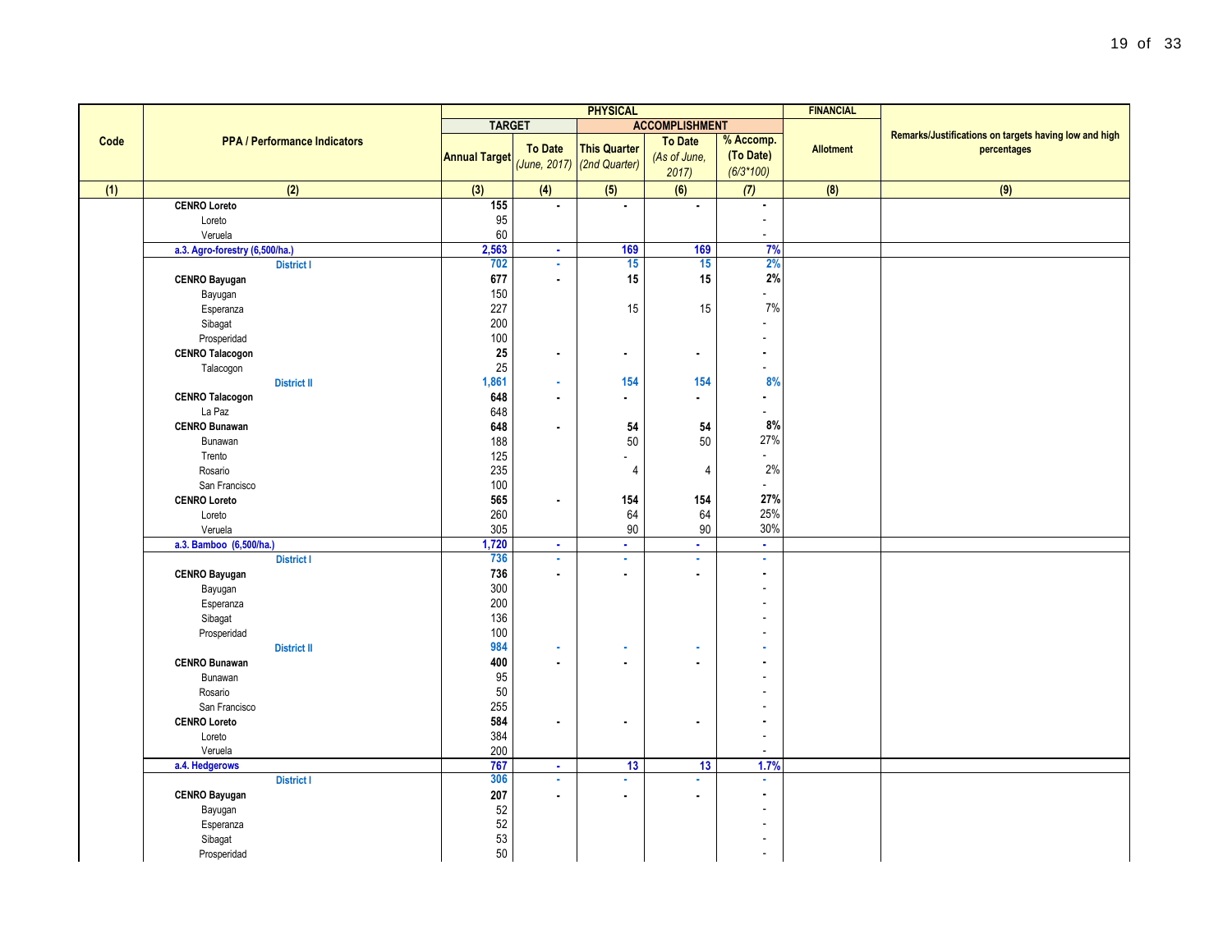| Code | PPA / Performance Indicators | PHYSICAL | | | | | FINANCIAL | Remarks/Justifications on targets having low and high percentages |
|---|---|---|---|---|---|---|---|---|
| | | TARGET | | ACCOMPLISHMENT | | | | |
| | | Annual Target | To Date *(June, 2017)* | This Quarter *(2nd Quarter)* | To Date *(As of June, 2017)* | % Accomp. (To Date) *(6/3*100)* | Allotment | |
| (1) | (2) | (3) | (4) | (5) | (6) | (7) | (8) | (9) |
| | **CENRO Loreto** | **155** | **-** | **-** | **-** | **-** | | |
| | Loreto | 95 | | | | - | | |
| | Veruela | 60 | | | | - | | |
| | **a.3. Agro-forestry (6,500/ha.)** | **2,563** | **-** | **169** | **169** | **7%** | | |
| | **District I** | **702** | **-** | **15** | **15** | **2%** | | |
| | **CENRO Bayugan** | **677** | **-** | **15** | **15** | **2%** | | |
| | Bayugan | 150 | | | | - | | |
| | Esperanza | 227 | | 15 | 15 | 7% | | |
| | Sibagat | 200 | | | | - | | |
| | Prosperidad | 100 | | | | - | | |
| | **CENRO Talacogon** | **25** | **-** | **-** | **-** | **-** | | |
| | Talacogon | 25 | | | | - | | |
| | **District II** | **1,861** | **-** | **154** | **154** | **8%** | | |
| | **CENRO Talacogon** | **648** | **-** | **-** | **-** | **-** | | |
| | La Paz | 648 | | | | - | | |
| | **CENRO Bunawan** | **648** | **-** | **54** | **54** | **8%** | | |
| | Bunawan | 188 | | 50 | 50 | 27% | | |
| | Trento | 125 | | - | | - | | |
| | Rosario | 235 | | 4 | 4 | 2% | | |
| | San Francisco | 100 | | | | - | | |
| | **CENRO Loreto** | **565** | **-** | **154** | **154** | **27%** | | |
| | Loreto | 260 | | 64 | 64 | 25% | | |
| | Veruela | 305 | | 90 | 90 | 30% | | |
| | **a.3. Bamboo (6,500/ha.)** | **1,720** | **-** | **-** | **-** | **-** | | |
| | **District I** | **736** | **-** | **-** | **-** | **-** | | |
| | **CENRO Bayugan** | **736** | **-** | **-** | **-** | **-** | | |
| | Bayugan | 300 | | | | - | | |
| | Esperanza | 200 | | | | - | | |
| | Sibagat | 136 | | | | - | | |
| | Prosperidad | 100 | | | | - | | |
| | **District II** | **984** | **-** | **-** | **-** | **-** | | |
| | **CENRO Bunawan** | **400** | **-** | **-** | **-** | **-** | | |
| | Bunawan | 95 | | | | - | | |
| | Rosario | 50 | | | | - | | |
| | San Francisco | 255 | | | | - | | |
| | **CENRO Loreto** | **584** | **-** | **-** | **-** | **-** | | |
| | Loreto | 384 | | | | - | | |
| | Veruela | 200 | | | | - | | |
| | **a.4. Hedgerows** | **767** | **-** | **13** | **13** | **1.7%** | | |
| | **District I** | **306** | **-** | **-** | **-** | **-** | | |
| | **CENRO Bayugan** | **207** | **-** | **-** | **-** | **-** | | |
| | Bayugan | 52 | | | | - | | |
| | Esperanza | 52 | | | | - | | |
| | Sibagat | 53 | | | | - | | |
| | Prosperidad | 50 | | | | - | | |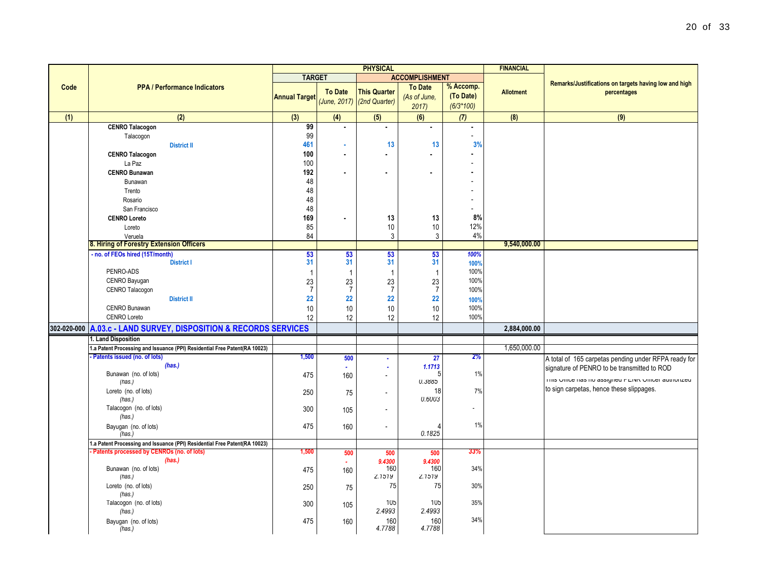| Code | PPA / Performance Indicators | PHYSICAL | | | | | FINANCIAL | Remarks/Justifications on targets having low and high percentages |
|---|---|---|---|---|---|---|---|---|
| | | TARGET | | ACCOMPLISHMENT | | | | |
| | | Annual Target | To Date *(June, 2017)* | This Quarter *(2nd Quarter)* | To Date *(As of June, 2017)* | % Accomp. (To Date) *(6/3*100)* | Allotment | |
| (1) | (2) | (3) | (4) | (5) | (6) | (7) | (8) | (9) |
| | **CENRO Talacogon** | **99** | **-** | **-** | **-** | **-** | | |
| | Talacogon | 99 | | | | - | | |
| | **District II** | **461** | **-** | **13** | **13** | **3%** | | |
| | **CENRO Talacogon** | **100** | **-** | **-** | **-** | **-** | | |
| | La Paz | 100 | | | | - | | |
| | **CENRO Bunawan** | **192** | **-** | **-** | **-** | **-** | | |
| | Bunawan | 48 | | | | - | | |
| | Trento | 48 | | | | - | | |
| | Rosario | 48 | | | | - | | |
| | San Francisco | 48 | | | | - | | |
| | **CENRO Loreto** | **169** | **-** | **13** | **13** | **8%** | | |
| | Loreto | 85 | | 10 | 10 | 12% | | |
| | Veruela | 84 | | 3 | 3 | 4% | | |
| | **8. Hiring of Forestry Extension Officers** | | | | | | **9,540,000.00** | |
| | **- no. of FEOs hired (15T/month)** | **53** | **53** | **53** | **53** | ***100%*** | | |
| | **District I** | **31** | **31** | **31** | **31** | **100%** | | |
| | PENRO-ADS | 1 | 1 | 1 | 1 | 100% | | |
| | CENRO Bayugan | 23 | 23 | 23 | 23 | 100% | | |
| | CENRO Talacogon | 7 | 7 | 7 | 7 | 100% | | |
| | **District II** | **22** | **22** | **22** | **22** | **100%** | | |
| | CENRO Bunawan | 10 | 10 | 10 | 10 | 100% | | |
| | CENRO Loreto | 12 | 12 | 12 | 12 | 100% | | |
| **302-020-000** | **A.03.c - LAND SURVEY, DISPOSITION & RECORDS SERVICES** | | | | | | **2,884,000.00** | |
| | **1. Land Disposition** | | | | | | | |
| | **1.a Patent Processing and Issuance (PPI) Residential Free Patent(RA 10023)** | | | | | | 1,650,000.00 | |
| | **- Patents issued (no. of lots)** | **1,500** | **500** | **-** | **27** | ***2%*** | | A total of 165 carpetas pending under RFPA ready for signature of PENRO to be transmitted to ROD |
| | ***(has.)*** | | **-** | **-** | ***1.1713*** | | | This Office has no assigned PENR Officer authorized to sign carpetas, hence these slippages. |
| | Bunawan (no. of lots) *(has.)* | 475 | 160 | - | 5 *0.3885* | 1% | | |
| | Loreto (no. of lots) *(has.)* | 250 | 75 | - | 18 *0.6003* | 7% | | |
| | Talacogon (no. of lots) *(has.)* | 300 | 105 | - | | - | | |
| | Bayugan (no. of lots) *(has.)* | 475 | 160 | - | 4 *0.1825* | 1% | | |
| | **1.a Patent Processing and Issuance (PPI) Residential Free Patent(RA 10023)** | | | | | | | |
| | **- Patents processed by CENROs (no. of lots)** | **1,500** | **500** | **500** | **500** | ***33%*** | | |
| | ***(has.)*** | | **-** | ***9.4300*** | ***9.4300*** | | | |
| | Bunawan (no. of lots) *(has.)* | 475 | 160 | 160 *2.1519* | 160 *2.1519* | 34% | | |
| | Loreto (no. of lots) *(has.)* | 250 | 75 | 75 | 75 | 30% | | |
| | Talacogon (no. of lots) *(has.)* | 300 | 105 | 105 *2.4993* | 105 *2.4993* | 35% | | |
| | Bayugan (no. of lots) *(has.)* | 475 | 160 | 160 *4.7788* | 160 *4.7788* | 34% | | |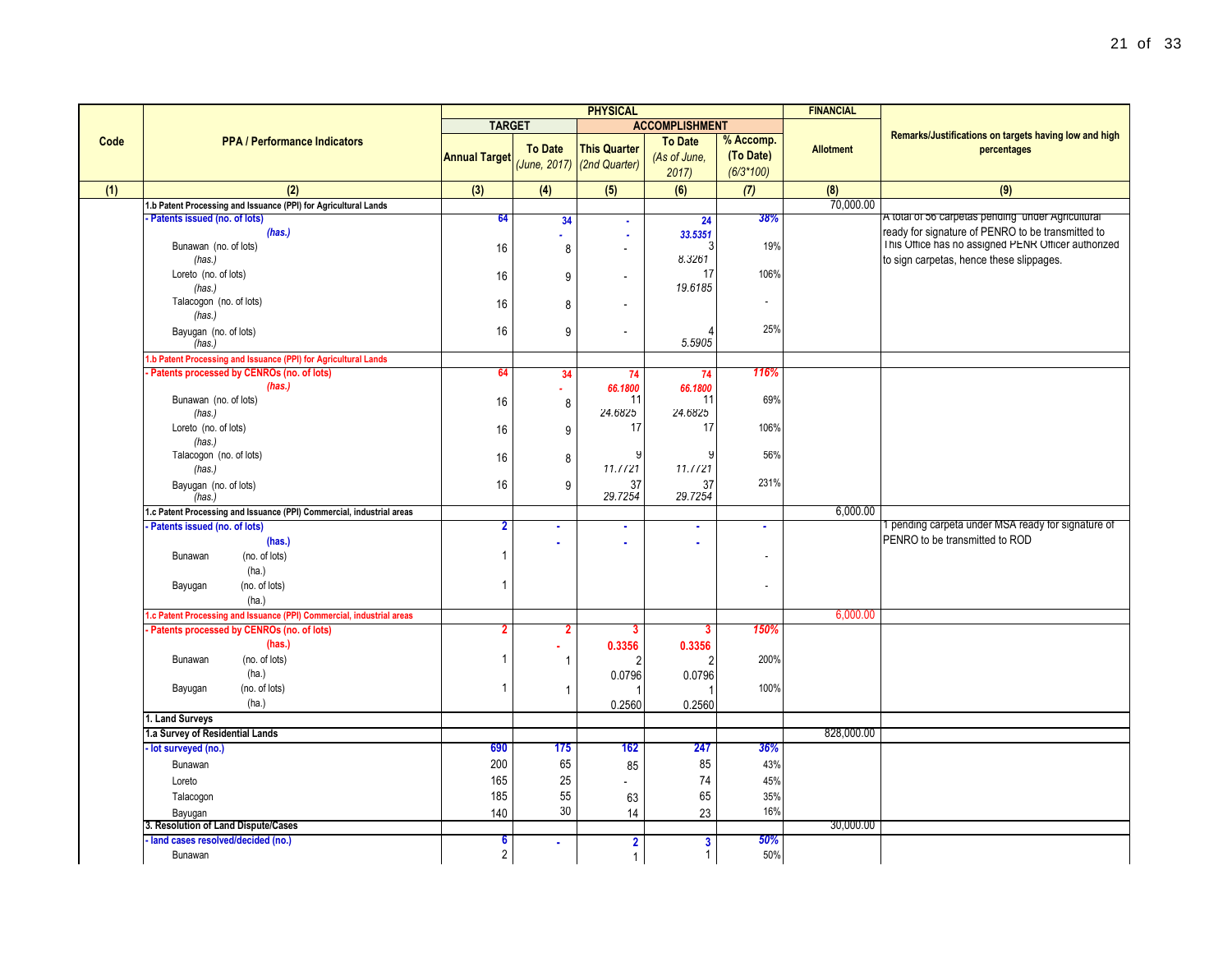| Code | PPA / Performance Indicators | PHYSICAL | | | | | FINANCIAL | Remarks/Justifications on targets having low and high percentages |
|---|---|---|---|---|---|---|---|---|
| | | TARGET | | ACCOMPLISHMENT | | | | |
| | | Annual Target | To Date (June, 2017) | This Quarter (2nd Quarter) | To Date (As of June, 2017) | % Accomp. (To Date) (6/3*100) | Allotment | |
| (1) | (2) | (3) | (4) | (5) | (6) | (7) | (8) | (9) |
| | 1.b Patent Processing and Issuance (PPI) for Agricultural Lands | | | | | | 70,000.00 | |
| | - Patents issued (no. of lots) | 64 | 34 | - | 24 | 38% | | A total of 56 carpetas pending under Agricultural ready for signature of PENRO to be transmitted to This Office has no assigned PENR Officer authorized to sign carpetas, hence these slippages. |
| | (has.) | | - | - | 33.5351 | | | |
| | Bunawan (no. of lots) | 16 | 8 | - | 3 | 19% | | |
| | (has.) | | | | 8.3261 | | | |
| | Loreto (no. of lots) | 16 | 9 | - | 17 | 106% | | |
| | (has.) | | | | 19.6185 | | | |
| | Talacogon (no. of lots) | 16 | 8 | - | | - | | |
| | (has.) | | | | | | | |
| | Bayugan (no. of lots) | 16 | 9 | - | 4 | 25% | | |
| | (has.) | | | | 5.5905 | | | |
| | 1.b Patent Processing and Issuance (PPI) for Agricultural Lands | | | | | | | |
| | - Patents processed by CENROs (no. of lots) | 64 | 34 | 74 | 74 | 116% | | |
| | (has.) | | - | 66.1800 | 66.1800 | | | |
| | Bunawan (no. of lots) | 16 | 8 | 11 | 11 | 69% | | |
| | (has.) | | | 24.6825 | 24.6825 | | | |
| | Loreto (no. of lots) | 16 | 9 | 17 | 17 | 106% | | |
| | (has.) | | | | | | | |
| | Talacogon (no. of lots) | 16 | 8 | 9 | 9 | 56% | | |
| | (has.) | | | 11.7721 | 11.7721 | | | |
| | Bayugan (no. of lots) | 16 | 9 | 37 | 37 | 231% | | |
| | (has.) | | | 29.7254 | 29.7254 | | | |
| | 1.c Patent Processing and Issuance (PPI) Commercial, industrial areas | | | | | | 6,000.00 | |
| | - Patents issued (no. of lots) | 2 | - | - | - | - | | 1 pending carpeta under MSA ready for signature of PENRO to be transmitted to ROD |
| | (has.) | | - | - | - | | | |
| | Bunawan (no. of lots) | 1 | | | | - | | |
| | (ha.) | | | | | | | |
| | Bayugan (no. of lots) | 1 | | | | - | | |
| | (ha.) | | | | | | | |
| | 1.c Patent Processing and Issuance (PPI) Commercial, industrial areas | | | | | | 6,000.00 | |
| | - Patents processed by CENROs (no. of lots) | 2 | 2 | 3 | 3 | 150% | | |
| | (has.) | | - | 0.3356 | 0.3356 | | | |
| | Bunawan (no. of lots) | 1 | 1 | 2 | 2 | 200% | | |
| | (ha.) | | | 0.0796 | 0.0796 | | | |
| | Bayugan (no. of lots) | 1 | 1 | 1 | 1 | 100% | | |
| | (ha.) | | | 0.2560 | 0.2560 | | | |
| | 1. Land Surveys | | | | | | | |
| | 1.a Survey of Residential Lands | | | | | | 828,000.00 | |
| | - lot surveyed (no.) | 690 | 175 | 162 | 247 | 36% | | |
| | Bunawan | 200 | 65 | 85 | 85 | 43% | | |
| | Loreto | 165 | 25 | - | 74 | 45% | | |
| | Talacogon | 185 | 55 | 63 | 65 | 35% | | |
| | Bayugan | 140 | 30 | 14 | 23 | 16% | | |
| | 3. Resolution of Land Dispute/Cases | | | | | | 30,000.00 | |
| | - land cases resolved/decided (no.) | 6 | - | 2 | 3 | 50% | | |
| | Bunawan | 2 | | 1 | 1 | 50% | | |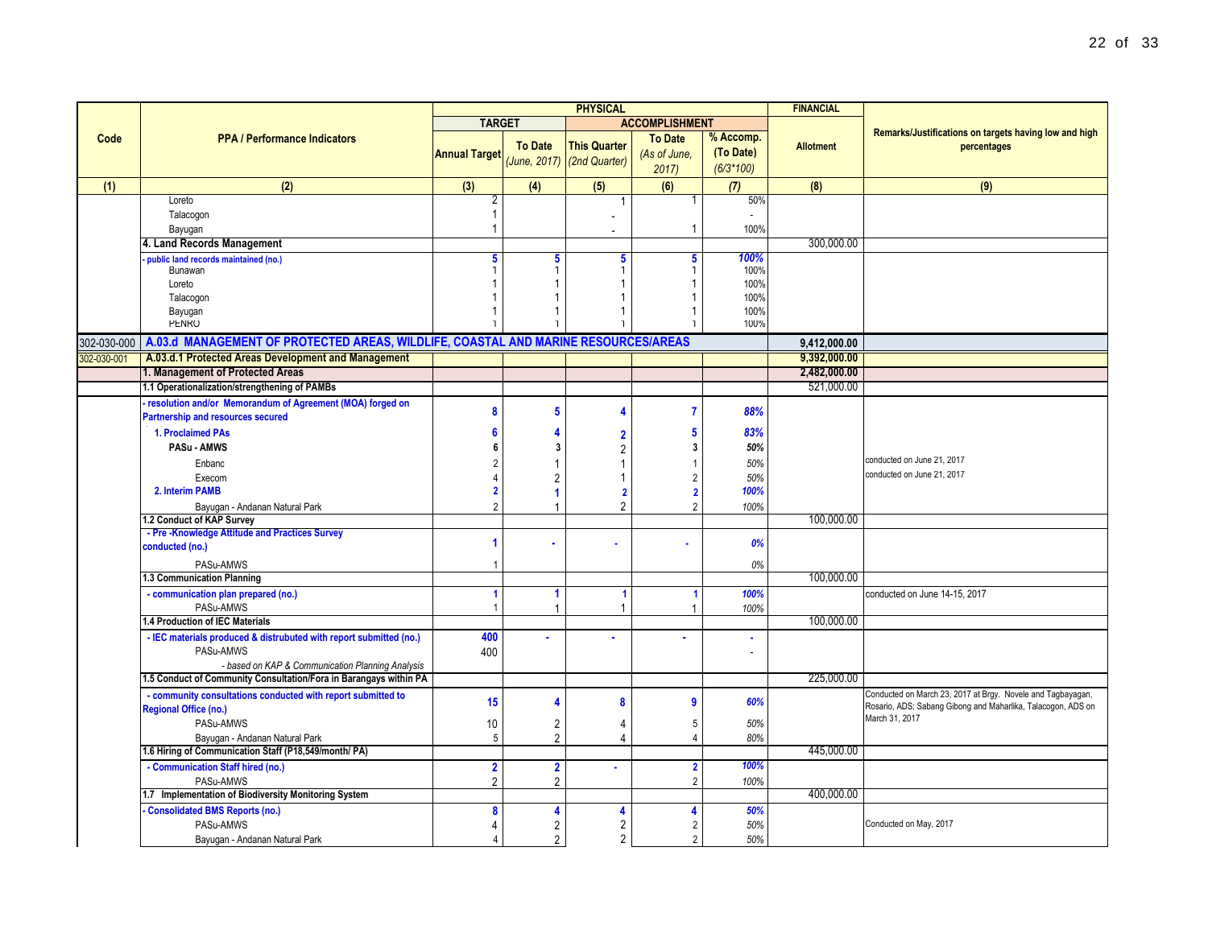| Code | PPA / Performance Indicators | PHYSICAL | | | | | FINANCIAL | Remarks/Justifications on targets having low and high percentages |
|---|---|---|---|---|---|---|---|---|
| | | TARGET | | ACCOMPLISHMENT | | | | |
| | | Annual Target | To Date *(June, 2017)* | This Quarter *(2nd Quarter)* | To Date *(As of June, 2017)* | % Accomp. (To Date) *(6/3*100)* | Allotment | |
| (1) | (2) | (3) | (4) | (5) | (6) | (7) | (8) | (9) |
| | Loreto | 2 | | 1 | 1 | 50% | | |
| | Talacogon | 1 | | - | | - | | |
| | Bayugan | 1 | | - | 1 | 100% | | |
| | **4. Land Records Management** | | | | | | 300,000.00 | |
| | **- public land records maintained (no.)** | **5** | **5** | **5** | **5** | ***100%*** | | |
| | Bunawan | 1 | 1 | 1 | 1 | 100% | | |
| | Loreto | 1 | 1 | 1 | 1 | 100% | | |
| | Talacogon | 1 | 1 | 1 | 1 | 100% | | |
| | Bayugan | 1 | 1 | 1 | 1 | 100% | | |
| | PENRO | 1 | 1 | 1 | 1 | 100% | | |
| 302-030-000 | **A.03.d MANAGEMENT OF PROTECTED AREAS, WILDLIFE, COASTAL AND MARINE RESOURCES/AREAS** | | | | | | **9,412,000.00** | |
| 302-030-001 | **A.03.d.1 Protected Areas Development and Management** | | | | | | **9,392,000.00** | |
| | **1. Management of Protected Areas** | | | | | | **2,482,000.00** | |
| | **1.1 Operationalization/strengthening of PAMBs** | | | | | | 521,000.00 | |
| | **- resolution and/or Memorandum of Agreement (MOA) forged on Partnership and resources secured** | **8** | **5** | **4** | **7** | ***88%*** | | |
| | **1. Proclaimed PAs** | **6** | **4** | **2** | **5** | ***83%*** | | |
| | **PASu - AMWS** | **6** | **3** | 2 | **3** | ***50%*** | | |
| | Enbanc | 2 | 1 | 1 | 1 | *50%* | | conducted on June 21, 2017 |
| | Execom | 4 | 2 | 1 | 2 | *50%* | | conducted on June 21, 2017 |
| | **2. Interim PAMB** | **2** | **1** | **2** | **2** | ***100%*** | | |
| | Bayugan - Andanan Natural Park | 2 | 1 | 2 | 2 | *100%* | | |
| | **1.2 Conduct of KAP Survey** | | | | | | 100,000.00 | |
| | **- Pre -Knowledge Attitude and Practices Survey conducted (no.)** | **1** | **-** | **-** | **-** | ***0%*** | | |
| | PASu-AMWS | 1 | | | | *0%* | | |
| | **1.3 Communication Planning** | | | | | | 100,000.00 | |
| | **- communication plan prepared (no.)** | **1** | **1** | **1** | **1** | ***100%*** | | conducted on June 14-15, 2017 |
| | PASu-AMWS | 1 | 1 | 1 | 1 | *100%* | | |
| | **1.4 Production of IEC Materials** | | | | | | 100,000.00 | |
| | **- IEC materials produced & distrubuted with report submitted (no.)** | **400** | **-** | **-** | **-** | **-** | | |
| | PASu-AMWS | 400 | | | | - | | |
| | *- based on KAP & Communication Planning Analysis* | | | | | | | |
| | **1.5 Conduct of Community Consultation/Fora in Barangays within PA** | | | | | | 225,000.00 | |
| | **- community consultations conducted with report submitted to Regional Office (no.)** | **15** | **4** | **8** | **9** | ***60%*** | | Conducted on March 23, 2017 at Brgy. Novele and Tagbayagan, Rosario, ADS; Sabang Gibong and Maharlika, Talacogon, ADS on March 31, 2017 |
| | PASu-AMWS | 10 | 2 | 4 | 5 | *50%* | | |
| | Bayugan - Andanan Natural Park | 5 | 2 | 4 | 4 | *80%* | | |
| | **1.6 Hiring of Communication Staff (P18,549/month/ PA)** | | | | | | 445,000.00 | |
| | **- Communication Staff hired (no.)** | **2** | **2** | **-** | **2** | ***100%*** | | |
| | PASu-AMWS | 2 | 2 | | 2 | *100%* | | |
| | **1.7 Implementation of Biodiversity Monitoring System** | | | | | | 400,000.00 | |
| | **- Consolidated BMS Reports (no.)** | **8** | **4** | **4** | **4** | ***50%*** | | |
| | PASu-AMWS | 4 | 2 | 2 | 2 | *50%* | | Conducted on May, 2017 |
| | Bayugan - Andanan Natural Park | 4 | 2 | 2 | 2 | *50%* | | |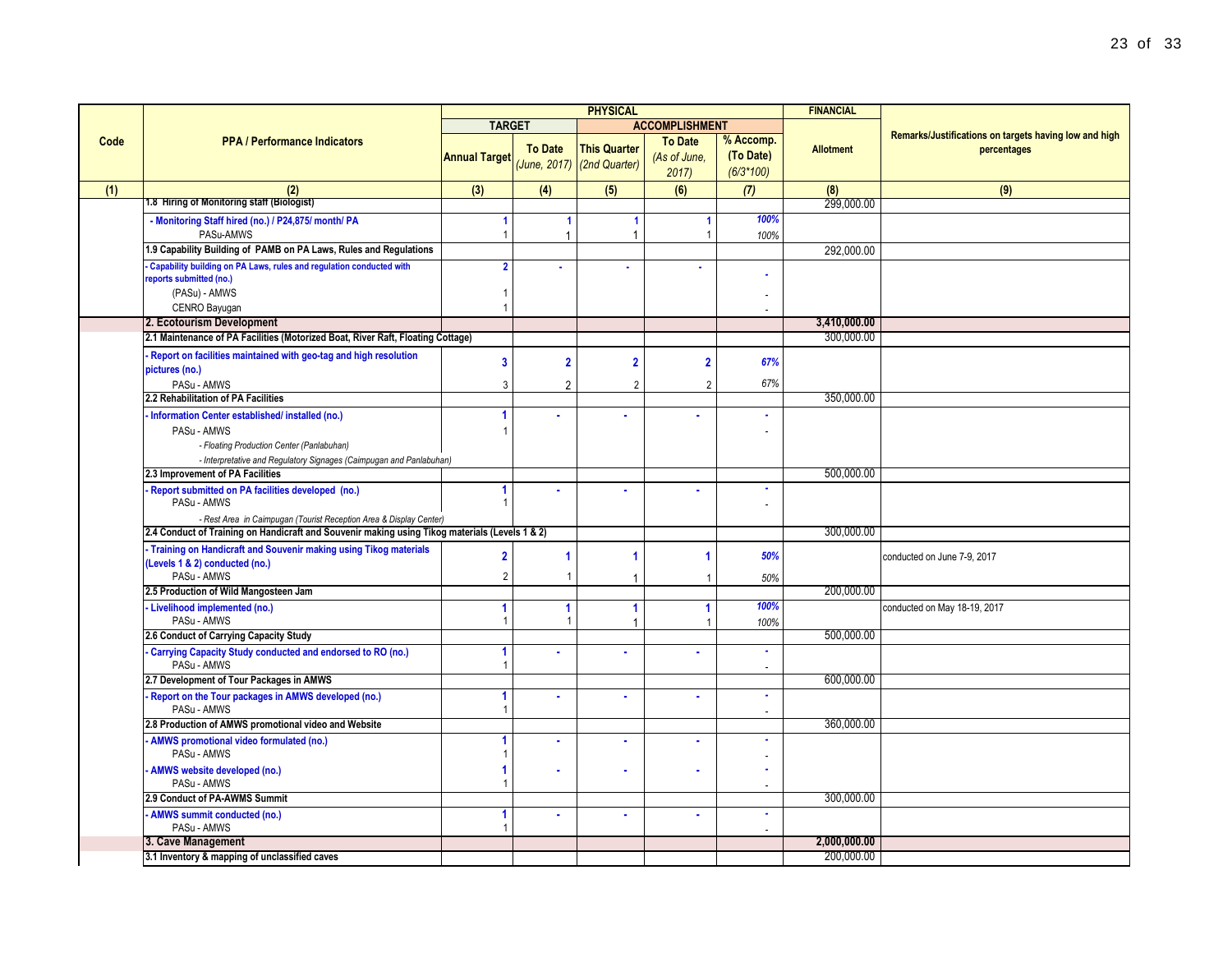| Code | PPA / Performance Indicators | PHYSICAL | | | | | FINANCIAL | Remarks/Justifications on targets having low and high percentages |
|---|---|---|---|---|---|---|---|---|
| | | TARGET | | ACCOMPLISHMENT | | | | |
| | | Annual Target | To Date *(June, 2017)* | This Quarter *(2nd Quarter)* | To Date *(As of June, 2017)* | % Accomp. (To Date) *(6/3*100)* | Allotment | |
| (1) | (2) | (3) | (4) | (5) | (6) | (7) | (8) | (9) |
| | 1.8 Hiring of Monitoring staff (Biologist) | | | | | | 299,000.00 | |
| | - Monitoring Staff hired (no.) / P24,875/ month/ PA | 1 | 1 | 1 | 1 | 100% | | |
| | PASu-AMWS | 1 | 1 | 1 | 1 | 100% | | |
| | 1.9 Capability Building of PAMB on PA Laws, Rules and Regulations | | | | | | 292,000.00 | |
| | - Capability building on PA Laws, rules and regulation conducted with reports submitted (no.) | 2 | - | - | - | - | | |
| | (PASu) - AMWS | 1 | | | | - | | |
| | CENRO Bayugan | 1 | | | | - | | |
| | **2. Ecotourism Development** | | | | | | **3,410,000.00** | |
| | 2.1 Maintenance of PA Facilities (Motorized Boat, River Raft, Floating Cottage) | | | | | | 300,000.00 | |
| | - Report on facilities maintained with geo-tag and high resolution pictures (no.) | 3 | 2 | 2 | 2 | 67% | | |
| | PASu - AMWS | 3 | 2 | 2 | 2 | 67% | | |
| | 2.2 Rehabilitation of PA Facilities | | | | | | 350,000.00 | |
| | - Information Center established/ installed (no.) | 1 | - | - | - | - | | |
| | PASu - AMWS | 1 | | | | - | | |
| | *- Floating Production Center (Panlabuhan)* | | | | | | | |
| | *- Interpretative and Regulatory Signages (Caimpugan and Panlabuhan)* | | | | | | | |
| | 2.3 Improvement of PA Facilities | | | | | | 500,000.00 | |
| | - Report submitted on PA facilities developed (no.) | 1 | - | - | - | - | | |
| | PASu - AMWS | 1 | | | | - | | |
| | *- Rest Area in Caimpugan (Tourist Reception Area & Display Center)* | | | | | | | |
| | 2.4 Conduct of Training on Handicraft and Souvenir making using Tikog materials (Levels 1 & 2) | | | | | | 300,000.00 | |
| | - Training on Handicraft and Souvenir making using Tikog materials (Levels 1 & 2) conducted (no.) | 2 | 1 | 1 | 1 | 50% | | conducted on June 7-9, 2017 |
| | PASu - AMWS | 2 | 1 | 1 | 1 | 50% | | |
| | 2.5 Production of Wild Mangosteen Jam | | | | | | 200,000.00 | |
| | - Livelihood implemented (no.) | 1 | 1 | 1 | 1 | 100% | | conducted on May 18-19, 2017 |
| | PASu - AMWS | 1 | 1 | 1 | 1 | 100% | | |
| | 2.6 Conduct of Carrying Capacity Study | | | | | | 500,000.00 | |
| | - Carrying Capacity Study conducted and endorsed to RO (no.) | 1 | - | - | - | - | | |
| | PASu - AMWS | 1 | | | | - | | |
| | 2.7 Development of Tour Packages in AMWS | | | | | | 600,000.00 | |
| | - Report on the Tour packages in AMWS developed (no.) | 1 | - | - | - | - | | |
| | PASu - AMWS | 1 | | | | - | | |
| | 2.8 Production of AMWS promotional video and Website | | | | | | 360,000.00 | |
| | - AMWS promotional video formulated (no.) | 1 | - | - | - | - | | |
| | PASu - AMWS | 1 | | | | - | | |
| | - AMWS website developed (no.) | 1 | - | - | - | - | | |
| | PASu - AMWS | 1 | | | | - | | |
| | 2.9 Conduct of PA-AWMS Summit | | | | | | 300,000.00 | |
| | - AMWS summit conducted (no.) | 1 | - | - | - | - | | |
| | PASu - AMWS | 1 | | | | - | | |
| | **3. Cave Management** | | | | | | **2,000,000.00** | |
| | 3.1 Inventory & mapping of unclassified caves | | | | | | 200,000.00 | |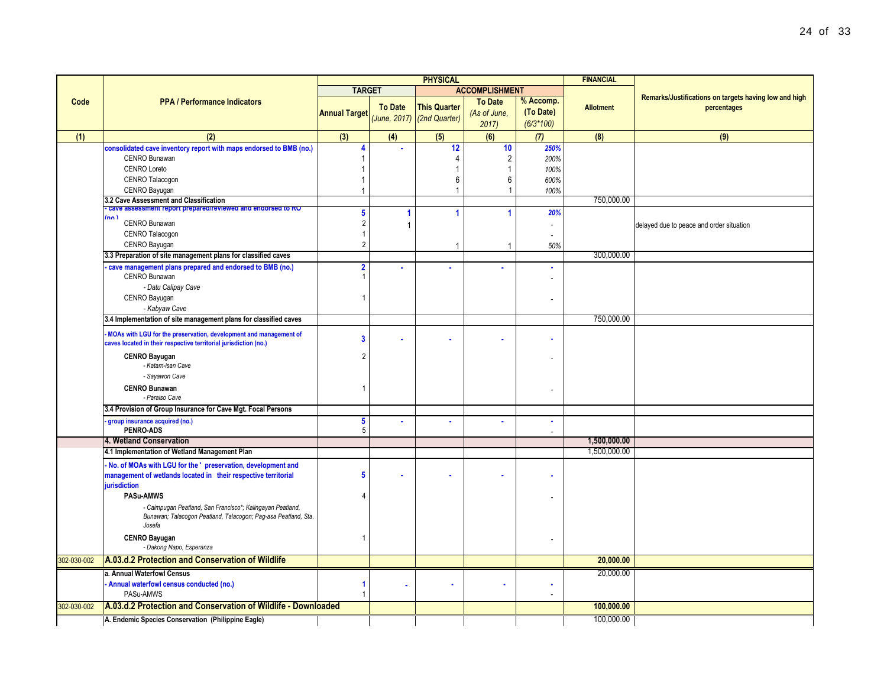| Code | PPA / Performance Indicators | PHYSICAL | | | | | FINANCIAL | Remarks/Justifications on targets having low and high percentages |
|---|---|---|---|---|---|---|---|---|
| | | TARGET | | ACCOMPLISHMENT | | | | |
| | | Annual Target | To Date *(June, 2017)* | This Quarter *(2nd Quarter)* | To Date *(As of June, 2017)* | % Accomp. (To Date) *(6/3*100)* | Allotment | |
| (1) | (2) | (3) | (4) | (5) | (6) | (7) | (8) | (9) |
| | consolidated cave inventory report with maps endorsed to BMB (no.) | 4 | - | 12 | 10 | *250%* | | |
| | CENRO Bunawan | 1 | | 4 | 2 | *200%* | | |
| | CENRO Loreto | 1 | | 1 | 1 | *100%* | | |
| | CENRO Talacogon | 1 | | 6 | 6 | *600%* | | |
| | CENRO Bayugan | 1 | | 1 | 1 | *100%* | | |
| | **3.2 Cave Assessment and Classification** | | | | | | 750,000.00 | |
| | - cave assessment report prepared/reviewed and endorsed to RO (no.) | 5 | 1 | 1 | 1 | *20%* | | |
| | CENRO Bunawan | 2 | 1 | | | - | | delayed due to peace and order situation |
| | CENRO Talacogon | 1 | | | | - | | |
| | CENRO Bayugan | 2 | | 1 | 1 | *50%* | | |
| | **3.3 Preparation of site management plans for classified caves** | | | | | | 300,000.00 | |
| | - cave management plans prepared and endorsed to BMB (no.) | 2 | - | - | - | - | | |
| | CENRO Bunawan | 1 | | | | - | | |
| | *- Datu Calipay Cave* | | | | | | | |
| | CENRO Bayugan | 1 | | | | - | | |
| | *- Kabyaw Cave* | | | | | | | |
| | **3.4 Implementation of site management plans for classified caves** | | | | | | 750,000.00 | |
| | - MOAs with LGU for the preservation, development and management of caves located in their respective territorial jurisdiction (no.) | 3 | - | - | - | - | | |
| | **CENRO Bayugan** | 2 | | | | - | | |
| | *- Katam-isan Cave* | | | | | | | |
| | *- Sayawon Cave* | | | | | | | |
| | **CENRO Bunawan** | 1 | | | | - | | |
| | *- Paraiso Cave* | | | | | | | |
| | **3.4 Provision of Group Insurance for Cave Mgt. Focal Persons** | | | | | | | |
| | - group insurance acquired (no.) | 5 | - | - | - | - | | |
| | **PENRO-ADS** | 5 | | | | - | | |
| | **4. Wetland Conservation** | | | | | | **1,500,000.00** | |
| | **4.1 Implementation of Wetland Management Plan** | | | | | | 1,500,000.00 | |
| | - No. of MOAs with LGU for the ' preservation, development and management of wetlands located in their respective territorial jurisdiction | 5 | - | - | - | - | | |
| | **PASu-AMWS** | 4 | | | | - | | |
| | *- Caimpugan Peatland, San Francisco*; Kalingayan Peatland, Bunawan; Talacogon Peatland, Talacogon; Pag-asa Peatland, Sta. Josefa* | | | | | | | |
| | **CENRO Bayugan** | 1 | | | | - | | |
| | *- Dakong Napo, Esperanza* | | | | | | | |
| 302-030-002 | **A.03.d.2 Protection and Conservation of Wildlife** | | | | | | **20,000.00** | |
| | **a. Annual Waterfowl Census** | | | | | | 20,000.00 | |
| | - Annual waterfowl census conducted (no.) | 1 | - | - | - | - | | |
| | PASu-AMWS | 1 | | | | - | | |
| 302-030-002 | **A.03.d.2 Protection and Conservation of Wildlife - Downloaded** | | | | | | **100,000.00** | |
| | **A. Endemic Species Conservation (Philippine Eagle)** | | | | | | 100,000.00 | |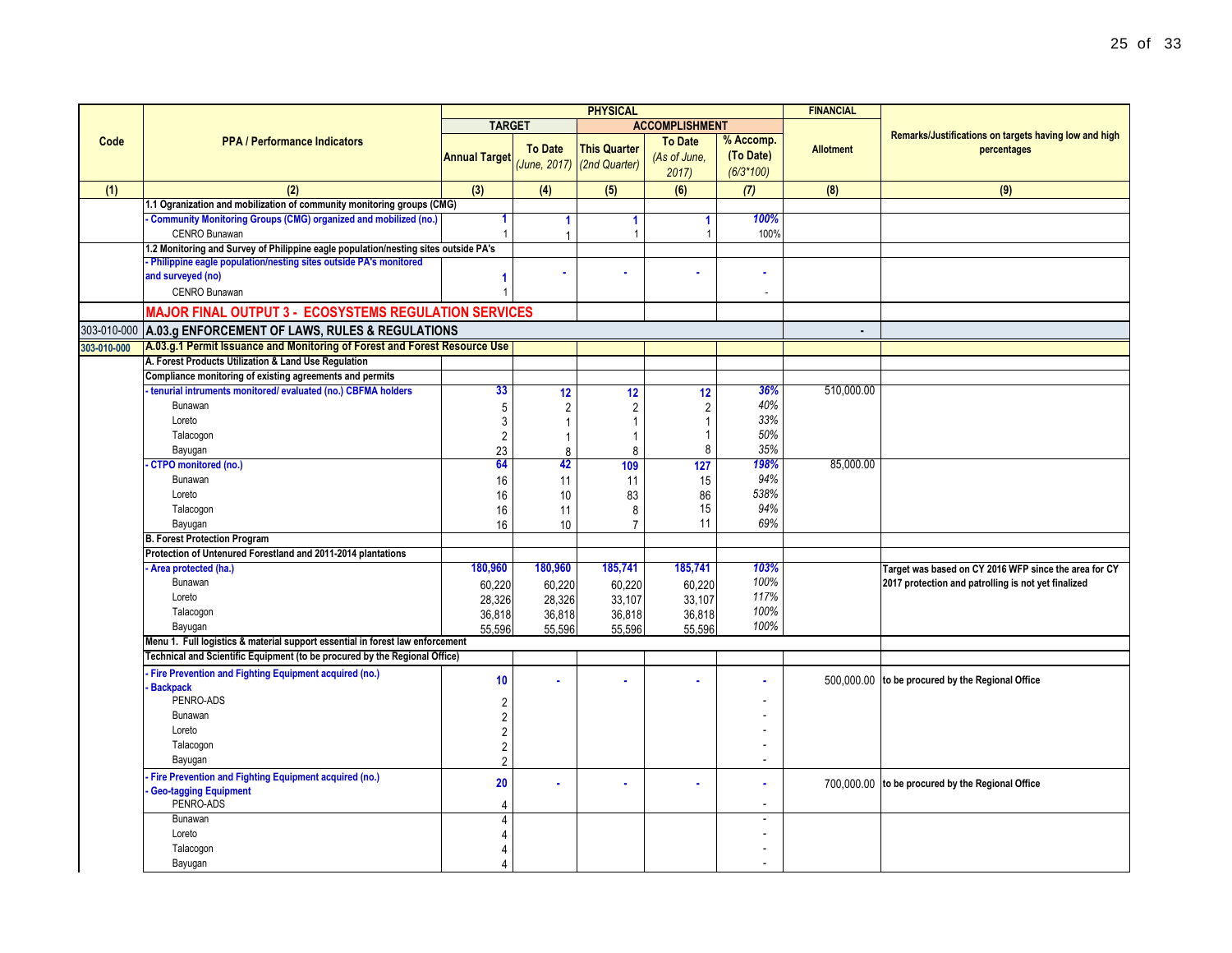| Code | PPA / Performance Indicators | PHYSICAL | | | | | FINANCIAL | Remarks/Justifications on targets having low and high percentages |
|---|---|---|---|---|---|---|---|---|
| | | TARGET | | ACCOMPLISHMENT | | | | |
| | | Annual Target | To Date *(June, 2017)* | This Quarter *(2nd Quarter)* | To Date *(As of June, 2017)* | % Accomp. (To Date) *(6/3\*100)* | Allotment | |
| (1) | (2) | (3) | (4) | (5) | (6) | (7) | (8) | (9) |
| | **1.1 Ogranization and mobilization of community monitoring groups (CMG)** | | | | | | | |
| | **- Community Monitoring Groups (CMG) organized and mobilized (no.)** | **1** | **1** | **1** | **1** | ***100%*** | | |
| | CENRO Bunawan | 1 | 1 | 1 | 1 | 100% | | |
| | **1.2 Monitoring and Survey of Philippine eagle population/nesting sites outside PA's** | | | | | | | |
| | **- Philippine eagle population/nesting sites outside PA's monitored and surveyed (no)** | **1** | **-** | **-** | **-** | **-** | | |
| | CENRO Bunawan | 1 | | | | - | | |
| | **MAJOR FINAL OUTPUT 3 - ECOSYSTEMS REGULATION SERVICES** | | | | | | | |
| 303-010-000 | **A.03.g ENFORCEMENT OF LAWS, RULES & REGULATIONS** | | | | | | - | |
| **303-010-000** | **A.03.g.1 Permit Issuance and Monitoring of Forest and Forest Resource Use** | | | | | | | |
| | **A. Forest Products Utilization & Land Use Regulation** | | | | | | | |
| | **Compliance monitoring of existing agreements and permits** | | | | | | | |
| | **- tenurial intruments monitored/ evaluated (no.) CBFMA holders** | **33** | **12** | **12** | **12** | ***36%*** | 510,000.00 | |
| | Bunawan | 5 | 2 | 2 | 2 | *40%* | | |
| | Loreto | 3 | 1 | 1 | 1 | *33%* | | |
| | Talacogon | 2 | 1 | 1 | 1 | *50%* | | |
| | Bayugan | 23 | 8 | 8 | 8 | *35%* | | |
| | **- CTPO monitored (no.)** | **64** | **42** | **109** | **127** | ***198%*** | 85,000.00 | |
| | Bunawan | 16 | 11 | 11 | 15 | *94%* | | |
| | Loreto | 16 | 10 | 83 | 86 | *538%* | | |
| | Talacogon | 16 | 11 | 8 | 15 | *94%* | | |
| | Bayugan | 16 | 10 | 7 | 11 | *69%* | | |
| | **B. Forest Protection Program** | | | | | | | |
| | **Protection of Untenured Forestland and 2011-2014 plantations** | | | | | | | |
| | **- Area protected (ha.)** | **180,960** | **180,960** | **185,741** | **185,741** | ***103%*** | | **Target was based on CY 2016 WFP since the area for CY 2017 protection and patrolling is not yet finalized** |
| | Bunawan | 60,220 | 60,220 | 60,220 | 60,220 | *100%* | | |
| | Loreto | 28,326 | 28,326 | 33,107 | 33,107 | *117%* | | |
| | Talacogon | 36,818 | 36,818 | 36,818 | 36,818 | *100%* | | |
| | Bayugan | 55,596 | 55,596 | 55,596 | 55,596 | *100%* | | |
| | **Menu 1. Full logistics & material support essential in forest law enforcement** | | | | | | | |
| | **Technical and Scientific Equipment (to be procured by the Regional Office)** | | | | | | | |
| | **- Fire Prevention and Fighting Equipment acquired (no.)** **- Backpack** | **10** | **-** | **-** | **-** | **-** | 500,000.00 | **to be procured by the Regional Office** |
| | PENRO-ADS | 2 | | | | - | | |
| | Bunawan | 2 | | | | - | | |
| | Loreto | 2 | | | | - | | |
| | Talacogon | 2 | | | | - | | |
| | Bayugan | 2 | | | | - | | |
| | **- Fire Prevention and Fighting Equipment acquired (no.)** **- Geo-tagging Equipment** | **20** | **-** | **-** | **-** | **-** | 700,000.00 | **to be procured by the Regional Office** |
| | PENRO-ADS | 4 | | | | - | | |
| | Bunawan | 4 | | | | - | | |
| | Loreto | 4 | | | | - | | |
| | Talacogon | 4 | | | | - | | |
| | Bayugan | 4 | | | | - | | |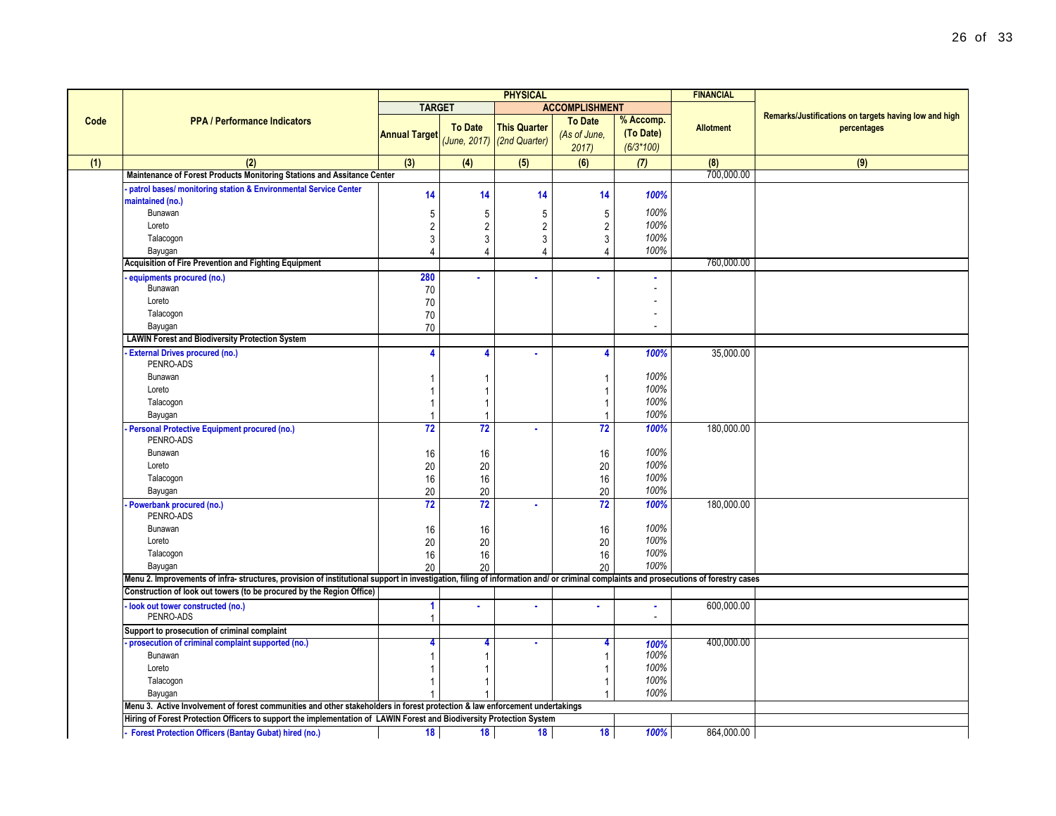| Code | PPA / Performance Indicators | PHYSICAL | | | | | FINANCIAL | Remarks/Justifications on targets having low and high percentages |
|---|---|---|---|---|---|---|---|---|
| | | TARGET | | ACCOMPLISHMENT | | | | |
| | | Annual Target | To Date *(June, 2017)* | This Quarter *(2nd Quarter)* | To Date *(As of June, 2017)* | % Accomp. (To Date) *(6/3*100)* | Allotment | |
| (1) | (2) | (3) | (4) | (5) | (6) | (7) | (8) | (9) |
| | **Maintenance of Forest Products Monitoring Stations and Assitance Center** | | | | | | 700,000.00 | |
| | **- patrol bases/ monitoring station & Environmental Service Center maintained (no.)** | **14** | **14** | **14** | **14** | ***100%*** | | |
| | Bunawan | 5 | 5 | 5 | 5 | *100%* | | |
| | Loreto | 2 | 2 | 2 | 2 | *100%* | | |
| | Talacogon | 3 | 3 | 3 | 3 | *100%* | | |
| | Bayugan | 4 | 4 | 4 | 4 | *100%* | | |
| | **Acquisition of Fire Prevention and Fighting Equipment** | | | | | | 760,000.00 | |
| | **- equipments procured (no.)** | **280** | **-** | **-** | **-** | **-** | | |
| | Bunawan | 70 | | | | - | | |
| | Loreto | 70 | | | | - | | |
| | Talacogon | 70 | | | | - | | |
| | Bayugan | 70 | | | | - | | |
| | **LAWIN Forest and Biodiversity Protection System** | | | | | | | |
| | **- External Drives procured (no.)** | **4** | **4** | **-** | **4** | ***100%*** | 35,000.00 | |
| | PENRO-ADS | | | | | | | |
| | Bunawan | 1 | 1 | | 1 | *100%* | | |
| | Loreto | 1 | 1 | | 1 | *100%* | | |
| | Talacogon | 1 | 1 | | 1 | *100%* | | |
| | Bayugan | 1 | 1 | | 1 | *100%* | | |
| | **- Personal Protective Equipment procured (no.)** | **72** | **72** | **-** | **72** | ***100%*** | 180,000.00 | |
| | PENRO-ADS | | | | | | | |
| | Bunawan | 16 | 16 | | 16 | *100%* | | |
| | Loreto | 20 | 20 | | 20 | *100%* | | |
| | Talacogon | 16 | 16 | | 16 | *100%* | | |
| | Bayugan | 20 | 20 | | 20 | *100%* | | |
| | **- Powerbank procured (no.)** | **72** | **72** | **-** | **72** | ***100%*** | 180,000.00 | |
| | PENRO-ADS | | | | | | | |
| | Bunawan | 16 | 16 | | 16 | *100%* | | |
| | Loreto | 20 | 20 | | 20 | *100%* | | |
| | Talacogon | 16 | 16 | | 16 | *100%* | | |
| | Bayugan | 20 | 20 | | 20 | *100%* | | |
| | **Menu 2. Improvements of infra- structures, provision of institutional support in investigation, filing of information and/ or criminal complaints and prosecutions of forestry cases** | | | | | | | |
| | **Construction of look out towers (to be procured by the Region Office)** | | | | | | | |
| | **- look out tower constructed (no.)** | **1** | **-** | **-** | **-** | **-** | 600,000.00 | |
| | PENRO-ADS | 1 | | | | - | | |
| | **Support to prosecution of criminal complaint** | | | | | | | |
| | **- prosecution of criminal complaint supported (no.)** | **4** | **4** | **-** | **4** | ***100%*** | 400,000.00 | |
| | Bunawan | 1 | 1 | | 1 | *100%* | | |
| | Loreto | 1 | 1 | | 1 | *100%* | | |
| | Talacogon | 1 | 1 | | 1 | *100%* | | |
| | Bayugan | 1 | 1 | | 1 | *100%* | | |
| | **Menu 3. Active Involvement of forest communities and other stakeholders in forest protection & law enforcement undertakings** | | | | | | | |
| | **Hiring of Forest Protection Officers to support the implementation of LAWIN Forest and Biodiversity Protection System** | | | | | | | |
| | **- Forest Protection Officers (Bantay Gubat) hired (no.)** | **18** | **18** | **18** | **18** | ***100%*** | 864,000.00 | |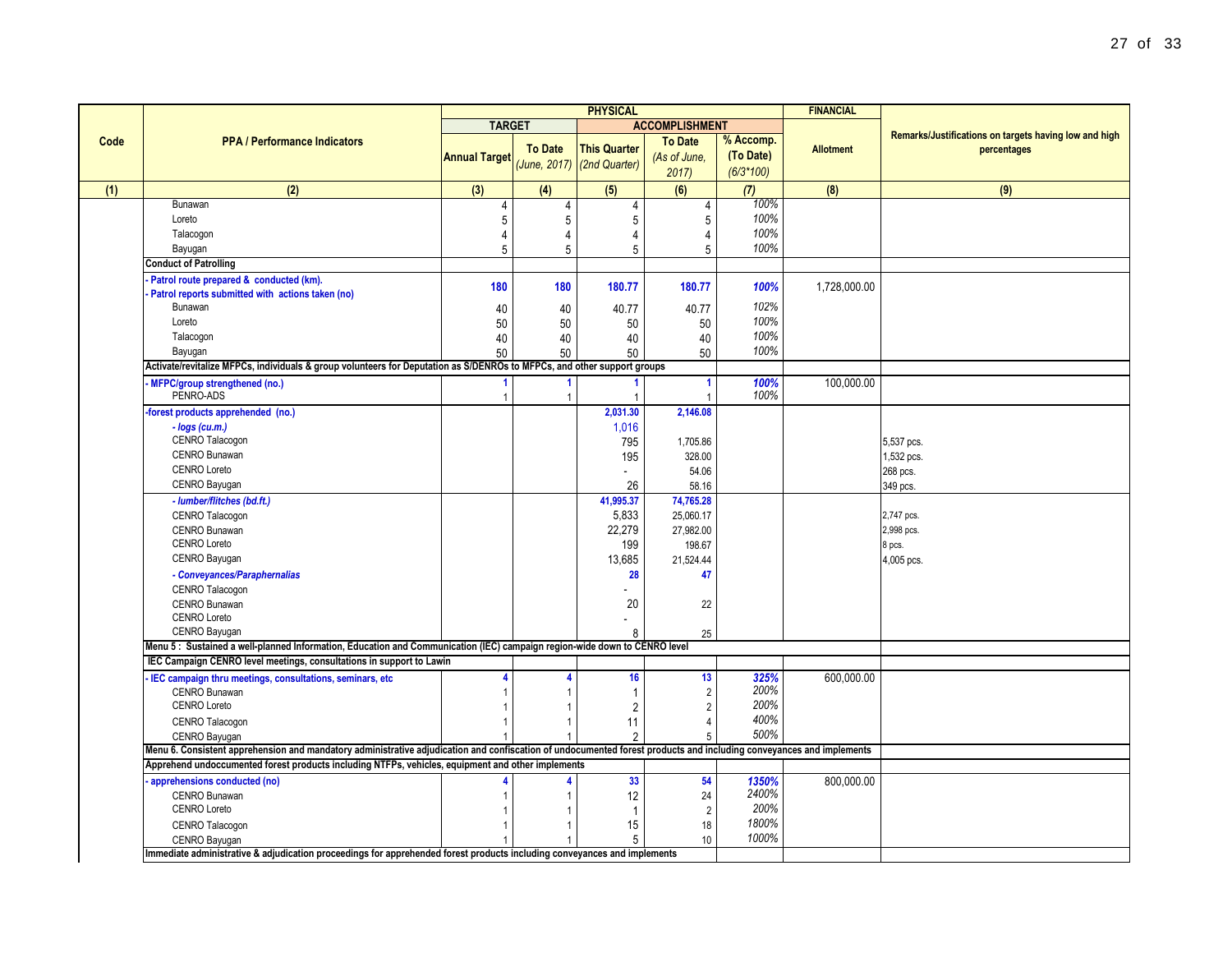| Code | PPA / Performance Indicators | PHYSICAL | | | | | FINANCIAL | Remarks/Justifications on targets having low and high percentages |
|---|---|---|---|---|---|---|---|---|
| | | TARGET | | ACCOMPLISHMENT | | | | |
| | | Annual Target | To Date *(June, 2017)* | This Quarter *(2nd Quarter)* | To Date *(As of June, 2017)* | % Accomp. (To Date) *(6/3\*100)* | Allotment | |
| (1) | (2) | (3) | (4) | (5) | (6) | (7) | (8) | (9) |
| | Bunawan | 4 | 4 | 4 | 4 | 100% | | |
| | Loreto | 5 | 5 | 5 | 5 | 100% | | |
| | Talacogon | 4 | 4 | 4 | 4 | 100% | | |
| | Bayugan | 5 | 5 | 5 | 5 | 100% | | |
| | **Conduct of Patrolling** | | | | | | | |
| | **- Patrol route prepared & conducted (km).** **- Patrol reports submitted with actions taken (no)** | **180** | **180** | **180.77** | **180.77** | ***100%*** | 1,728,000.00 | |
| | Bunawan | 40 | 40 | 40.77 | 40.77 | 102% | | |
| | Loreto | 50 | 50 | 50 | 50 | 100% | | |
| | Talacogon | 40 | 40 | 40 | 40 | 100% | | |
| | Bayugan | 50 | 50 | 50 | 50 | 100% | | |
| | **Activate/revitalize MFPCs, individuals & group volunteers for Deputation as S/DENROs to MFPCs, and other support groups** | | | | | | | |
| | **- MFPC/group strengthened (no.)** | **1** | **1** | **1** | **1** | ***100%*** | 100,000.00 | |
| | PENRO-ADS | 1 | 1 | 1 | 1 | 100% | | |
| | **-forest products apprehended (no.)** | | | **2,031.30** | **2,146.08** | | | |
| | ***- logs (cu.m.)*** | | | 1,016 | | | | |
| | CENRO Talacogon | | | 795 | 1,705.86 | | | 5,537 pcs. |
| | CENRO Bunawan | | | 195 | 328.00 | | | 1,532 pcs. |
| | CENRO Loreto | | | - | 54.06 | | | 268 pcs. |
| | CENRO Bayugan | | | 26 | 58.16 | | | 349 pcs. |
| | ***- lumber/flitches (bd.ft.)*** | | | **41,995.37** | **74,765.28** | | | |
| | CENRO Talacogon | | | 5,833 | 25,060.17 | | | 2,747 pcs. |
| | CENRO Bunawan | | | 22,279 | 27,982.00 | | | 2,998 pcs. |
| | CENRO Loreto | | | 199 | 198.67 | | | 8 pcs. |
| | CENRO Bayugan | | | 13,685 | 21,524.44 | | | 4,005 pcs. |
| | ***- Conveyances/Paraphernalias*** | | | **28** | **47** | | | |
| | CENRO Talacogon | | | - | | | | |
| | CENRO Bunawan | | | 20 | 22 | | | |
| | CENRO Loreto | | | - | | | | |
| | CENRO Bayugan | | | 8 | 25 | | | |
| | **Menu 5 : Sustained a well-planned Information, Education and Communication (IEC) campaign region-wide down to CENRO level** | | | | | | | |
| | **IEC Campaign CENRO level meetings, consultations in support to Lawin** | | | | | | | |
| | **- IEC campaign thru meetings, consultations, seminars, etc** | **4** | **4** | **16** | **13** | ***325%*** | 600,000.00 | |
| | CENRO Bunawan | 1 | 1 | 1 | 2 | 200% | | |
| | CENRO Loreto | 1 | 1 | 2 | 2 | 200% | | |
| | CENRO Talacogon | 1 | 1 | 11 | 4 | 400% | | |
| | CENRO Bayugan | 1 | 1 | 2 | 5 | 500% | | |
| | **Menu 6. Consistent apprehension and mandatory administrative adjudication and confiscation of undocumented forest products and including conveyances and implements** | | | | | | | |
| | **Apprehend undoccumented forest products including NTFPs, vehicles, equipment and other implements** | | | | | | | |
| | **- apprehensions conducted (no)** | **4** | **4** | **33** | **54** | ***1350%*** | 800,000.00 | |
| | CENRO Bunawan | 1 | 1 | 12 | 24 | 2400% | | |
| | CENRO Loreto | 1 | 1 | 1 | 2 | 200% | | |
| | CENRO Talacogon | 1 | 1 | 15 | 18 | 1800% | | |
| | CENRO Bayugan | 1 | 1 | 5 | 10 | 1000% | | |
| | **Immediate administrative & adjudication proceedings for apprehended forest products including conveyances and implements** | | | | | | | |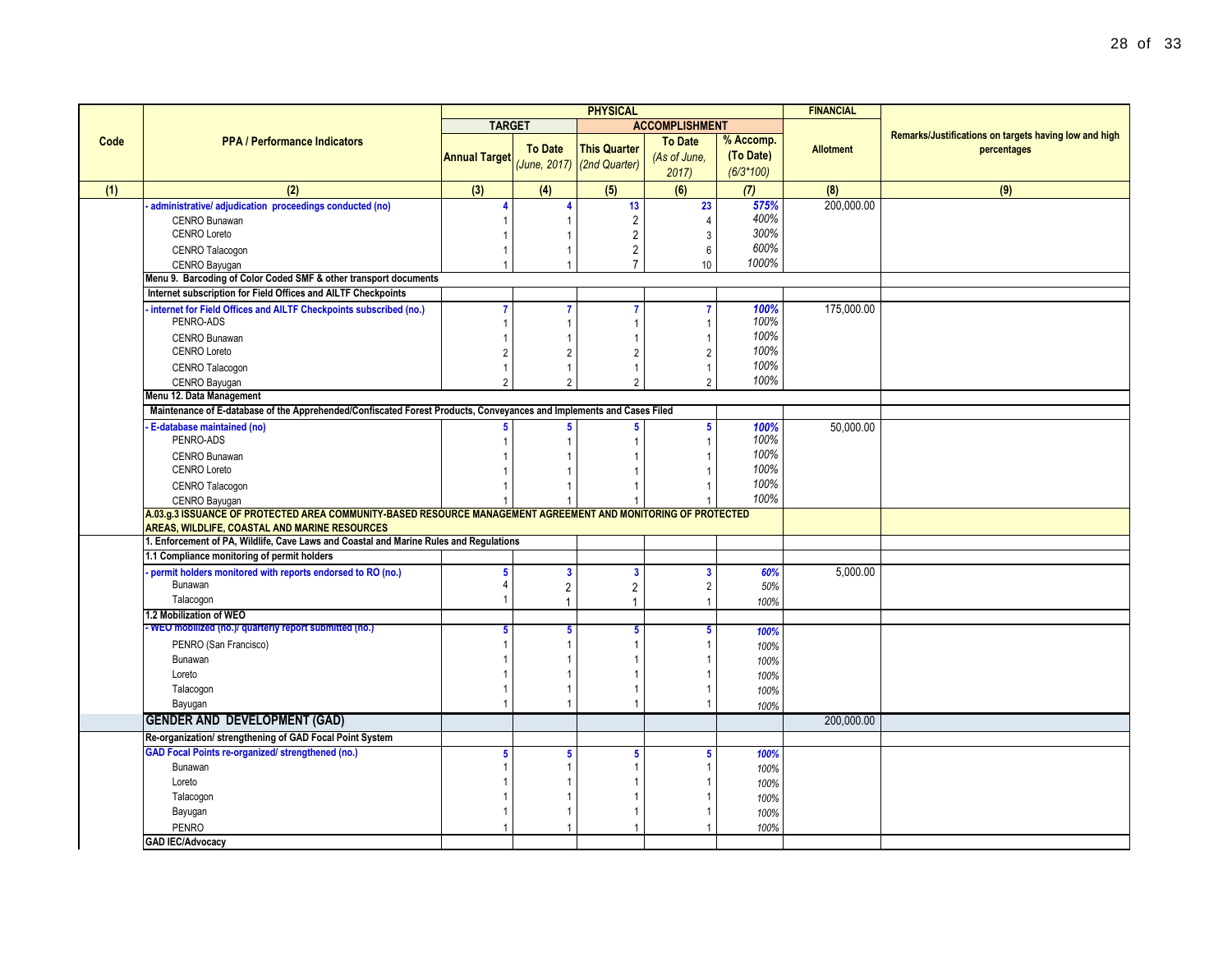| Code | PPA / Performance Indicators | PHYSICAL | | | | | FINANCIAL | Remarks/Justifications on targets having low and high percentages |
|---|---|---|---|---|---|---|---|---|
| | | TARGET | | ACCOMPLISHMENT | | | | |
| | | Annual Target | To Date *(June, 2017)* | This Quarter *(2nd Quarter)* | To Date *(As of June, 2017)* | % Accomp. (To Date) *(6/3\*100)* | Allotment | |
| (1) | (2) | (3) | (4) | (5) | (6) | *(7)* | (8) | (9) |
| | - administrative/ adjudication proceedings conducted (no) | 4 | 4 | 13 | 23 | *575%* | 200,000.00 | |
| | CENRO Bunawan | 1 | 1 | 2 | 4 | *400%* | | |
| | CENRO Loreto | 1 | 1 | 2 | 3 | *300%* | | |
| | CENRO Talacogon | 1 | 1 | 2 | 6 | *600%* | | |
| | CENRO Bayugan | 1 | 1 | 7 | 10 | *1000%* | | |
| | **Menu 9. Barcoding of Color Coded SMF & other transport documents** | | | | | | | |
| | **Internet subscription for Field Offices and AILTF Checkpoints** | | | | | | | |
| | - internet for Field Offices and AILTF Checkpoints subscribed (no.) | 7 | 7 | 7 | 7 | *100%* | 175,000.00 | |
| | PENRO-ADS | 1 | 1 | 1 | 1 | *100%* | | |
| | CENRO Bunawan | 1 | 1 | 1 | 1 | *100%* | | |
| | CENRO Loreto | 2 | 2 | 2 | 2 | *100%* | | |
| | CENRO Talacogon | 1 | 1 | 1 | 1 | *100%* | | |
| | CENRO Bayugan | 2 | 2 | 2 | 2 | *100%* | | |
| | **Menu 12. Data Management** | | | | | | | |
| | **Maintenance of E-database of the Apprehended/Confiscated Forest Products, Conveyances and Implements and Cases Filed** | | | | | | | |
| | - E-database maintained (no) | 5 | 5 | 5 | 5 | *100%* | 50,000.00 | |
| | PENRO-ADS | 1 | 1 | 1 | 1 | *100%* | | |
| | CENRO Bunawan | 1 | 1 | 1 | 1 | *100%* | | |
| | CENRO Loreto | 1 | 1 | 1 | 1 | *100%* | | |
| | CENRO Talacogon | 1 | 1 | 1 | 1 | *100%* | | |
| | CENRO Bayugan | 1 | 1 | 1 | 1 | *100%* | | |
| | **A.03.g.3 ISSUANCE OF PROTECTED AREA COMMUNITY-BASED RESOURCE MANAGEMENT AGREEMENT AND MONITORING OF PROTECTED AREAS, WILDLIFE, COASTAL AND MARINE RESOURCES** | | | | | | | |
| | **1. Enforcement of PA, Wildlife, Cave Laws and Coastal and Marine Rules and Regulations** | | | | | | | |
| | **1.1 Compliance monitoring of permit holders** | | | | | | | |
| | - permit holders monitored with reports endorsed to RO (no.) | 5 | 3 | 3 | 3 | *60%* | 5,000.00 | |
| | Bunawan | 4 | 2 | 2 | 2 | *50%* | | |
| | Talacogon | 1 | 1 | 1 | 1 | *100%* | | |
| | **1.2 Mobilization of WEO** | | | | | | | |
| | - WEO mobilized (no.)/ quarterly report submitted (no.) | 5 | 5 | 5 | 5 | *100%* | | |
| | PENRO (San Francisco) | 1 | 1 | 1 | 1 | *100%* | | |
| | Bunawan | 1 | 1 | 1 | 1 | *100%* | | |
| | Loreto | 1 | 1 | 1 | 1 | *100%* | | |
| | Talacogon | 1 | 1 | 1 | 1 | *100%* | | |
| | Bayugan | 1 | 1 | 1 | 1 | *100%* | | |
| | **GENDER AND DEVELOPMENT (GAD)** | | | | | | 200,000.00 | |
| | **Re-organization/ strengthening of GAD Focal Point System** | | | | | | | |
| | GAD Focal Points re-organized/ strengthened (no.) | 5 | 5 | 5 | 5 | *100%* | | |
| | Bunawan | 1 | 1 | 1 | 1 | *100%* | | |
| | Loreto | 1 | 1 | 1 | 1 | *100%* | | |
| | Talacogon | 1 | 1 | 1 | 1 | *100%* | | |
| | Bayugan | 1 | 1 | 1 | 1 | *100%* | | |
| | PENRO | 1 | 1 | 1 | 1 | *100%* | | |
| | **GAD IEC/Advocacy** | | | | | | | |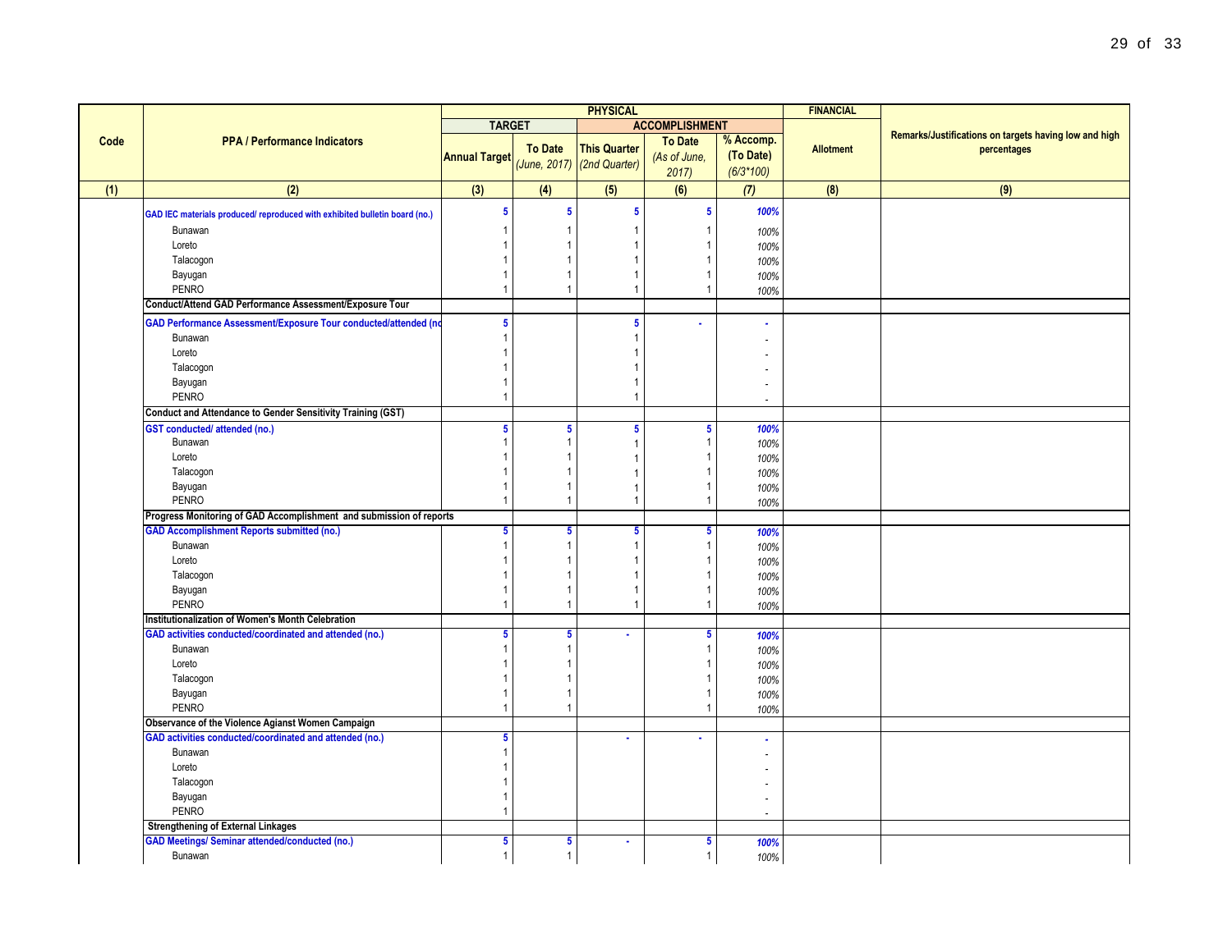| Code | PPA / Performance Indicators | PHYSICAL | | | | | FINANCIAL | Remarks/Justifications on targets having low and high percentages |
|---|---|---|---|---|---|---|---|---|
| | | TARGET | | ACCOMPLISHMENT | | | | |
| | | Annual Target | To Date *(June, 2017)* | This Quarter *(2nd Quarter)* | To Date *(As of June, 2017)* | % Accomp. (To Date) *(6/3*100)* | Allotment | |
| (1) | (2) | (3) | (4) | (5) | (6) | (7) | (8) | (9) |
| | GAD IEC materials produced/ reproduced with exhibited bulletin board (no.) | 5 | 5 | 5 | 5 | 100% | | |
| | Bunawan | 1 | 1 | 1 | 1 | 100% | | |
| | Loreto | 1 | 1 | 1 | 1 | 100% | | |
| | Talacogon | 1 | 1 | 1 | 1 | 100% | | |
| | Bayugan | 1 | 1 | 1 | 1 | 100% | | |
| | PENRO | 1 | 1 | 1 | 1 | 100% | | |
| | **Conduct/Attend GAD Performance Assessment/Exposure Tour** | | | | | | | |
| | GAD Performance Assessment/Exposure Tour conducted/attended (no | 5 | | 5 | - | - | | |
| | Bunawan | 1 | | 1 | | - | | |
| | Loreto | 1 | | 1 | | - | | |
| | Talacogon | 1 | | 1 | | - | | |
| | Bayugan | 1 | | 1 | | - | | |
| | PENRO | 1 | | 1 | | - | | |
| | **Conduct and Attendance to Gender Sensitivity Training (GST)** | | | | | | | |
| | GST conducted/ attended (no.) | 5 | 5 | 5 | 5 | 100% | | |
| | Bunawan | 1 | 1 | 1 | 1 | 100% | | |
| | Loreto | 1 | 1 | 1 | 1 | 100% | | |
| | Talacogon | 1 | 1 | 1 | 1 | 100% | | |
| | Bayugan | 1 | 1 | 1 | 1 | 100% | | |
| | PENRO | 1 | 1 | 1 | 1 | 100% | | |
| | **Progress Monitoring of GAD Accomplishment and submission of reports** | | | | | | | |
| | GAD Accomplishment Reports submitted (no.) | 5 | 5 | 5 | 5 | 100% | | |
| | Bunawan | 1 | 1 | 1 | 1 | 100% | | |
| | Loreto | 1 | 1 | 1 | 1 | 100% | | |
| | Talacogon | 1 | 1 | 1 | 1 | 100% | | |
| | Bayugan | 1 | 1 | 1 | 1 | 100% | | |
| | PENRO | 1 | 1 | 1 | 1 | 100% | | |
| | **Institutionalization of Women's Month Celebration** | | | | | | | |
| | GAD activities conducted/coordinated and attended (no.) | 5 | 5 | - | 5 | 100% | | |
| | Bunawan | 1 | 1 | | 1 | 100% | | |
| | Loreto | 1 | 1 | | 1 | 100% | | |
| | Talacogon | 1 | 1 | | 1 | 100% | | |
| | Bayugan | 1 | 1 | | 1 | 100% | | |
| | PENRO | 1 | 1 | | 1 | 100% | | |
| | **Observance of the Violence Agianst Women Campaign** | | | | | | | |
| | GAD activities conducted/coordinated and attended (no.) | 5 | | - | - | - | | |
| | Bunawan | 1 | | | | - | | |
| | Loreto | 1 | | | | - | | |
| | Talacogon | 1 | | | | - | | |
| | Bayugan | 1 | | | | - | | |
| | PENRO | 1 | | | | - | | |
| | **Strengthening of External Linkages** | | | | | | | |
| | GAD Meetings/ Seminar attended/conducted (no.) | 5 | 5 | - | 5 | 100% | | |
| | Bunawan | 1 | 1 | | 1 | 100% | | |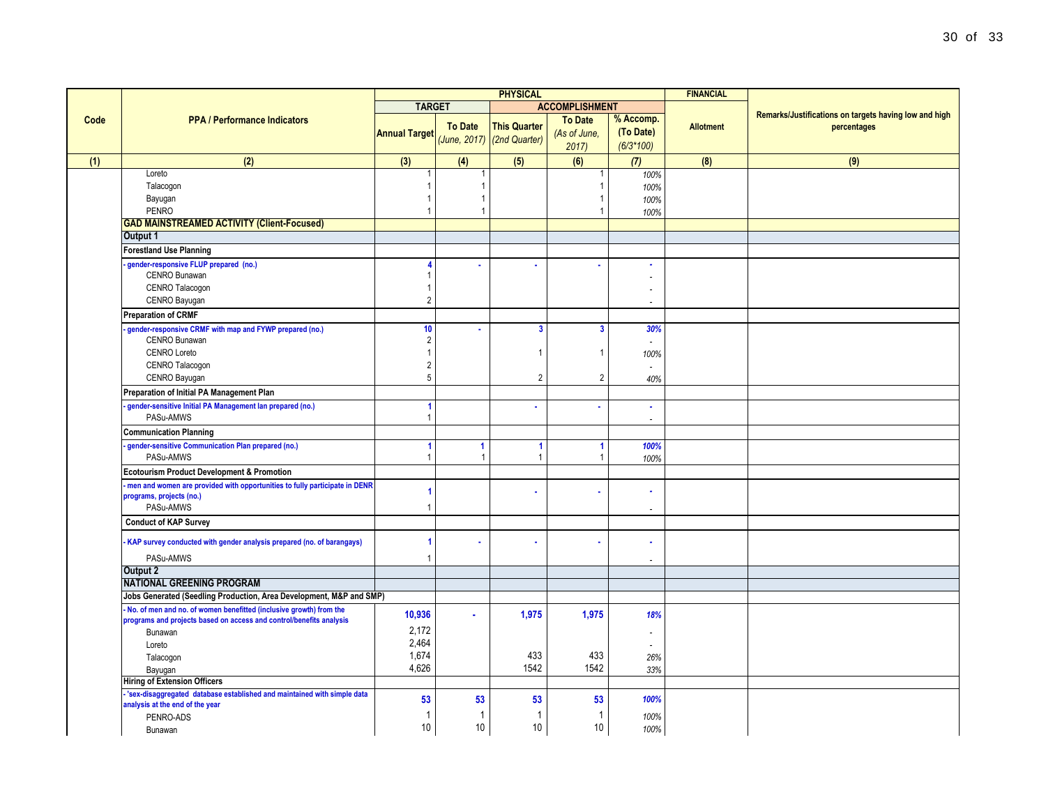| Code | PPA / Performance Indicators | PHYSICAL | | | | | FINANCIAL | Remarks/Justifications on targets having low and high percentages |
|---|---|---|---|---|---|---|---|---|
| | | TARGET | | ACCOMPLISHMENT | | | | |
| | | Annual Target | To Date *(June, 2017)* | This Quarter *(2nd Quarter)* | To Date *(As of June, 2017)* | % Accomp. (To Date) *(6/3\*100)* | Allotment | |
| (1) | (2) | (3) | (4) | (5) | (6) | (7) | (8) | (9) |
| | Loreto | 1 | 1 | | 1 | 100% | | |
| | Talacogon | 1 | 1 | | 1 | 100% | | |
| | Bayugan | 1 | 1 | | 1 | 100% | | |
| | PENRO | 1 | 1 | | 1 | 100% | | |
| | **GAD MAINSTREAMED ACTIVITY (Client-Focused)** | | | | | | | |
| | **Output 1** | | | | | | | |
| | **Forestland Use Planning** | | | | | | | |
| | - gender-responsive FLUP prepared (no.) | 4 | - | - | - | - | | |
| | CENRO Bunawan | 1 | | | | - | | |
| | CENRO Talacogon | 1 | | | | - | | |
| | CENRO Bayugan | 2 | | | | - | | |
| | **Preparation of CRMF** | | | | | | | |
| | - gender-responsive CRMF with map and FYWP prepared (no.) | 10 | - | 3 | 3 | 30% | | |
| | CENRO Bunawan | 2 | | | | - | | |
| | CENRO Loreto | 1 | | 1 | 1 | 100% | | |
| | CENRO Talacogon | 2 | | | | - | | |
| | CENRO Bayugan | 5 | | 2 | 2 | 40% | | |
| | **Preparation of Initial PA Management Plan** | | | | | | | |
| | - gender-sensitive Initial PA Management lan prepared (no.) | 1 | | - | - | - | | |
| | PASu-AMWS | 1 | | | | - | | |
| | **Communication Planning** | | | | | | | |
| | - gender-sensitive Communication Plan prepared (no.) | 1 | 1 | 1 | 1 | 100% | | |
| | PASu-AMWS | 1 | 1 | 1 | 1 | 100% | | |
| | **Ecotourism Product Development & Promotion** | | | | | | | |
| | - men and women are provided with opportunities to fully participate in DENR programs, projects (no.) | 1 | | - | - | - | | |
| | PASu-AMWS | 1 | | | | - | | |
| | **Conduct of KAP Survey** | | | | | | | |
| | - KAP survey conducted with gender analysis prepared (no. of barangays) | 1 | - | - | - | - | | |
| | PASu-AMWS | 1 | | | | - | | |
| | **Output 2** | | | | | | | |
| | **NATIONAL GREENING PROGRAM** | | | | | | | |
| | **Jobs Generated (Seedling Production, Area Development, M&P and SMP)** | | | | | | | |
| | - No. of men and no. of women benefitted (inclusive growth) from the programs and projects based on access and control/benefits analysis | 10,936 | - | 1,975 | 1,975 | 18% | | |
| | Bunawan | 2,172 | | | | - | | |
| | Loreto | 2,464 | | | | - | | |
| | Talacogon | 1,674 | | 433 | 433 | 26% | | |
| | Bayugan | 4,626 | | 1542 | 1542 | 33% | | |
| | **Hiring of Extension Officers** | | | | | | | |
| | - 'sex-disaggregated database established and maintained with simple data analysis at the end of the year | 53 | 53 | 53 | 53 | 100% | | |
| | PENRO-ADS | 1 | 1 | 1 | 1 | 100% | | |
| | Bunawan | 10 | 10 | 10 | 10 | 100% | | |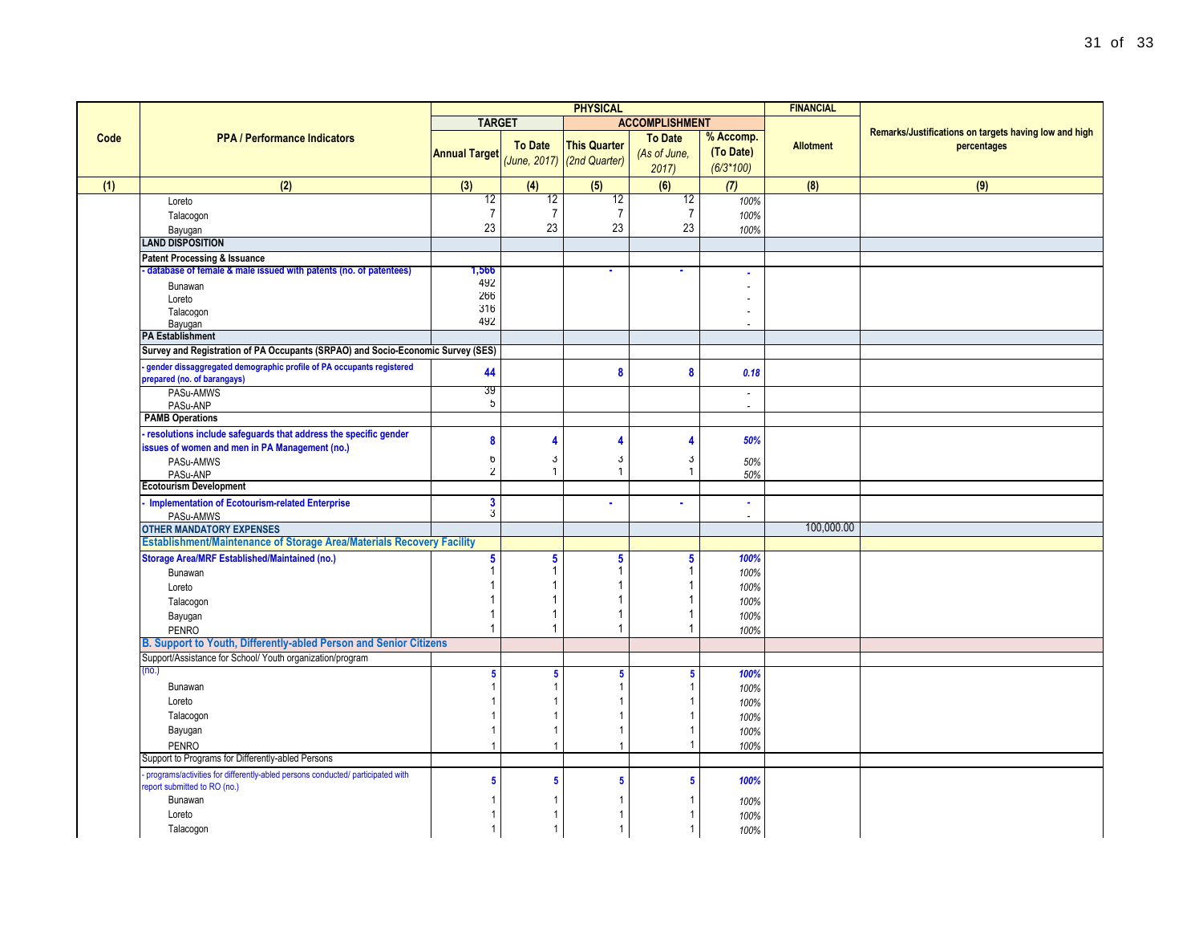| Code | PPA / Performance Indicators | PHYSICAL | | | | | FINANCIAL | Remarks/Justifications on targets having low and high percentages |
|---|---|---|---|---|---|---|---|---|
| | | TARGET | | ACCOMPLISHMENT | | | | |
| | | Annual Target | To Date *(June, 2017)* | This Quarter *(2nd Quarter)* | To Date *(As of June, 2017)* | % Accomp. (To Date) *(6/3*100)* | Allotment | |
| (1) | (2) | (3) | (4) | (5) | (6) | (7) | (8) | (9) |
| | Loreto | 12 | 12 | 12 | 12 | 100% | | |
| | Talacogon | 7 | 7 | 7 | 7 | 100% | | |
| | Bayugan | 23 | 23 | 23 | 23 | 100% | | |
| | **LAND DISPOSITION** | | | | | | | |
| | **Patent Processing & Issuance** | | | | | | | |
| | **- database of female & male issued with patents (no. of patentees)** | **1,566** | | - | - | - | | |
| | Bunawan | 492 | | | | - | | |
| | Loreto | 266 | | | | - | | |
| | Talacogon | 316 | | | | - | | |
| | Bayugan | 492 | | | | - | | |
| | **PA Establishment** | | | | | | | |
| | **Survey and Registration of PA Occupants (SRPAO) and Socio-Economic Survey (SES)** | | | | | | | |
| | **- gender dissaggregated demographic profile of PA occupants registered prepared (no. of barangays)** | **44** | | **8** | **8** | **0.18** | | |
| | PASu-AMWS | 39 | | | | - | | |
| | PASu-ANP | 5 | | | | - | | |
| | **PAMB Operations** | | | | | | | |
| | **- resolutions include safeguards that address the specific gender issues of women and men in PA Management (no.)** | **8** | **4** | **4** | **4** | **50%** | | |
| | PASu-AMWS | 6 | 3 | 3 | 3 | 50% | | |
| | PASu-ANP | 2 | 1 | 1 | 1 | 50% | | |
| | **Ecotourism Development** | | | | | | | |
| | **- Implementation of Ecotourism-related Enterprise** | **3** | | - | - | - | | |
| | PASu-AMWS | 3 | | | | - | | |
| | **OTHER MANDATORY EXPENSES** | | | | | | 100,000.00 | |
| | **Establishment/Maintenance of Storage Area/Materials Recovery Facility** | | | | | | | |
| | **Storage Area/MRF Established/Maintained (no.)** | **5** | **5** | **5** | **5** | **100%** | | |
| | Bunawan | 1 | 1 | 1 | 1 | 100% | | |
| | Loreto | 1 | 1 | 1 | 1 | 100% | | |
| | Talacogon | 1 | 1 | 1 | 1 | 100% | | |
| | Bayugan | 1 | 1 | 1 | 1 | 100% | | |
| | PENRO | 1 | 1 | 1 | 1 | 100% | | |
| | **B. Support to Youth, Differently-abled Person and Senior Citizens** | | | | | | | |
| | Support/Assistance for School/ Youth organization/program (no.) | **5** | **5** | **5** | **5** | **100%** | | |
| | Bunawan | 1 | 1 | 1 | 1 | 100% | | |
| | Loreto | 1 | 1 | 1 | 1 | 100% | | |
| | Talacogon | 1 | 1 | 1 | 1 | 100% | | |
| | Bayugan | 1 | 1 | 1 | 1 | 100% | | |
| | PENRO | 1 | 1 | 1 | 1 | 100% | | |
| | Support to Programs for Differently-abled Persons | | | | | | | |
| | - programs/activities for differently-abled persons conducted/ participated with report submitted to RO (no.) | **5** | **5** | **5** | **5** | **100%** | | |
| | Bunawan | 1 | 1 | 1 | 1 | 100% | | |
| | Loreto | 1 | 1 | 1 | 1 | 100% | | |
| | Talacogon | 1 | 1 | 1 | 1 | 100% | | |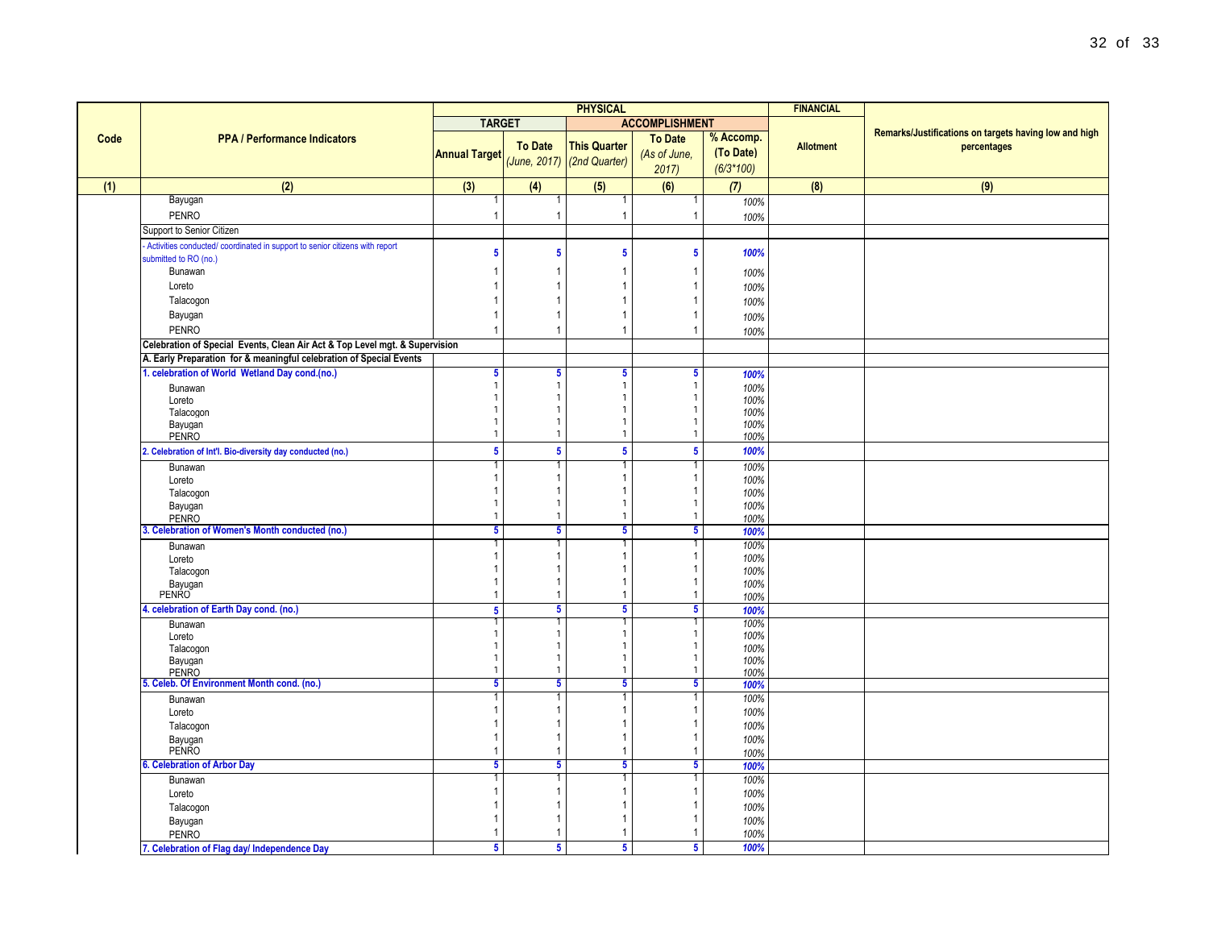| Code | PPA / Performance Indicators | PHYSICAL | | | | | FINANCIAL | Remarks/Justifications on targets having low and high percentages |
|---|---|---|---|---|---|---|---|---|
| | | TARGET | | ACCOMPLISHMENT | | | | |
| | | Annual Target | To Date *(June, 2017)* | This Quarter *(2nd Quarter)* | To Date *(As of June, 2017)* | % Accomp. (To Date) *(6/3\*100)* | Allotment | |
| (1) | (2) | (3) | (4) | (5) | (6) | (7) | (8) | (9) |
| | Bayugan | 1 | 1 | 1 | 1 | 100% | | |
| | PENRO | 1 | 1 | 1 | 1 | 100% | | |
| | Support to Senior Citizen | | | | | | | |
| | - Activities conducted/ coordinated in support to senior citizens with report submitted to RO (no.) | 5 | 5 | 5 | 5 | 100% | | |
| | Bunawan | 1 | 1 | 1 | 1 | 100% | | |
| | Loreto | 1 | 1 | 1 | 1 | 100% | | |
| | Talacogon | 1 | 1 | 1 | 1 | 100% | | |
| | Bayugan | 1 | 1 | 1 | 1 | 100% | | |
| | PENRO | 1 | 1 | 1 | 1 | 100% | | |
| | **Celebration of Special Events, Clean Air Act & Top Level mgt. & Supervision** | | | | | | | |
| | **A. Early Preparation for & meaningful celebration of Special Events** | | | | | | | |
| | **1. celebration of World Wetland Day cond.(no.)** | 5 | 5 | 5 | 5 | 100% | | |
| | Bunawan | 1 | 1 | 1 | 1 | 100% | | |
| | Loreto | 1 | 1 | 1 | 1 | 100% | | |
| | Talacogon | 1 | 1 | 1 | 1 | 100% | | |
| | Bayugan | 1 | 1 | 1 | 1 | 100% | | |
| | PENRO | 1 | 1 | 1 | 1 | 100% | | |
| | **2. Celebration of Int'l. Bio-diversity day conducted (no.)** | 5 | 5 | 5 | 5 | 100% | | |
| | Bunawan | 1 | 1 | 1 | 1 | 100% | | |
| | Loreto | 1 | 1 | 1 | 1 | 100% | | |
| | Talacogon | 1 | 1 | 1 | 1 | 100% | | |
| | Bayugan | 1 | 1 | 1 | 1 | 100% | | |
| | PENRO | 1 | 1 | 1 | 1 | 100% | | |
| | **3. Celebration of Women's Month conducted (no.)** | 5 | 5 | 5 | 5 | 100% | | |
| | Bunawan | 1 | 1 | 1 | 1 | 100% | | |
| | Loreto | 1 | 1 | 1 | 1 | 100% | | |
| | Talacogon | 1 | 1 | 1 | 1 | 100% | | |
| | Bayugan | 1 | 1 | 1 | 1 | 100% | | |
| | PENRO | 1 | 1 | 1 | 1 | 100% | | |
| | **4. celebration of Earth Day cond. (no.)** | 5 | 5 | 5 | 5 | 100% | | |
| | Bunawan | 1 | 1 | 1 | 1 | 100% | | |
| | Loreto | 1 | 1 | 1 | 1 | 100% | | |
| | Talacogon | 1 | 1 | 1 | 1 | 100% | | |
| | Bayugan | 1 | 1 | 1 | 1 | 100% | | |
| | PENRO | 1 | 1 | 1 | 1 | 100% | | |
| | **5. Celeb. Of Environment Month cond. (no.)** | 5 | 5 | 5 | 5 | 100% | | |
| | Bunawan | 1 | 1 | 1 | 1 | 100% | | |
| | Loreto | 1 | 1 | 1 | 1 | 100% | | |
| | Talacogon | 1 | 1 | 1 | 1 | 100% | | |
| | Bayugan | 1 | 1 | 1 | 1 | 100% | | |
| | PENRO | 1 | 1 | 1 | 1 | 100% | | |
| | **6. Celebration of Arbor Day** | 5 | 5 | 5 | 5 | 100% | | |
| | Bunawan | 1 | 1 | 1 | 1 | 100% | | |
| | Loreto | 1 | 1 | 1 | 1 | 100% | | |
| | Talacogon | 1 | 1 | 1 | 1 | 100% | | |
| | Bayugan | 1 | 1 | 1 | 1 | 100% | | |
| | PENRO | 1 | 1 | 1 | 1 | 100% | | |
| | **7. Celebration of Flag day/ Independence Day** | 5 | 5 | 5 | 5 | 100% | | |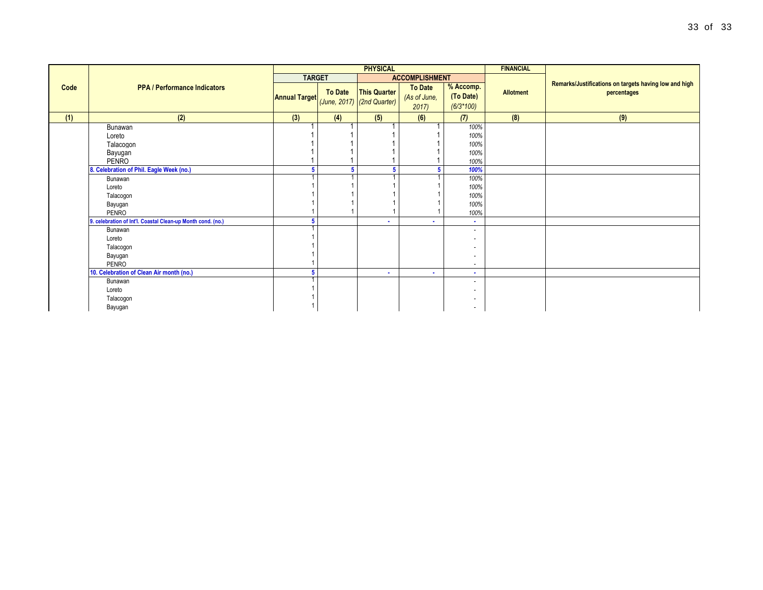| Code | PPA / Performance Indicators | PHYSICAL | | | | | FINANCIAL | Remarks/Justifications on targets having low and high percentages |
|---|---|---|---|---|---|---|---|---|
| | | TARGET | | ACCOMPLISHMENT | | | | |
| | | Annual Target | To Date *(June, 2017)* | This Quarter *(2nd Quarter)* | To Date *(As of June, 2017)* | % Accomp. (To Date) *(6/3\*100)* | Allotment | |
| (1) | (2) | (3) | (4) | (5) | (6) | *(7)* | (8) | (9) |
| | Bunawan | 1 | 1 | 1 | 1 | *100%* | | |
| | Loreto | 1 | 1 | 1 | 1 | *100%* | | |
| | Talacogon | 1 | 1 | 1 | 1 | *100%* | | |
| | Bayugan | 1 | 1 | 1 | 1 | *100%* | | |
| | PENRO | 1 | 1 | 1 | 1 | *100%* | | |
| | **8. Celebration of Phil. Eagle Week (no.)** | **5** | **5** | **5** | **5** | ***100%*** | | |
| | Bunawan | 1 | 1 | 1 | 1 | *100%* | | |
| | Loreto | 1 | 1 | 1 | 1 | *100%* | | |
| | Talacogon | 1 | 1 | 1 | 1 | *100%* | | |
| | Bayugan | 1 | 1 | 1 | 1 | *100%* | | |
| | PENRO | 1 | 1 | 1 | 1 | *100%* | | |
| | **9. celebration of Int'l. Coastal Clean-up Month cond. (no.)** | **5** | | - | - | - | | |
| | Bunawan | 1 | | | | - | | |
| | Loreto | 1 | | | | - | | |
| | Talacogon | 1 | | | | - | | |
| | Bayugan | 1 | | | | - | | |
| | PENRO | 1 | | | | - | | |
| | **10. Celebration of Clean Air month (no.)** | **5** | | - | - | - | | |
| | Bunawan | 1 | | | | - | | |
| | Loreto | 1 | | | | - | | |
| | Talacogon | 1 | | | | - | | |
| | Bayugan | 1 | | | | - | | |